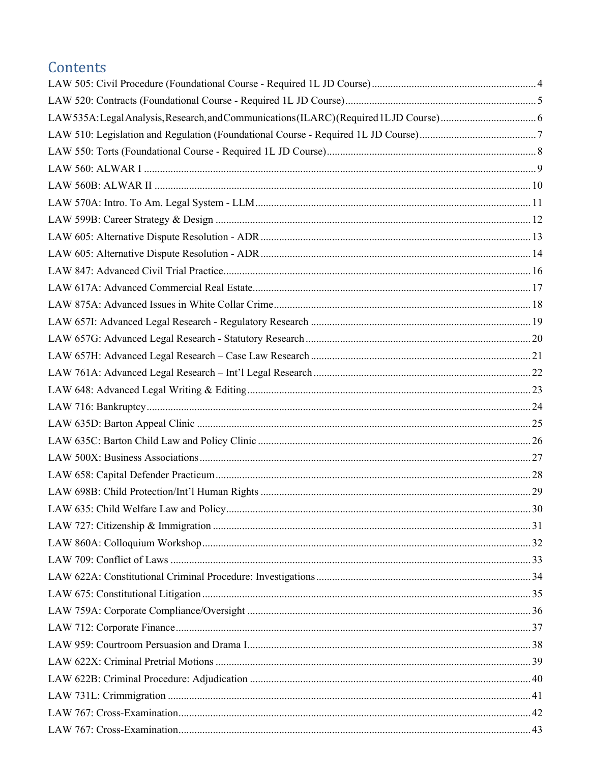# Contents

LAW 505: Civil Procedure (Foundational Course - Required 1L JD Course) .......... 4
LAW 520: Contracts (Foundational Course - Required 1L JD Course) .......... 5
LAW535A: Legal Analysis, Research, and Communications (ILARC) (Required 1L JD Course) .......... 6
LAW 510: Legislation and Regulation (Foundational Course - Required 1L JD Course) .......... 7
LAW 550: Torts (Foundational Course - Required 1L JD Course) .......... 8
LAW 560: ALWAR I .......... 9
LAW 560B: ALWAR II .......... 10
LAW 570A: Intro. To Am. Legal System - LLM .......... 11
LAW 599B: Career Strategy & Design .......... 12
LAW 605: Alternative Dispute Resolution - ADR .......... 13
LAW 605: Alternative Dispute Resolution - ADR .......... 14
LAW 847: Advanced Civil Trial Practice .......... 16
LAW 617A: Advanced Commercial Real Estate .......... 17
LAW 875A: Advanced Issues in White Collar Crime .......... 18
LAW 657I: Advanced Legal Research - Regulatory Research .......... 19
LAW 657G: Advanced Legal Research - Statutory Research .......... 20
LAW 657H: Advanced Legal Research – Case Law Research .......... 21
LAW 761A: Advanced Legal Research – Int'l Legal Research .......... 22
LAW 648: Advanced Legal Writing & Editing .......... 23
LAW 716: Bankruptcy .......... 24
LAW 635D: Barton Appeal Clinic .......... 25
LAW 635C: Barton Child Law and Policy Clinic .......... 26
LAW 500X: Business Associations .......... 27
LAW 658: Capital Defender Practicum .......... 28
LAW 698B: Child Protection/Int'l Human Rights .......... 29
LAW 635: Child Welfare Law and Policy .......... 30
LAW 727: Citizenship & Immigration .......... 31
LAW 860A: Colloquium Workshop .......... 32
LAW 709: Conflict of Laws .......... 33
LAW 622A: Constitutional Criminal Procedure: Investigations .......... 34
LAW 675: Constitutional Litigation .......... 35
LAW 759A: Corporate Compliance/Oversight .......... 36
LAW 712: Corporate Finance .......... 37
LAW 959: Courtroom Persuasion and Drama I .......... 38
LAW 622X: Criminal Pretrial Motions .......... 39
LAW 622B: Criminal Procedure: Adjudication .......... 40
LAW 731L: Crimmigration .......... 41
LAW 767: Cross-Examination .......... 42
LAW 767: Cross-Examination .......... 43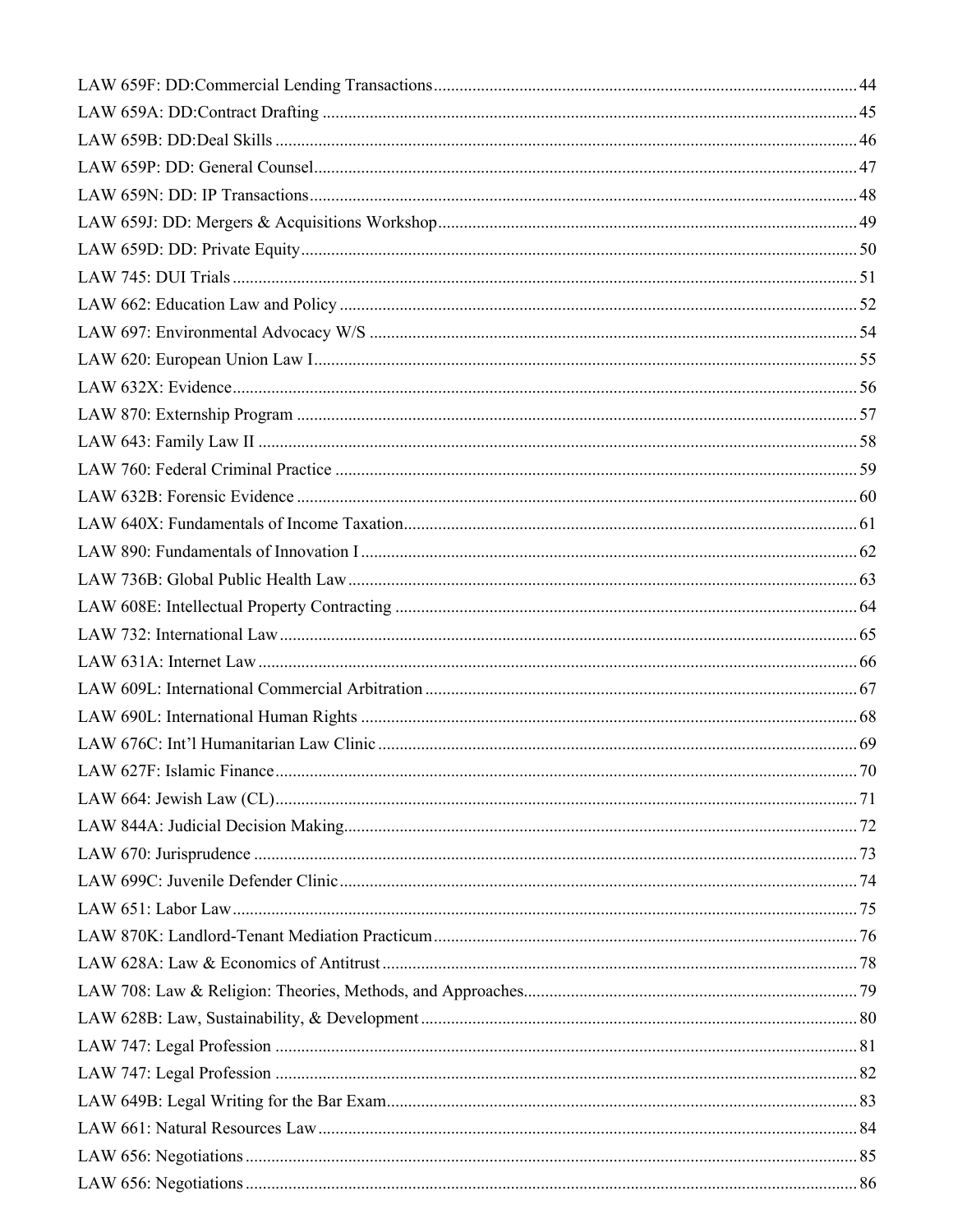LAW 659F: DD:Commercial Lending Transactions ........ 44
LAW 659A: DD:Contract Drafting ........ 45
LAW 659B: DD:Deal Skills ........ 46
LAW 659P: DD: General Counsel ........ 47
LAW 659N: DD: IP Transactions ........ 48
LAW 659J: DD: Mergers & Acquisitions Workshop ........ 49
LAW 659D: DD: Private Equity ........ 50
LAW 745: DUI Trials ........ 51
LAW 662: Education Law and Policy ........ 52
LAW 697: Environmental Advocacy W/S ........ 54
LAW 620: European Union Law I ........ 55
LAW 632X: Evidence ........ 56
LAW 870: Externship Program ........ 57
LAW 643: Family Law II ........ 58
LAW 760: Federal Criminal Practice ........ 59
LAW 632B: Forensic Evidence ........ 60
LAW 640X: Fundamentals of Income Taxation ........ 61
LAW 890: Fundamentals of Innovation I ........ 62
LAW 736B: Global Public Health Law ........ 63
LAW 608E: Intellectual Property Contracting ........ 64
LAW 732: International Law ........ 65
LAW 631A: Internet Law ........ 66
LAW 609L: International Commercial Arbitration ........ 67
LAW 690L: International Human Rights ........ 68
LAW 676C: Int'l Humanitarian Law Clinic ........ 69
LAW 627F: Islamic Finance ........ 70
LAW 664: Jewish Law (CL) ........ 71
LAW 844A: Judicial Decision Making ........ 72
LAW 670: Jurisprudence ........ 73
LAW 699C: Juvenile Defender Clinic ........ 74
LAW 651: Labor Law ........ 75
LAW 870K: Landlord-Tenant Mediation Practicum ........ 76
LAW 628A: Law & Economics of Antitrust ........ 78
LAW 708: Law & Religion: Theories, Methods, and Approaches ........ 79
LAW 628B: Law, Sustainability, & Development ........ 80
LAW 747: Legal Profession ........ 81
LAW 747: Legal Profession ........ 82
LAW 649B: Legal Writing for the Bar Exam ........ 83
LAW 661: Natural Resources Law ........ 84
LAW 656: Negotiations ........ 85
LAW 656: Negotiations ........ 86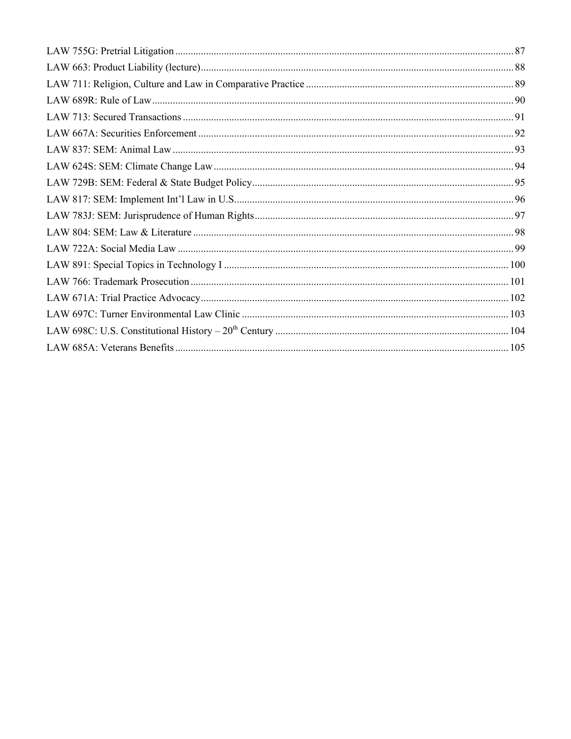LAW 755G: Pretrial Litigation .................................................................................................................................... 87
LAW 663: Product Liability (lecture)........................................................................................................................... 88
LAW 711: Religion, Culture and Law in Comparative Practice ................................................................................... 89
LAW 689R: Rule of Law............................................................................................................................................. 90
LAW 713: Secured Transactions ................................................................................................................................ 91
LAW 667A: Securities Enforcement ........................................................................................................................... 92
LAW 837: SEM: Animal Law ...................................................................................................................................... 93
LAW 624S: SEM: Climate Change Law ...................................................................................................................... 94
LAW 729B: SEM: Federal & State Budget Policy....................................................................................................... 95
LAW 817: SEM: Implement Int'l Law in U.S.............................................................................................................. 96
LAW 783J: SEM: Jurisprudence of Human Rights...................................................................................................... 97
LAW 804: SEM: Law & Literature .............................................................................................................................. 98
LAW 722A: Social Media Law .................................................................................................................................... 99
LAW 891: Special Topics in Technology I ................................................................................................................. 100
LAW 766: Trademark Prosecution ............................................................................................................................ 101
LAW 671A: Trial Practice Advocacy......................................................................................................................... 102
LAW 697C: Turner Environmental Law Clinic .......................................................................................................... 103
LAW 698C: U.S. Constitutional History – 20th Century ............................................................................................. 104
LAW 685A: Veterans Benefits ................................................................................................................................... 105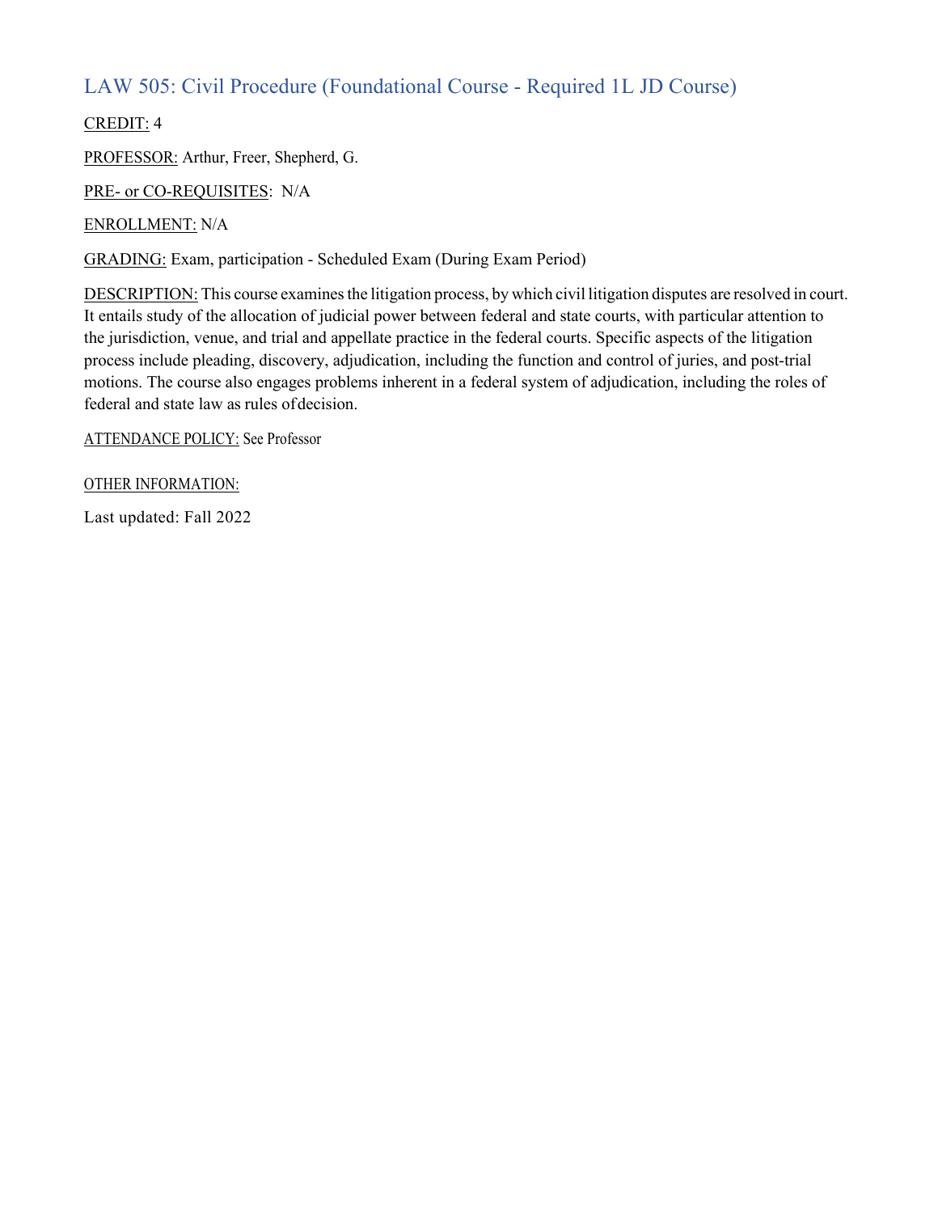## LAW 505: Civil Procedure (Foundational Course - Required 1L JD Course)

CREDIT: 4

PROFESSOR: Arthur, Freer, Shepherd, G.

PRE- or CO-REQUISITES: N/A

ENROLLMENT: N/A

GRADING: Exam, participation - Scheduled Exam (During Exam Period)

DESCRIPTION: This course examines the litigation process, by which civil litigation disputes are resolved in court. It entails study of the allocation of judicial power between federal and state courts, with particular attention to the jurisdiction, venue, and trial and appellate practice in the federal courts. Specific aspects of the litigation process include pleading, discovery, adjudication, including the function and control of juries, and post-trial motions. The course also engages problems inherent in a federal system of adjudication, including the roles of federal and state law as rules of decision.

ATTENDANCE POLICY: See Professor

OTHER INFORMATION:

Last updated: Fall 2022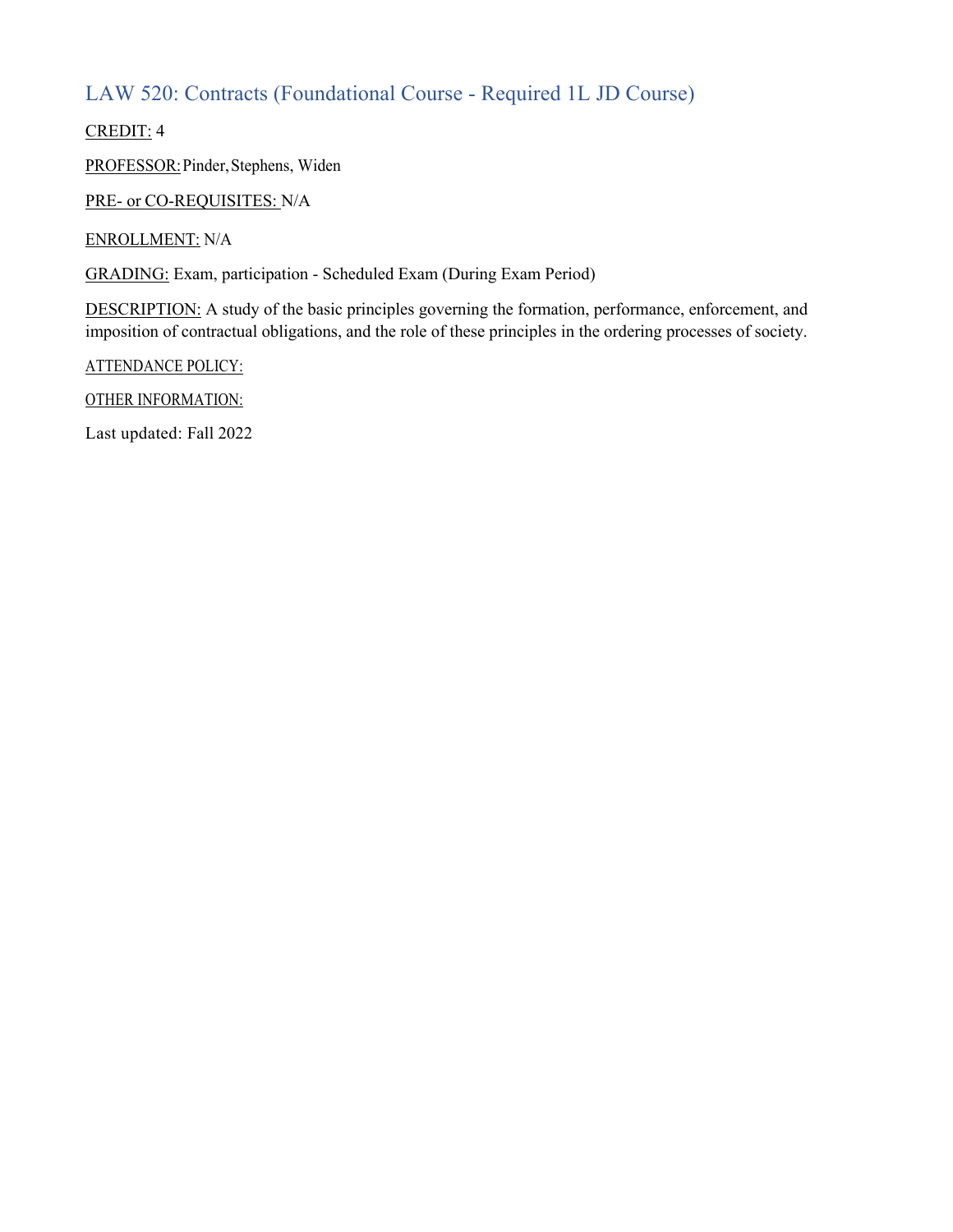## LAW 520: Contracts (Foundational Course - Required 1L JD Course)

CREDIT: 4

PROFESSOR: Pinder, Stephens, Widen

PRE- or CO-REQUISITES: N/A

ENROLLMENT: N/A

GRADING: Exam, participation - Scheduled Exam (During Exam Period)

DESCRIPTION: A study of the basic principles governing the formation, performance, enforcement, and imposition of contractual obligations, and the role of these principles in the ordering processes of society.

ATTENDANCE POLICY:

OTHER INFORMATION:

Last updated: Fall 2022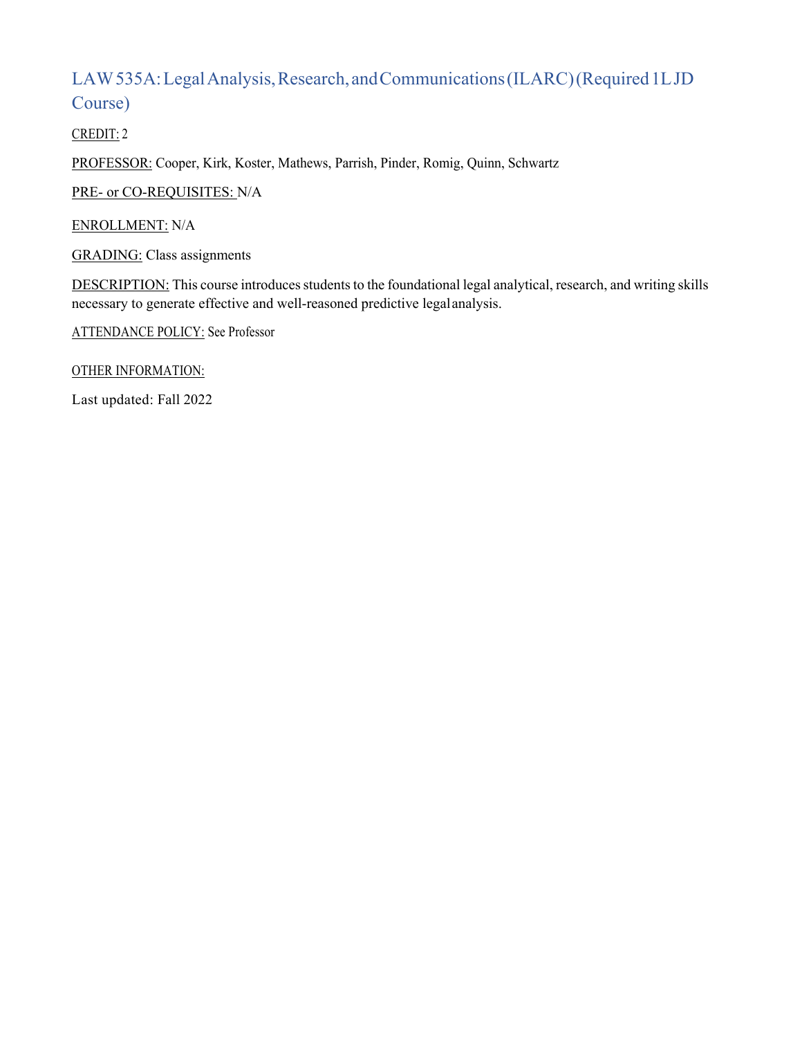## LAW 535A: Legal Analysis, Research, and Communications (ILARC) (Required 1L JD Course)

CREDIT: 2

PROFESSOR: Cooper, Kirk, Koster, Mathews, Parrish, Pinder, Romig, Quinn, Schwartz

PRE- or CO-REQUISITES: N/A

ENROLLMENT: N/A

GRADING: Class assignments

DESCRIPTION: This course introduces students to the foundational legal analytical, research, and writing skills necessary to generate effective and well-reasoned predictive legal analysis.

ATTENDANCE POLICY: See Professor

OTHER INFORMATION:

Last updated: Fall 2022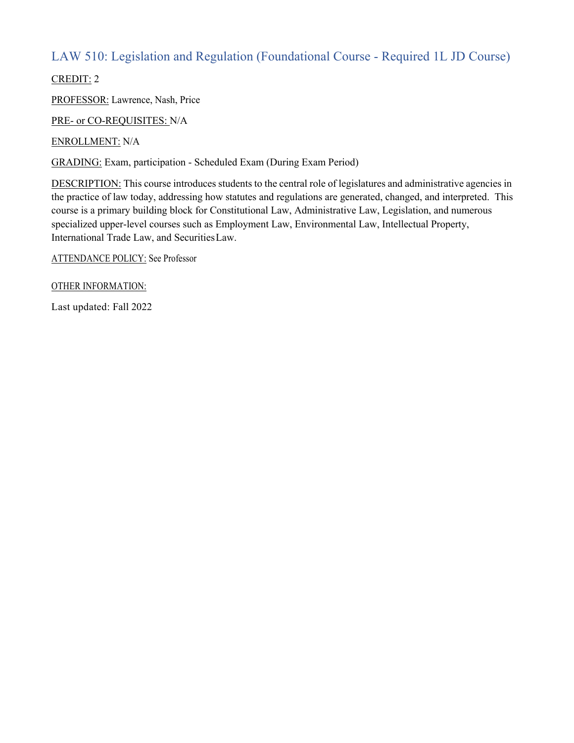## LAW 510: Legislation and Regulation (Foundational Course - Required 1L JD Course)

CREDIT: 2

PROFESSOR: Lawrence, Nash, Price

PRE- or CO-REQUISITES: N/A

ENROLLMENT: N/A

GRADING: Exam, participation - Scheduled Exam (During Exam Period)

DESCRIPTION: This course introduces students to the central role of legislatures and administrative agencies in the practice of law today, addressing how statutes and regulations are generated, changed, and interpreted. This course is a primary building block for Constitutional Law, Administrative Law, Legislation, and numerous specialized upper-level courses such as Employment Law, Environmental Law, Intellectual Property, International Trade Law, and Securities Law.

ATTENDANCE POLICY: See Professor

OTHER INFORMATION:

Last updated: Fall 2022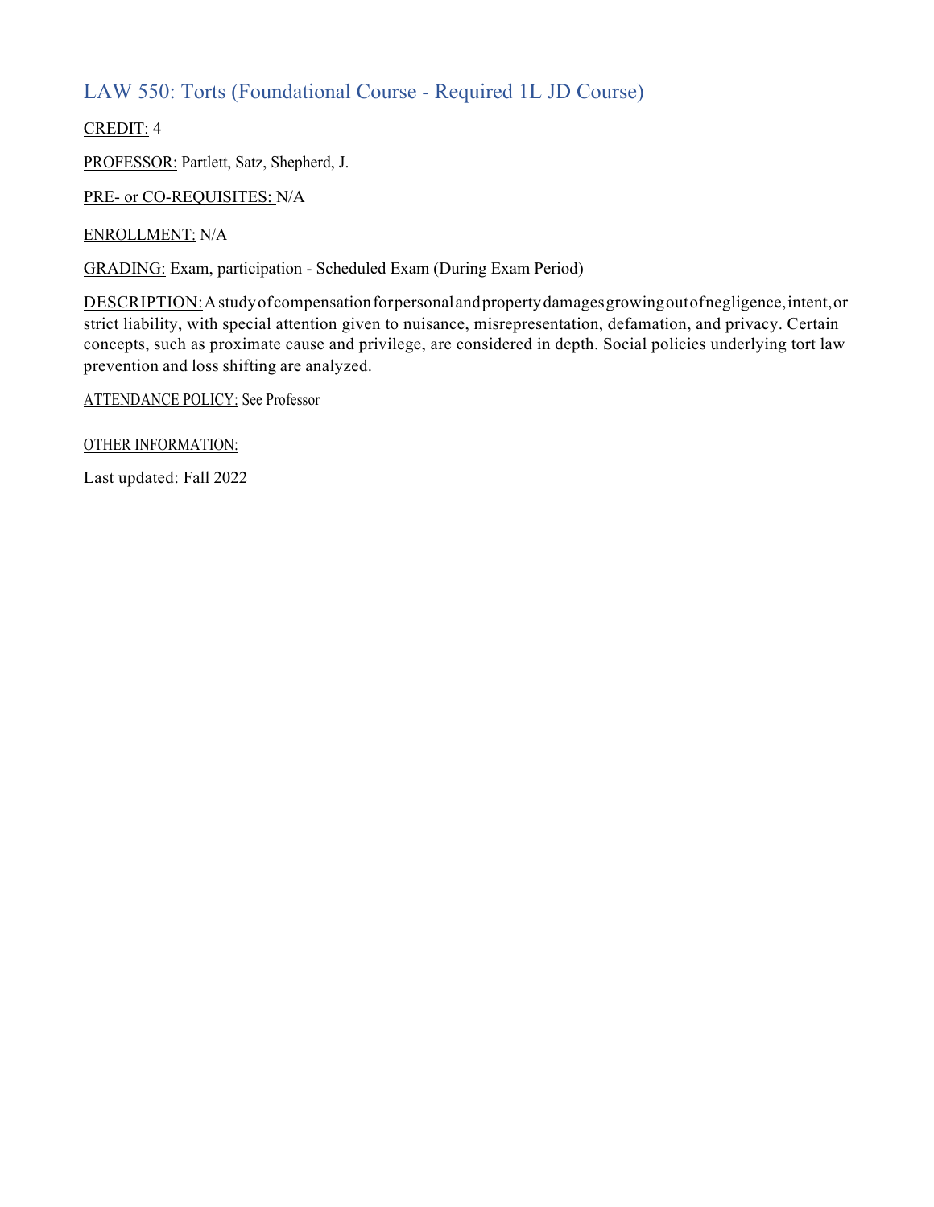## LAW 550: Torts (Foundational Course - Required 1L JD Course)

CREDIT: 4

PROFESSOR: Partlett, Satz, Shepherd, J.

PRE- or CO-REQUISITES: N/A

ENROLLMENT: N/A

GRADING: Exam, participation - Scheduled Exam (During Exam Period)

DESCRIPTION: A study of compensation for personal and property damages growing out of negligence, intent, or strict liability, with special attention given to nuisance, misrepresentation, defamation, and privacy. Certain concepts, such as proximate cause and privilege, are considered in depth. Social policies underlying tort law prevention and loss shifting are analyzed.

ATTENDANCE POLICY: See Professor

OTHER INFORMATION:

Last updated: Fall 2022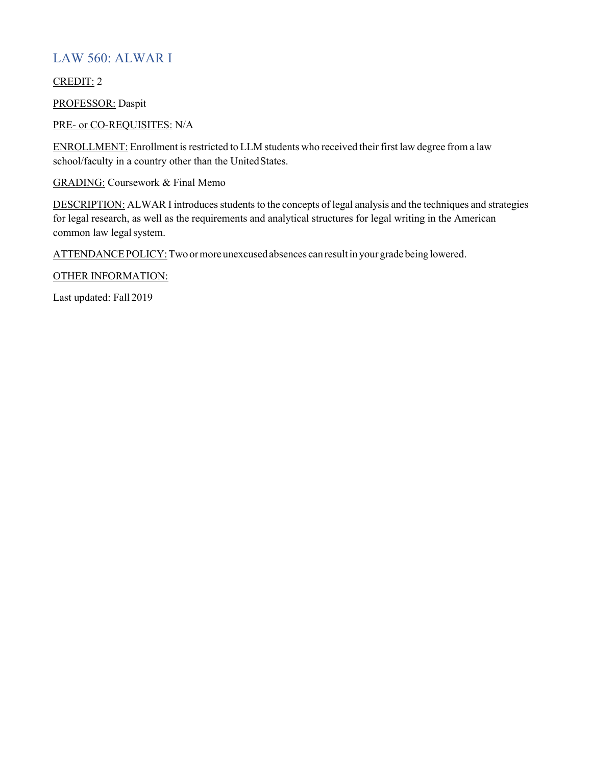## LAW 560: ALWAR I

CREDIT: 2

PROFESSOR: Daspit

PRE- or CO-REQUISITES: N/A

ENROLLMENT: Enrollment is restricted to LLM students who received their first law degree from a law school/faculty in a country other than the United States.

GRADING: Coursework & Final Memo

DESCRIPTION: ALWAR I introduces students to the concepts of legal analysis and the techniques and strategies for legal research, as well as the requirements and analytical structures for legal writing in the American common law legal system.

ATTENDANCE POLICY: Two or more unexcused absences can result in your grade being lowered.

OTHER INFORMATION:

Last updated: Fall 2019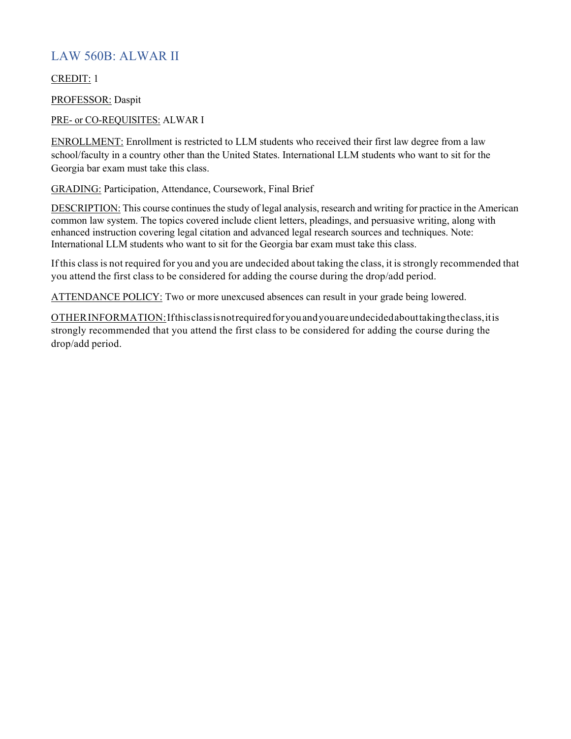## LAW 560B: ALWAR II

CREDIT: 1

PROFESSOR: Daspit

PRE- or CO-REQUISITES: ALWAR I

ENROLLMENT: Enrollment is restricted to LLM students who received their first law degree from a law school/faculty in a country other than the United States. International LLM students who want to sit for the Georgia bar exam must take this class.

GRADING: Participation, Attendance, Coursework, Final Brief

DESCRIPTION: This course continues the study of legal analysis, research and writing for practice in the American common law system. The topics covered include client letters, pleadings, and persuasive writing, along with enhanced instruction covering legal citation and advanced legal research sources and techniques. Note: International LLM students who want to sit for the Georgia bar exam must take this class.

If this class is not required for you and you are undecided about taking the class, it is strongly recommended that you attend the first class to be considered for adding the course during the drop/add period.

ATTENDANCE POLICY: Two or more unexcused absences can result in your grade being lowered.

OTHER INFORMATION: If this class is not required for you and you are undecided about taking the class, it is strongly recommended that you attend the first class to be considered for adding the course during the drop/add period.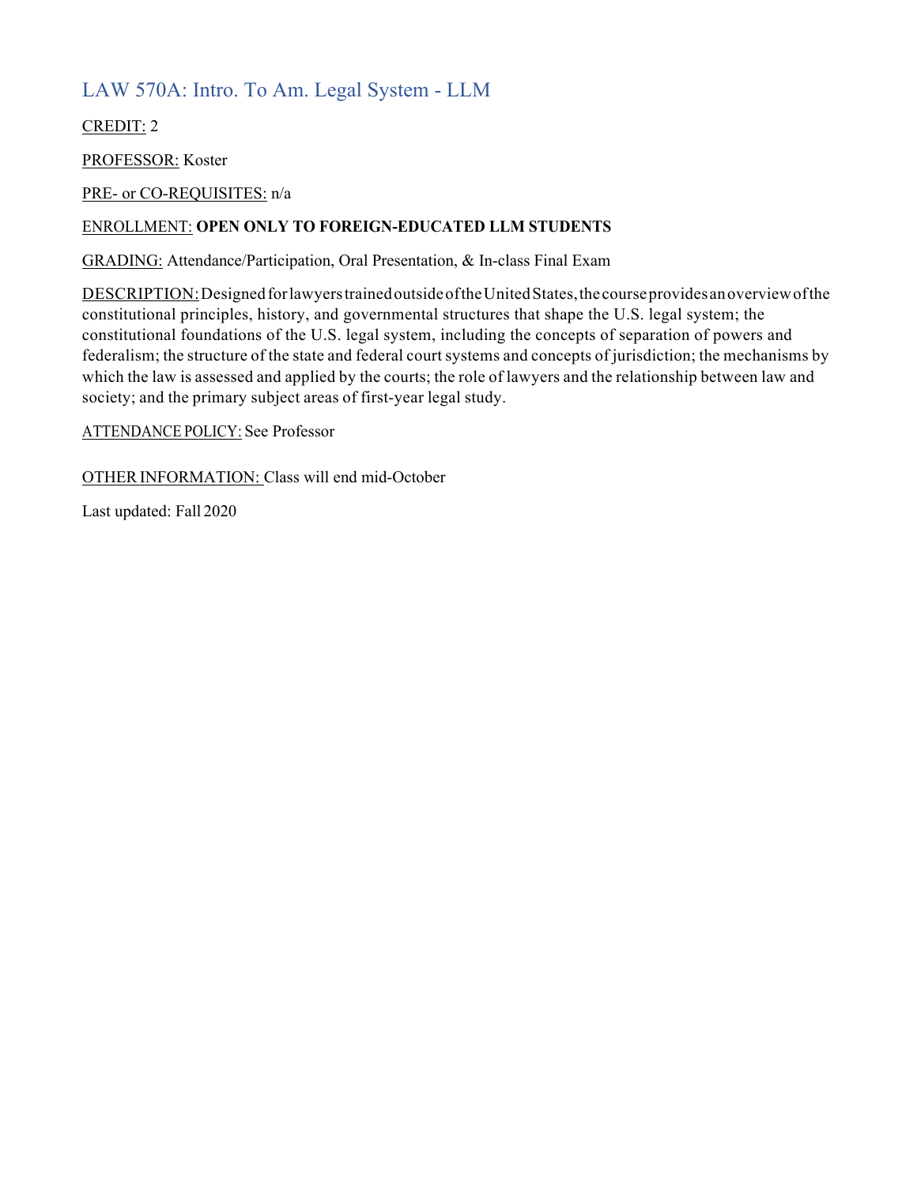## LAW 570A: Intro. To Am. Legal System - LLM

CREDIT: 2

PROFESSOR: Koster

PRE- or CO-REQUISITES: n/a

ENROLLMENT: **OPEN ONLY TO FOREIGN-EDUCATED LLM STUDENTS**

GRADING: Attendance/Participation, Oral Presentation, & In-class Final Exam

DESCRIPTION: Designed for lawyers trained outside of the United States, the course provides an overview of the constitutional principles, history, and governmental structures that shape the U.S. legal system; the constitutional foundations of the U.S. legal system, including the concepts of separation of powers and federalism; the structure of the state and federal court systems and concepts of jurisdiction; the mechanisms by which the law is assessed and applied by the courts; the role of lawyers and the relationship between law and society; and the primary subject areas of first-year legal study.

ATTENDANCE POLICY: See Professor

OTHER INFORMATION: Class will end mid-October

Last updated: Fall 2020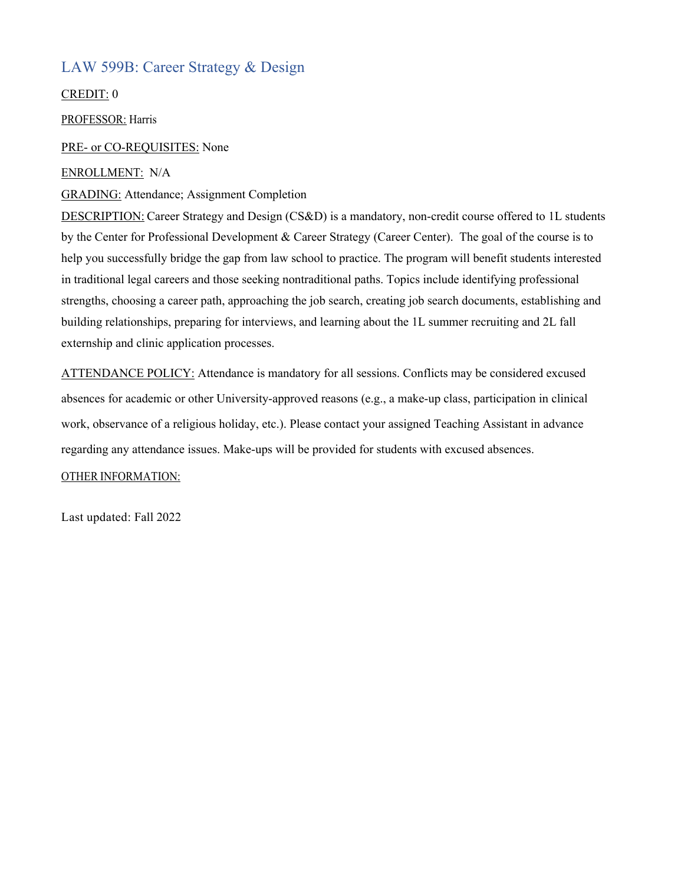## LAW 599B: Career Strategy & Design

CREDIT: 0

PROFESSOR: Harris

PRE- or CO-REQUISITES: None

ENROLLMENT: N/A

GRADING: Attendance; Assignment Completion

DESCRIPTION: Career Strategy and Design (CS&D) is a mandatory, non-credit course offered to 1L students by the Center for Professional Development & Career Strategy (Career Center). The goal of the course is to help you successfully bridge the gap from law school to practice. The program will benefit students interested in traditional legal careers and those seeking nontraditional paths. Topics include identifying professional strengths, choosing a career path, approaching the job search, creating job search documents, establishing and building relationships, preparing for interviews, and learning about the 1L summer recruiting and 2L fall externship and clinic application processes.

ATTENDANCE POLICY: Attendance is mandatory for all sessions. Conflicts may be considered excused absences for academic or other University-approved reasons (e.g., a make-up class, participation in clinical work, observance of a religious holiday, etc.). Please contact your assigned Teaching Assistant in advance regarding any attendance issues. Make-ups will be provided for students with excused absences.

OTHER INFORMATION:

Last updated: Fall 2022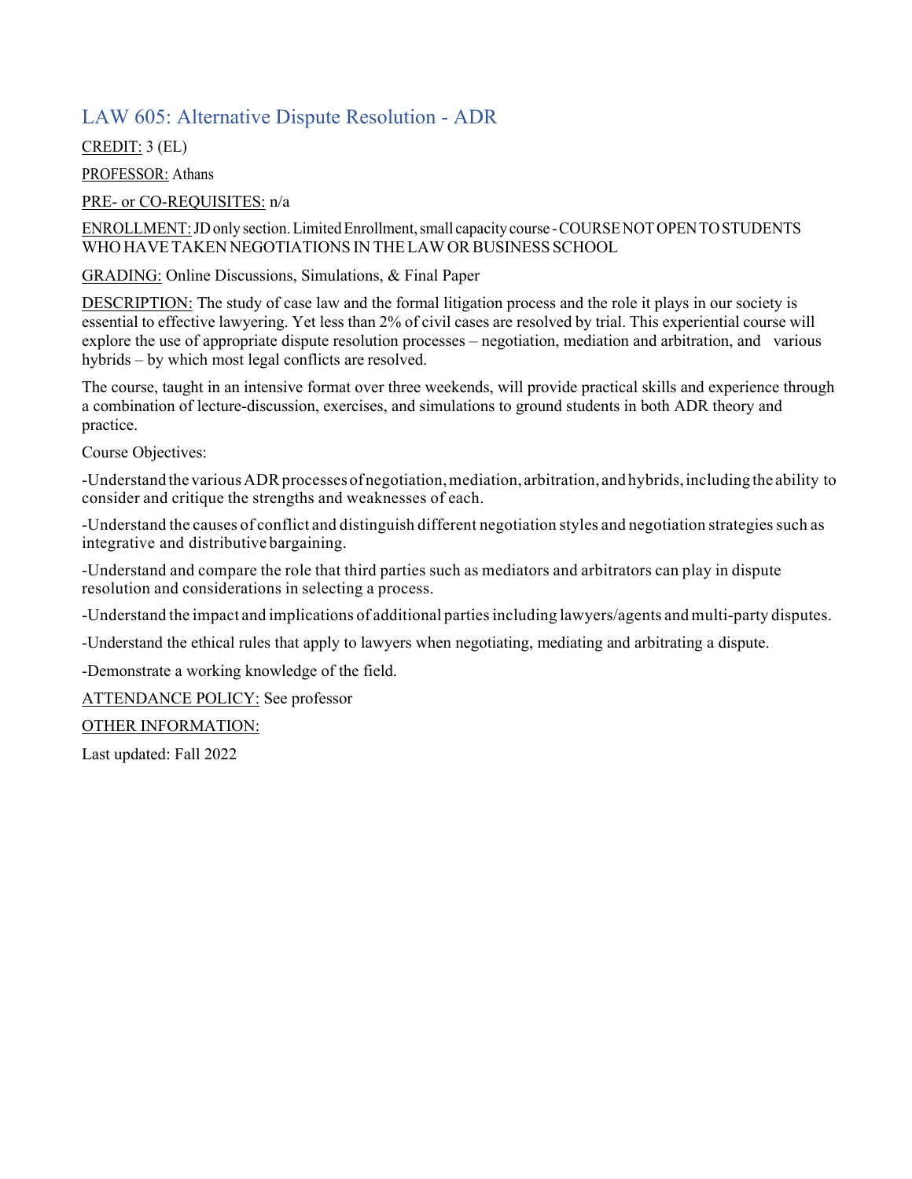## LAW 605: Alternative Dispute Resolution - ADR

CREDIT: 3 (EL)

PROFESSOR: Athans

PRE- or CO-REQUISITES: n/a

ENROLLMENT: JD only section. Limited Enrollment, small capacity course - COURSE NOT OPEN TO STUDENTS WHO HAVE TAKEN NEGOTIATIONS IN THE LAW OR BUSINESS SCHOOL

GRADING: Online Discussions, Simulations, & Final Paper

DESCRIPTION: The study of case law and the formal litigation process and the role it plays in our society is essential to effective lawyering. Yet less than 2% of civil cases are resolved by trial. This experiential course will explore the use of appropriate dispute resolution processes – negotiation, mediation and arbitration, and various hybrids – by which most legal conflicts are resolved.

The course, taught in an intensive format over three weekends, will provide practical skills and experience through a combination of lecture-discussion, exercises, and simulations to ground students in both ADR theory and practice.

Course Objectives:

-Understand the various ADR processes of negotiation, mediation, arbitration, and hybrids, including the ability to consider and critique the strengths and weaknesses of each.

-Understand the causes of conflict and distinguish different negotiation styles and negotiation strategies such as integrative and distributive bargaining.

-Understand and compare the role that third parties such as mediators and arbitrators can play in dispute resolution and considerations in selecting a process.

-Understand the impact and implications of additional parties including lawyers/agents and multi-party disputes.

-Understand the ethical rules that apply to lawyers when negotiating, mediating and arbitrating a dispute.

-Demonstrate a working knowledge of the field.

ATTENDANCE POLICY: See professor

OTHER INFORMATION:

Last updated: Fall 2022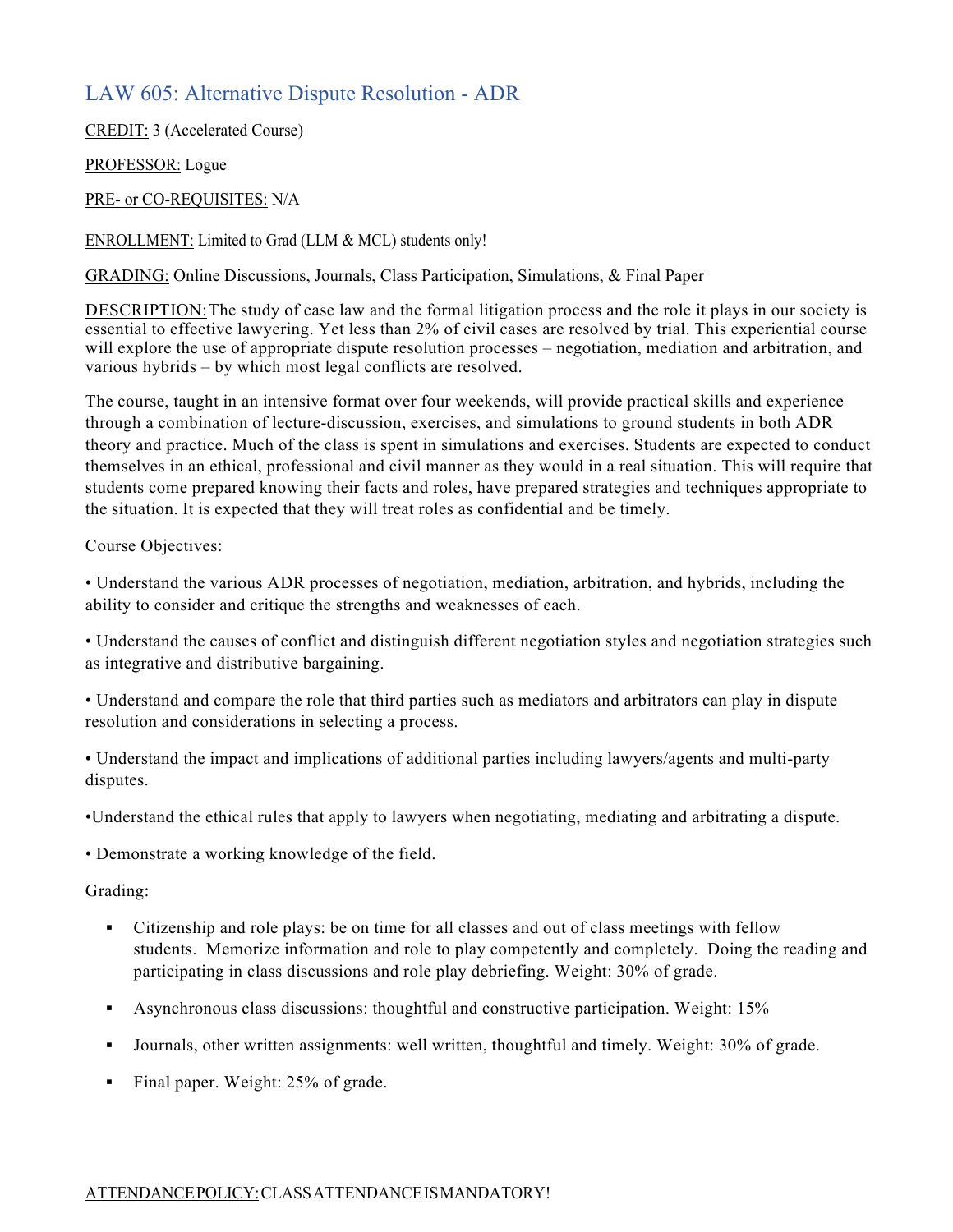## LAW 605: Alternative Dispute Resolution - ADR

CREDIT: 3 (Accelerated Course)

PROFESSOR: Logue

PRE- or CO-REQUISITES: N/A

ENROLLMENT: Limited to Grad (LLM & MCL) students only!

GRADING: Online Discussions, Journals, Class Participation, Simulations, & Final Paper

DESCRIPTION: The study of case law and the formal litigation process and the role it plays in our society is essential to effective lawyering. Yet less than 2% of civil cases are resolved by trial. This experiential course will explore the use of appropriate dispute resolution processes – negotiation, mediation and arbitration, and various hybrids – by which most legal conflicts are resolved.

The course, taught in an intensive format over four weekends, will provide practical skills and experience through a combination of lecture-discussion, exercises, and simulations to ground students in both ADR theory and practice. Much of the class is spent in simulations and exercises. Students are expected to conduct themselves in an ethical, professional and civil manner as they would in a real situation. This will require that students come prepared knowing their facts and roles, have prepared strategies and techniques appropriate to the situation. It is expected that they will treat roles as confidential and be timely.

Course Objectives:

- Understand the various ADR processes of negotiation, mediation, arbitration, and hybrids, including the ability to consider and critique the strengths and weaknesses of each.
- Understand the causes of conflict and distinguish different negotiation styles and negotiation strategies such as integrative and distributive bargaining.
- Understand and compare the role that third parties such as mediators and arbitrators can play in dispute resolution and considerations in selecting a process.
- Understand the impact and implications of additional parties including lawyers/agents and multi-party disputes.
- Understand the ethical rules that apply to lawyers when negotiating, mediating and arbitrating a dispute.
- Demonstrate a working knowledge of the field.

Grading:

- Citizenship and role plays: be on time for all classes and out of class meetings with fellow students. Memorize information and role to play competently and completely. Doing the reading and participating in class discussions and role play debriefing. Weight: 30% of grade.
- Asynchronous class discussions: thoughtful and constructive participation. Weight: 15%
- Journals, other written assignments: well written, thoughtful and timely. Weight: 30% of grade.
- Final paper. Weight: 25% of grade.

ATTENDANCE POLICY: CLASS ATTENDANCE IS MANDATORY!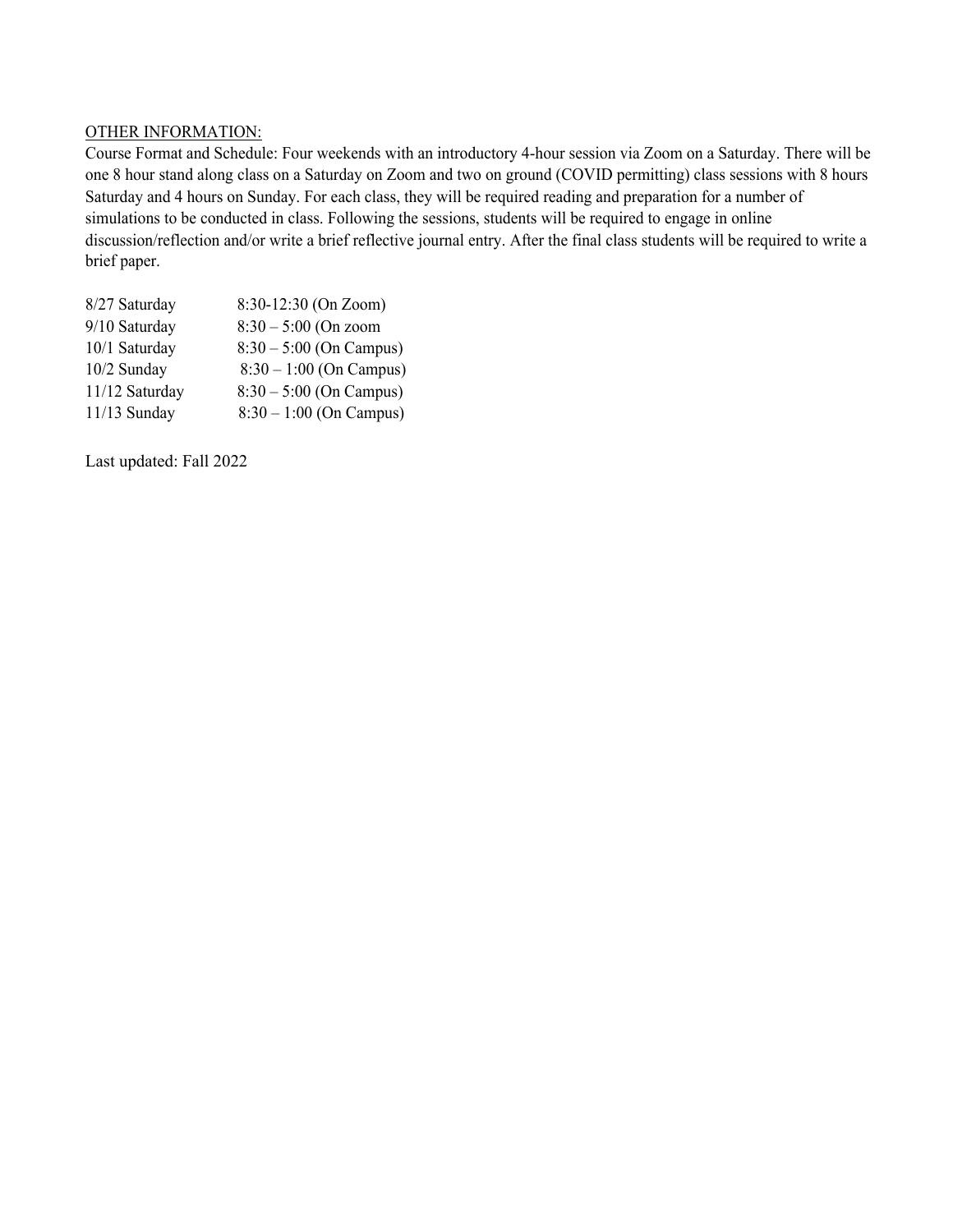<u>OTHER INFORMATION:</u>

Course Format and Schedule: Four weekends with an introductory 4-hour session via Zoom on a Saturday. There will be one 8 hour stand along class on a Saturday on Zoom and two on ground (COVID permitting) class sessions with 8 hours Saturday and 4 hours on Sunday. For each class, they will be required reading and preparation for a number of simulations to be conducted in class. Following the sessions, students will be required to engage in online discussion/reflection and/or write a brief reflective journal entry. After the final class students will be required to write a brief paper.

| | |
|---|---|
| 8/27 Saturday | 8:30-12:30 (On Zoom) |
| 9/10 Saturday | 8:30 – 5:00 (On zoom |
| 10/1 Saturday | 8:30 – 5:00 (On Campus) |
| 10/2 Sunday | 8:30 – 1:00 (On Campus) |
| 11/12 Saturday | 8:30 – 5:00 (On Campus) |
| 11/13 Sunday | 8:30 – 1:00 (On Campus) |

Last updated: Fall 2022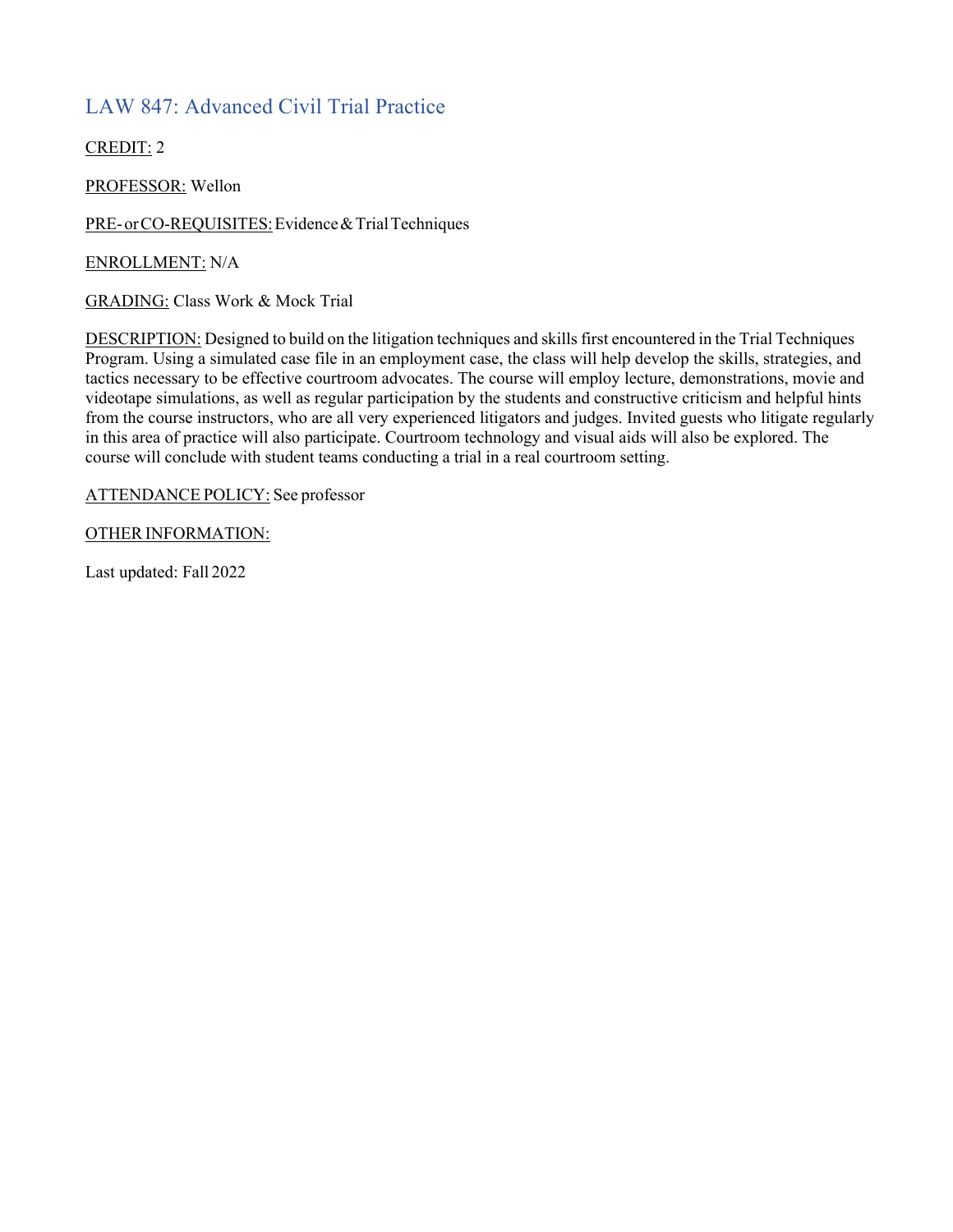## LAW 847: Advanced Civil Trial Practice

CREDIT: 2

PROFESSOR: Wellon

PRE- or CO-REQUISITES: Evidence & Trial Techniques

ENROLLMENT: N/A

GRADING: Class Work & Mock Trial

DESCRIPTION: Designed to build on the litigation techniques and skills first encountered in the Trial Techniques Program. Using a simulated case file in an employment case, the class will help develop the skills, strategies, and tactics necessary to be effective courtroom advocates. The course will employ lecture, demonstrations, movie and videotape simulations, as well as regular participation by the students and constructive criticism and helpful hints from the course instructors, who are all very experienced litigators and judges. Invited guests who litigate regularly in this area of practice will also participate. Courtroom technology and visual aids will also be explored. The course will conclude with student teams conducting a trial in a real courtroom setting.

ATTENDANCE POLICY: See professor

OTHER INFORMATION:

Last updated: Fall 2022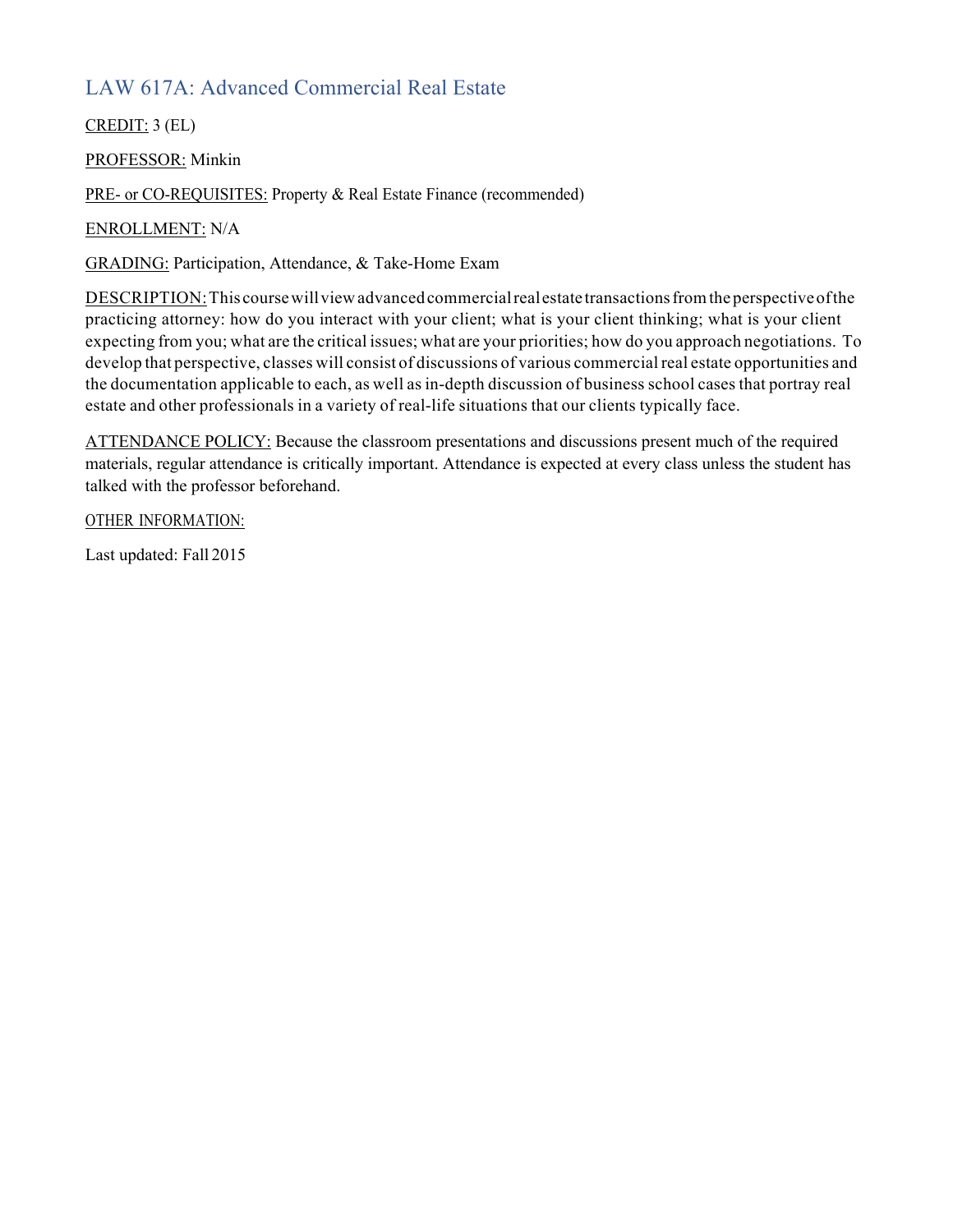# LAW 617A: Advanced Commercial Real Estate

CREDIT: 3 (EL)

PROFESSOR: Minkin

PRE- or CO-REQUISITES: Property & Real Estate Finance (recommended)

ENROLLMENT: N/A

GRADING: Participation, Attendance, & Take-Home Exam

DESCRIPTION: This course will view advanced commercial real estate transactions from the perspective of the practicing attorney: how do you interact with your client; what is your client thinking; what is your client expecting from you; what are the critical issues; what are your priorities; how do you approach negotiations. To develop that perspective, classes will consist of discussions of various commercial real estate opportunities and the documentation applicable to each, as well as in-depth discussion of business school cases that portray real estate and other professionals in a variety of real-life situations that our clients typically face.

ATTENDANCE POLICY: Because the classroom presentations and discussions present much of the required materials, regular attendance is critically important. Attendance is expected at every class unless the student has talked with the professor beforehand.

OTHER INFORMATION:

Last updated: Fall 2015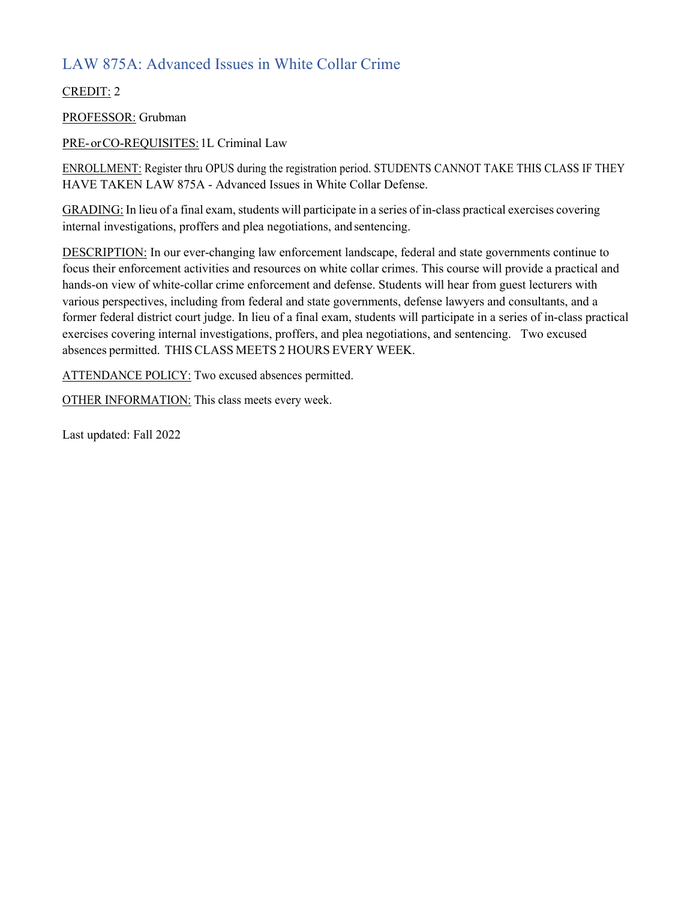## LAW 875A: Advanced Issues in White Collar Crime

CREDIT: 2

PROFESSOR: Grubman

PRE- or CO-REQUISITES: 1L Criminal Law

ENROLLMENT: Register thru OPUS during the registration period. STUDENTS CANNOT TAKE THIS CLASS IF THEY HAVE TAKEN LAW 875A - Advanced Issues in White Collar Defense.

GRADING: In lieu of a final exam, students will participate in a series of in-class practical exercises covering internal investigations, proffers and plea negotiations, and sentencing.

DESCRIPTION: In our ever-changing law enforcement landscape, federal and state governments continue to focus their enforcement activities and resources on white collar crimes. This course will provide a practical and hands-on view of white-collar crime enforcement and defense. Students will hear from guest lecturers with various perspectives, including from federal and state governments, defense lawyers and consultants, and a former federal district court judge. In lieu of a final exam, students will participate in a series of in-class practical exercises covering internal investigations, proffers, and plea negotiations, and sentencing. Two excused absences permitted. THIS CLASS MEETS 2 HOURS EVERY WEEK.

ATTENDANCE POLICY: Two excused absences permitted.

OTHER INFORMATION: This class meets every week.

Last updated: Fall 2022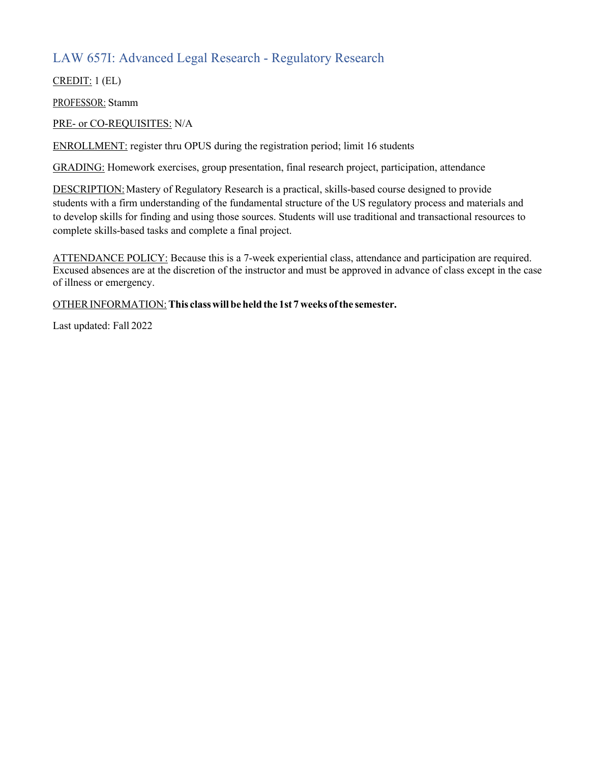## LAW 657I: Advanced Legal Research - Regulatory Research

CREDIT: 1 (EL)

PROFESSOR: Stamm

PRE- or CO-REQUISITES: N/A

ENROLLMENT: register thru OPUS during the registration period; limit 16 students

GRADING: Homework exercises, group presentation, final research project, participation, attendance

DESCRIPTION: Mastery of Regulatory Research is a practical, skills-based course designed to provide students with a firm understanding of the fundamental structure of the US regulatory process and materials and to develop skills for finding and using those sources. Students will use traditional and transactional resources to complete skills-based tasks and complete a final project.

ATTENDANCE POLICY: Because this is a 7-week experiential class, attendance and participation are required. Excused absences are at the discretion of the instructor and must be approved in advance of class except in the case of illness or emergency.

OTHER INFORMATION: **This class will be held the 1st 7 weeks of the semester.**

Last updated: Fall 2022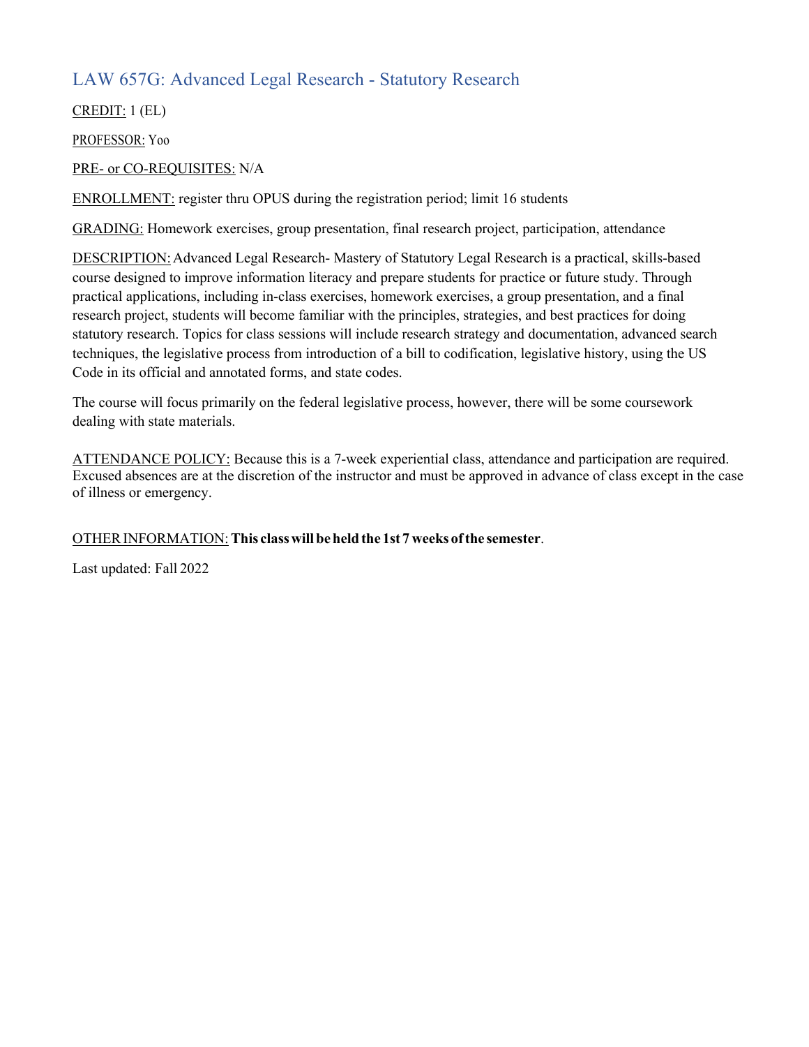## LAW 657G: Advanced Legal Research - Statutory Research

CREDIT: 1 (EL)

PROFESSOR: Yoo

PRE- or CO-REQUISITES: N/A

ENROLLMENT: register thru OPUS during the registration period; limit 16 students

GRADING: Homework exercises, group presentation, final research project, participation, attendance

DESCRIPTION: Advanced Legal Research- Mastery of Statutory Legal Research is a practical, skills-based course designed to improve information literacy and prepare students for practice or future study. Through practical applications, including in-class exercises, homework exercises, a group presentation, and a final research project, students will become familiar with the principles, strategies, and best practices for doing statutory research. Topics for class sessions will include research strategy and documentation, advanced search techniques, the legislative process from introduction of a bill to codification, legislative history, using the US Code in its official and annotated forms, and state codes.

The course will focus primarily on the federal legislative process, however, there will be some coursework dealing with state materials.

ATTENDANCE POLICY: Because this is a 7-week experiential class, attendance and participation are required. Excused absences are at the discretion of the instructor and must be approved in advance of class except in the case of illness or emergency.

OTHER INFORMATION: **This class will be held the 1st 7 weeks of the semester**.

Last updated: Fall 2022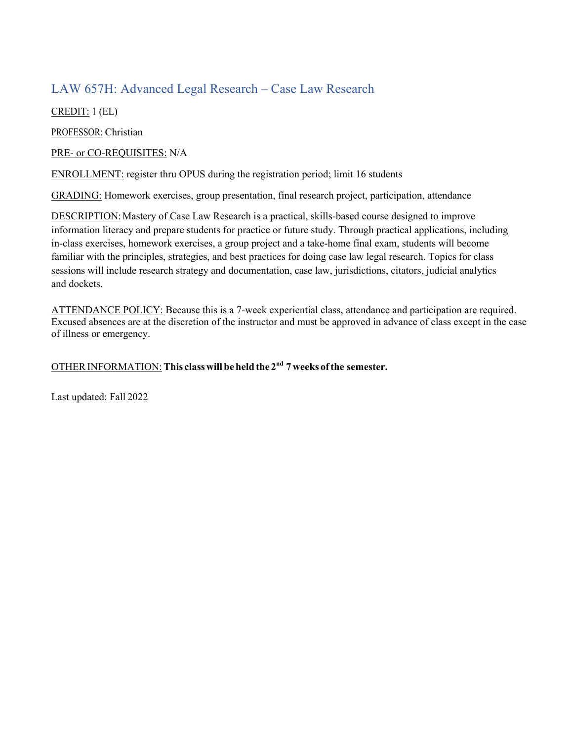## LAW 657H: Advanced Legal Research – Case Law Research

CREDIT: 1 (EL)

PROFESSOR: Christian

PRE- or CO-REQUISITES: N/A

ENROLLMENT: register thru OPUS during the registration period; limit 16 students

GRADING: Homework exercises, group presentation, final research project, participation, attendance

DESCRIPTION: Mastery of Case Law Research is a practical, skills-based course designed to improve information literacy and prepare students for practice or future study. Through practical applications, including in-class exercises, homework exercises, a group project and a take-home final exam, students will become familiar with the principles, strategies, and best practices for doing case law legal research. Topics for class sessions will include research strategy and documentation, case law, jurisdictions, citators, judicial analytics and dockets.

ATTENDANCE POLICY: Because this is a 7-week experiential class, attendance and participation are required. Excused absences are at the discretion of the instructor and must be approved in advance of class except in the case of illness or emergency.

OTHER INFORMATION: **This class will be held the 2nd 7 weeks of the semester.**

Last updated: Fall 2022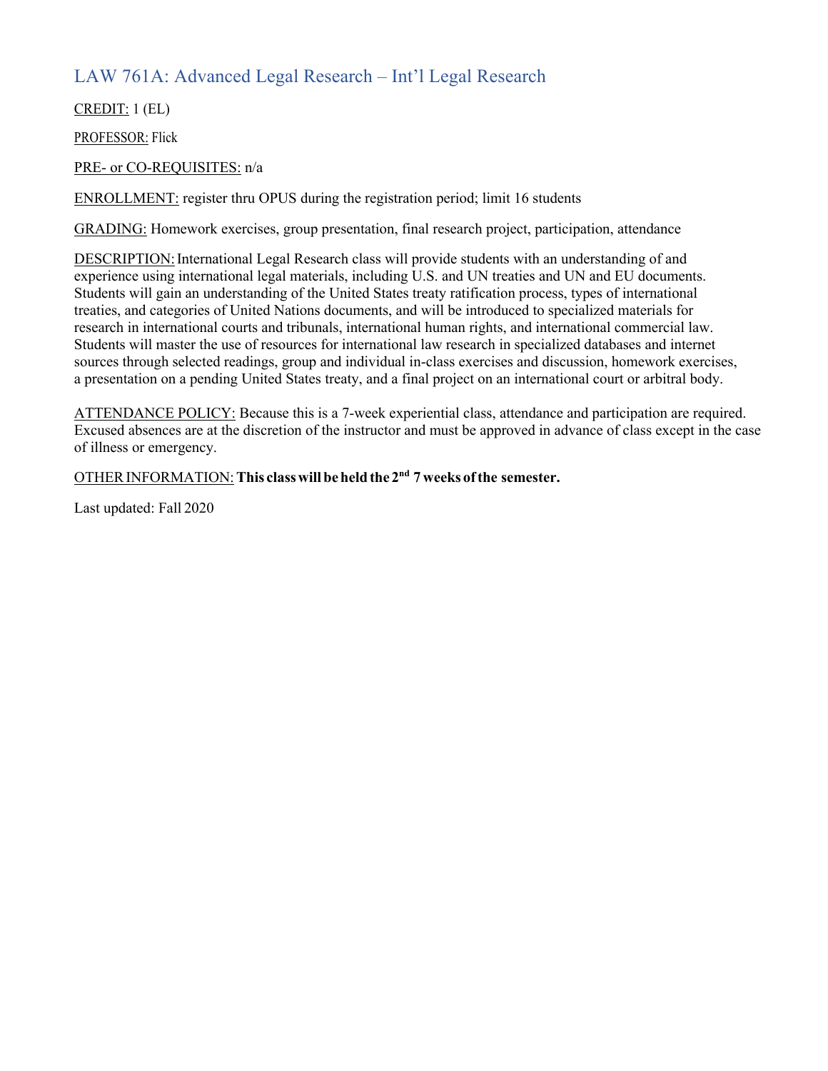## LAW 761A: Advanced Legal Research – Int'l Legal Research

CREDIT: 1 (EL)

PROFESSOR: Flick

PRE- or CO-REQUISITES: n/a

ENROLLMENT: register thru OPUS during the registration period; limit 16 students

GRADING: Homework exercises, group presentation, final research project, participation, attendance

DESCRIPTION: International Legal Research class will provide students with an understanding of and experience using international legal materials, including U.S. and UN treaties and UN and EU documents. Students will gain an understanding of the United States treaty ratification process, types of international treaties, and categories of United Nations documents, and will be introduced to specialized materials for research in international courts and tribunals, international human rights, and international commercial law. Students will master the use of resources for international law research in specialized databases and internet sources through selected readings, group and individual in-class exercises and discussion, homework exercises, a presentation on a pending United States treaty, and a final project on an international court or arbitral body.

ATTENDANCE POLICY: Because this is a 7-week experiential class, attendance and participation are required. Excused absences are at the discretion of the instructor and must be approved in advance of class except in the case of illness or emergency.

OTHER INFORMATION: **This class will be held the 2nd 7 weeks of the semester.**

Last updated: Fall 2020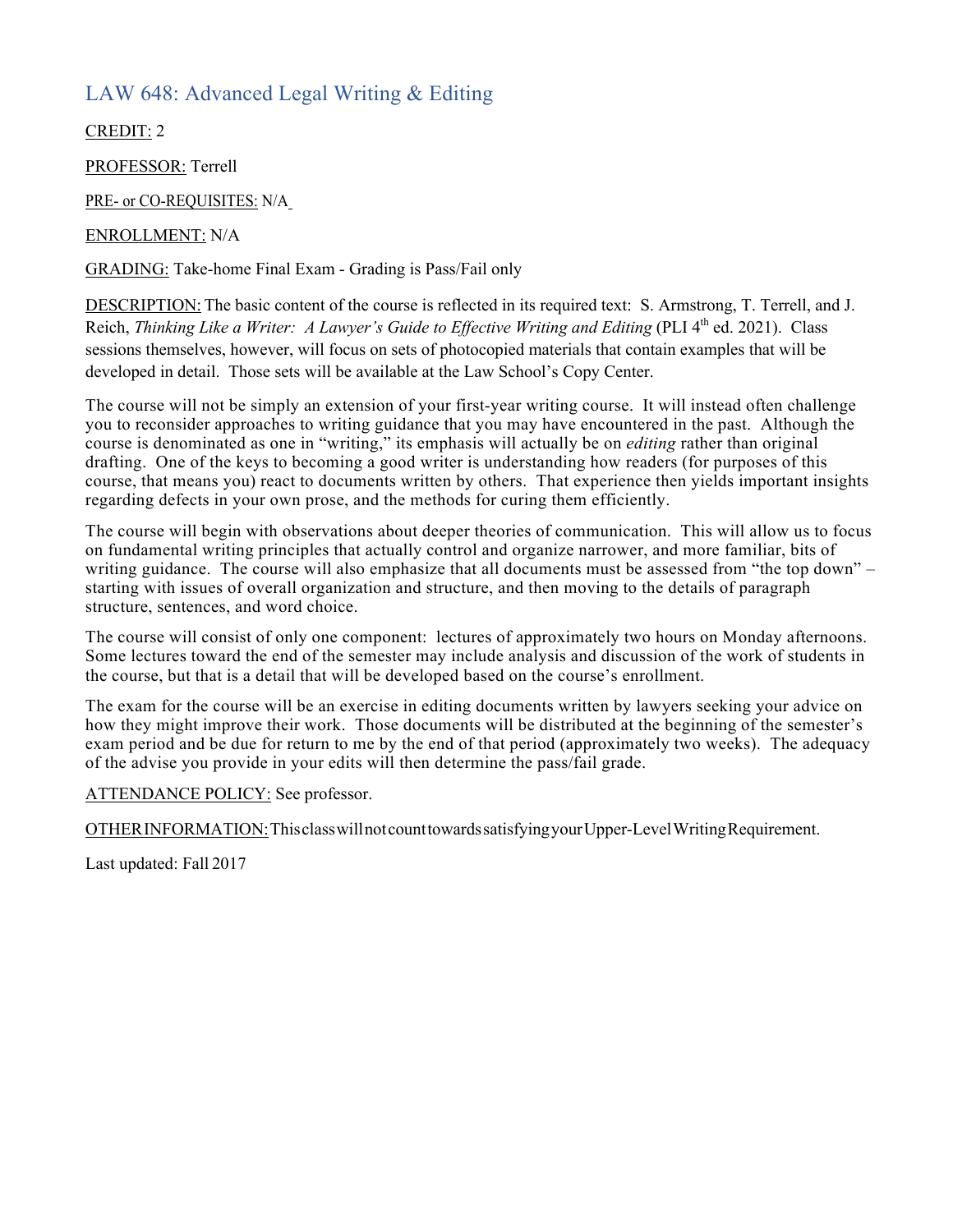## LAW 648: Advanced Legal Writing & Editing

CREDIT: 2

PROFESSOR: Terrell

PRE- or CO-REQUISITES: N/A

ENROLLMENT: N/A

GRADING: Take-home Final Exam - Grading is Pass/Fail only

DESCRIPTION: The basic content of the course is reflected in its required text: S. Armstrong, T. Terrell, and J. Reich, *Thinking Like a Writer: A Lawyer's Guide to Effective Writing and Editing* (PLI 4th ed. 2021). Class sessions themselves, however, will focus on sets of photocopied materials that contain examples that will be developed in detail. Those sets will be available at the Law School's Copy Center.

The course will not be simply an extension of your first-year writing course. It will instead often challenge you to reconsider approaches to writing guidance that you may have encountered in the past. Although the course is denominated as one in "writing," its emphasis will actually be on *editing* rather than original drafting. One of the keys to becoming a good writer is understanding how readers (for purposes of this course, that means you) react to documents written by others. That experience then yields important insights regarding defects in your own prose, and the methods for curing them efficiently.

The course will begin with observations about deeper theories of communication. This will allow us to focus on fundamental writing principles that actually control and organize narrower, and more familiar, bits of writing guidance. The course will also emphasize that all documents must be assessed from "the top down" – starting with issues of overall organization and structure, and then moving to the details of paragraph structure, sentences, and word choice.

The course will consist of only one component: lectures of approximately two hours on Monday afternoons. Some lectures toward the end of the semester may include analysis and discussion of the work of students in the course, but that is a detail that will be developed based on the course's enrollment.

The exam for the course will be an exercise in editing documents written by lawyers seeking your advice on how they might improve their work. Those documents will be distributed at the beginning of the semester's exam period and be due for return to me by the end of that period (approximately two weeks). The adequacy of the advise you provide in your edits will then determine the pass/fail grade.

ATTENDANCE POLICY: See professor.

OTHER INFORMATION: This class will not count towards satisfying your Upper-Level Writing Requirement.

Last updated: Fall 2017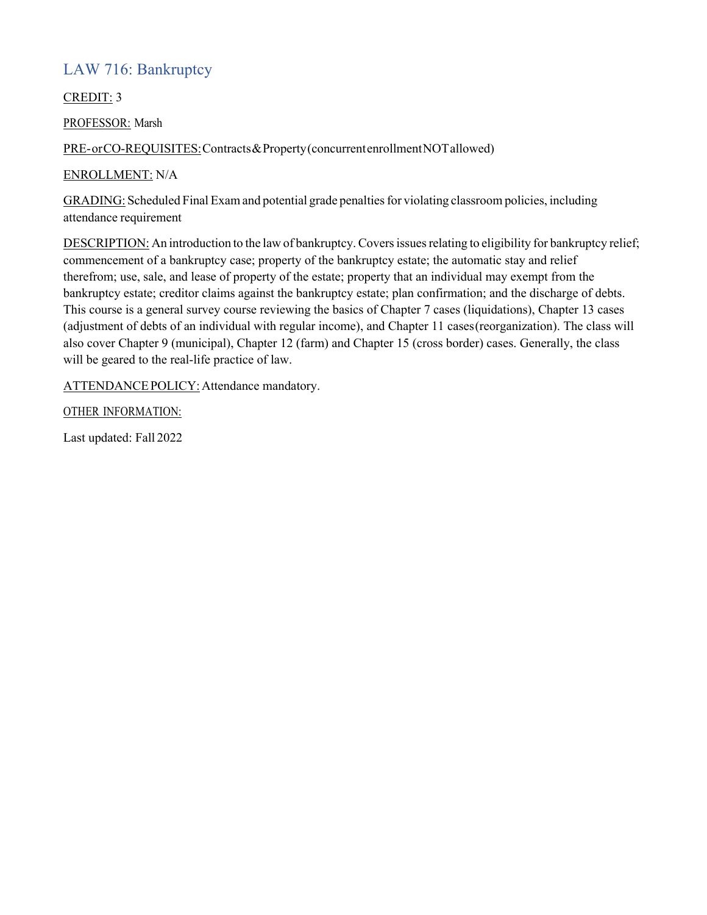## LAW 716: Bankruptcy

CREDIT: 3

PROFESSOR: Marsh

PRE- or CO-REQUISITES: Contracts & Property (concurrent enrollment NOT allowed)

ENROLLMENT: N/A

GRADING: Scheduled Final Exam and potential grade penalties for violating classroom policies, including attendance requirement

DESCRIPTION: An introduction to the law of bankruptcy. Covers issues relating to eligibility for bankruptcy relief; commencement of a bankruptcy case; property of the bankruptcy estate; the automatic stay and relief therefrom; use, sale, and lease of property of the estate; property that an individual may exempt from the bankruptcy estate; creditor claims against the bankruptcy estate; plan confirmation; and the discharge of debts. This course is a general survey course reviewing the basics of Chapter 7 cases (liquidations), Chapter 13 cases (adjustment of debts of an individual with regular income), and Chapter 11 cases (reorganization). The class will also cover Chapter 9 (municipal), Chapter 12 (farm) and Chapter 15 (cross border) cases. Generally, the class will be geared to the real-life practice of law.

ATTENDANCE POLICY: Attendance mandatory.

OTHER INFORMATION:

Last updated: Fall 2022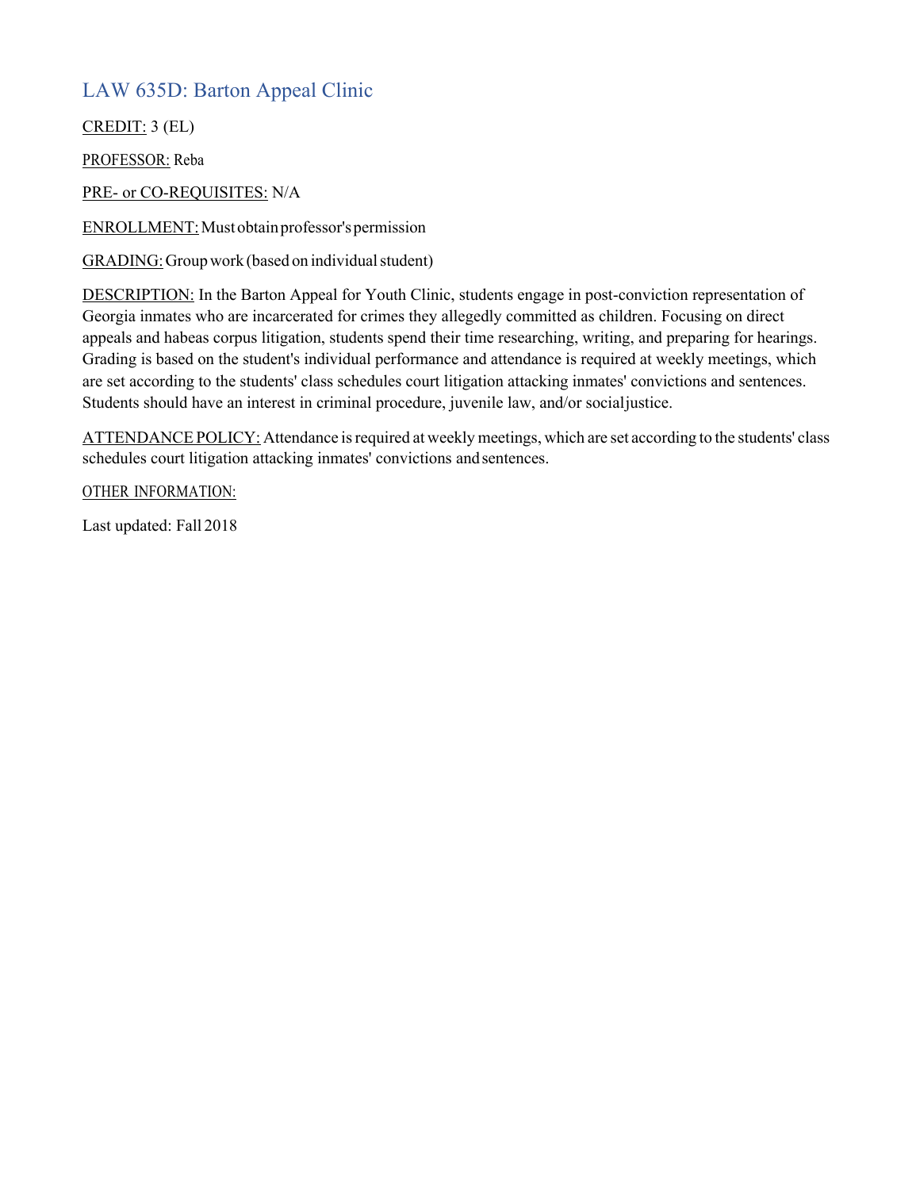## LAW 635D: Barton Appeal Clinic

CREDIT: 3 (EL)

PROFESSOR: Reba

PRE- or CO-REQUISITES: N/A

ENROLLMENT: Must obtain professor's permission

GRADING: Group work (based on individual student)

DESCRIPTION: In the Barton Appeal for Youth Clinic, students engage in post-conviction representation of Georgia inmates who are incarcerated for crimes they allegedly committed as children. Focusing on direct appeals and habeas corpus litigation, students spend their time researching, writing, and preparing for hearings. Grading is based on the student's individual performance and attendance is required at weekly meetings, which are set according to the students' class schedules court litigation attacking inmates' convictions and sentences. Students should have an interest in criminal procedure, juvenile law, and/or social justice.

ATTENDANCE POLICY: Attendance is required at weekly meetings, which are set according to the students' class schedules court litigation attacking inmates' convictions and sentences.

OTHER INFORMATION:

Last updated: Fall 2018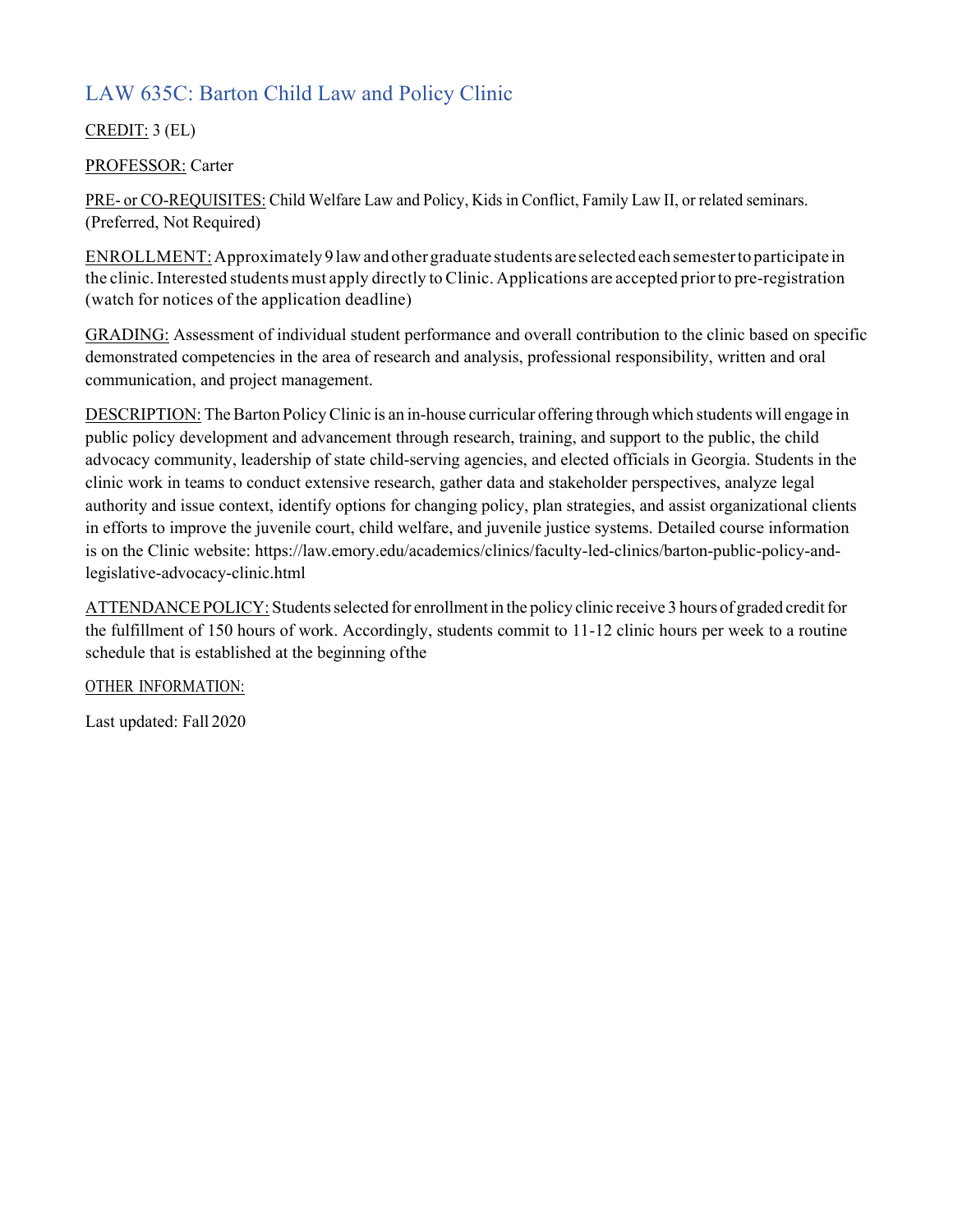## LAW 635C: Barton Child Law and Policy Clinic

CREDIT: 3 (EL)

PROFESSOR: Carter

PRE- or CO-REQUISITES: Child Welfare Law and Policy, Kids in Conflict, Family Law II, or related seminars. (Preferred, Not Required)

ENROLLMENT: Approximately 9 law and other graduate students are selected each semester to participate in the clinic. Interested students must apply directly to Clinic. Applications are accepted prior to pre-registration (watch for notices of the application deadline)

GRADING: Assessment of individual student performance and overall contribution to the clinic based on specific demonstrated competencies in the area of research and analysis, professional responsibility, written and oral communication, and project management.

DESCRIPTION: The Barton Policy Clinic is an in-house curricular offering through which students will engage in public policy development and advancement through research, training, and support to the public, the child advocacy community, leadership of state child-serving agencies, and elected officials in Georgia. Students in the clinic work in teams to conduct extensive research, gather data and stakeholder perspectives, analyze legal authority and issue context, identify options for changing policy, plan strategies, and assist organizational clients in efforts to improve the juvenile court, child welfare, and juvenile justice systems. Detailed course information is on the Clinic website: https://law.emory.edu/academics/clinics/faculty-led-clinics/barton-public-policy-and-legislative-advocacy-clinic.html

ATTENDANCE POLICY: Students selected for enrollment in the policy clinic receive 3 hours of graded credit for the fulfillment of 150 hours of work. Accordingly, students commit to 11-12 clinic hours per week to a routine schedule that is established at the beginning ofthe

OTHER INFORMATION:

Last updated: Fall 2020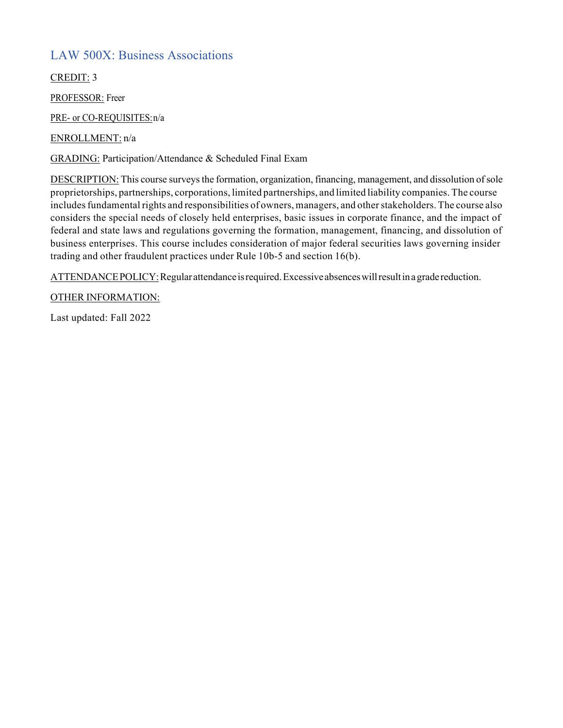## LAW 500X: Business Associations

CREDIT: 3

PROFESSOR: Freer

PRE- or CO-REQUISITES: n/a

ENROLLMENT: n/a

GRADING: Participation/Attendance & Scheduled Final Exam

DESCRIPTION: This course surveys the formation, organization, financing, management, and dissolution of sole proprietorships, partnerships, corporations, limited partnerships, and limited liability companies. The course includes fundamental rights and responsibilities of owners, managers, and other stakeholders. The course also considers the special needs of closely held enterprises, basic issues in corporate finance, and the impact of federal and state laws and regulations governing the formation, management, financing, and dissolution of business enterprises. This course includes consideration of major federal securities laws governing insider trading and other fraudulent practices under Rule 10b-5 and section 16(b).

ATTENDANCE POLICY: Regular attendance is required. Excessive absences will result in a grade reduction.

OTHER INFORMATION:

Last updated: Fall 2022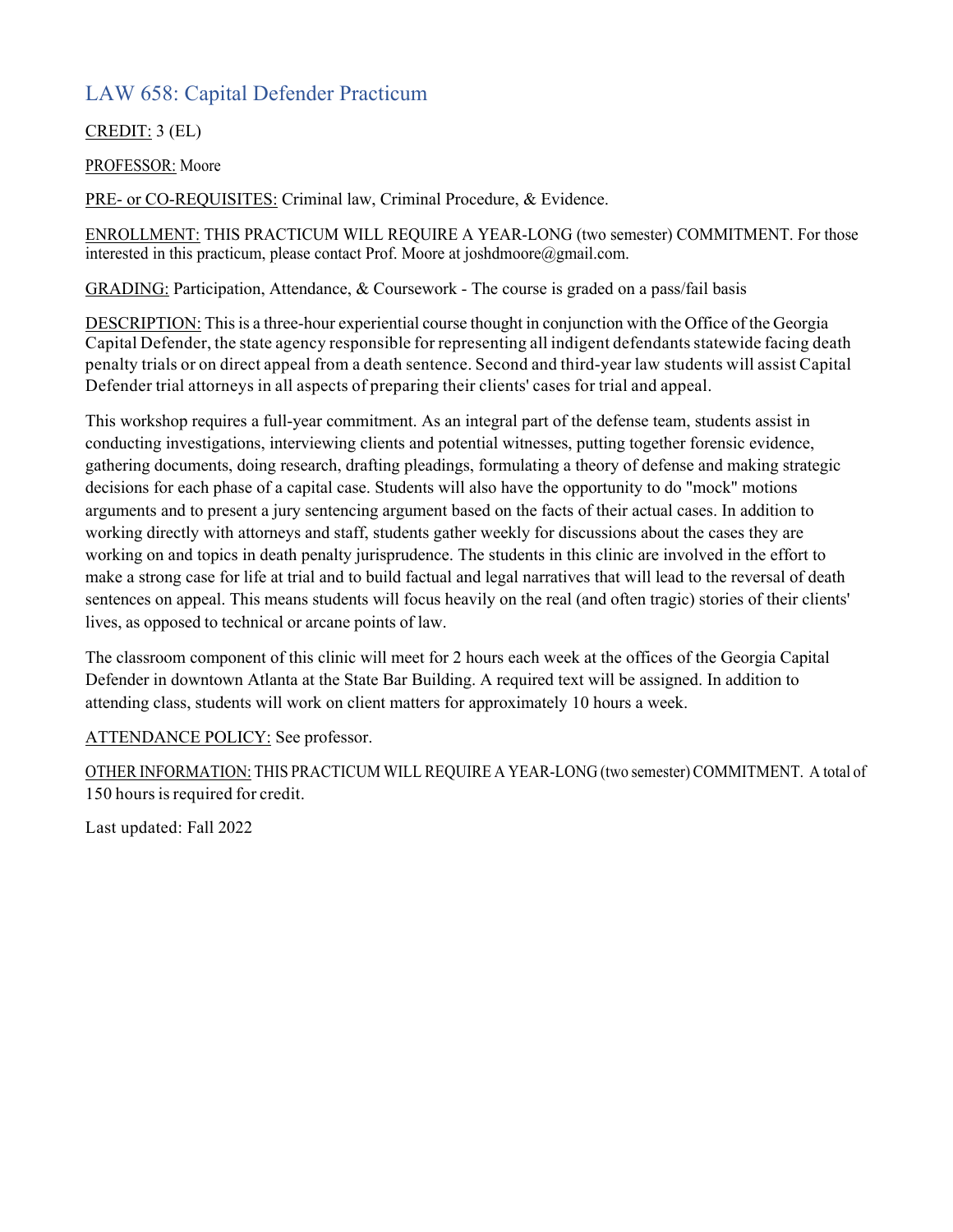## LAW 658: Capital Defender Practicum

CREDIT: 3 (EL)

PROFESSOR: Moore

PRE- or CO-REQUISITES: Criminal law, Criminal Procedure, & Evidence.

ENROLLMENT: THIS PRACTICUM WILL REQUIRE A YEAR-LONG (two semester) COMMITMENT. For those interested in this practicum, please contact Prof. Moore at joshdmoore@gmail.com.

GRADING: Participation, Attendance, & Coursework - The course is graded on a pass/fail basis

DESCRIPTION: This is a three-hour experiential course thought in conjunction with the Office of the Georgia Capital Defender, the state agency responsible for representing all indigent defendants statewide facing death penalty trials or on direct appeal from a death sentence. Second and third-year law students will assist Capital Defender trial attorneys in all aspects of preparing their clients' cases for trial and appeal.

This workshop requires a full-year commitment. As an integral part of the defense team, students assist in conducting investigations, interviewing clients and potential witnesses, putting together forensic evidence, gathering documents, doing research, drafting pleadings, formulating a theory of defense and making strategic decisions for each phase of a capital case. Students will also have the opportunity to do "mock" motions arguments and to present a jury sentencing argument based on the facts of their actual cases. In addition to working directly with attorneys and staff, students gather weekly for discussions about the cases they are working on and topics in death penalty jurisprudence. The students in this clinic are involved in the effort to make a strong case for life at trial and to build factual and legal narratives that will lead to the reversal of death sentences on appeal. This means students will focus heavily on the real (and often tragic) stories of their clients' lives, as opposed to technical or arcane points of law.

The classroom component of this clinic will meet for 2 hours each week at the offices of the Georgia Capital Defender in downtown Atlanta at the State Bar Building. A required text will be assigned. In addition to attending class, students will work on client matters for approximately 10 hours a week.

ATTENDANCE POLICY: See professor.

OTHER INFORMATION: THIS PRACTICUM WILL REQUIRE A YEAR-LONG (two semester) COMMITMENT. A total of 150 hours is required for credit.

Last updated: Fall 2022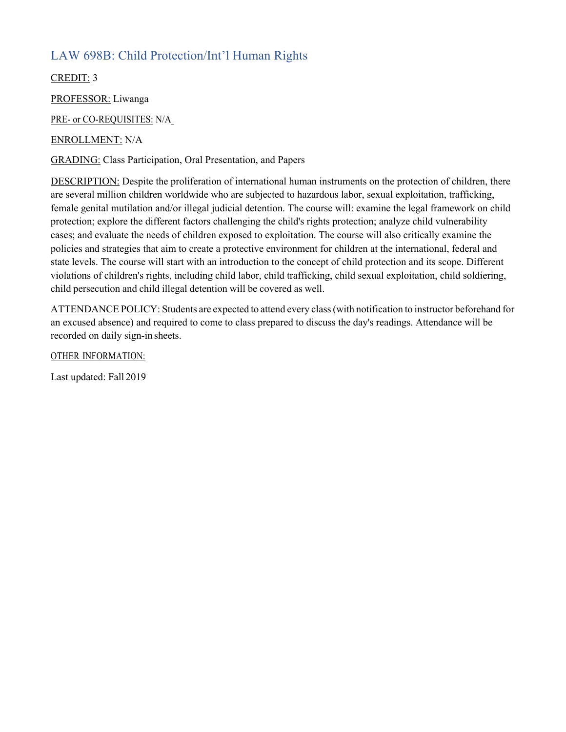## LAW 698B: Child Protection/Int'l Human Rights

CREDIT: 3

PROFESSOR: Liwanga

PRE- or CO-REQUISITES: N/A

ENROLLMENT: N/A

GRADING: Class Participation, Oral Presentation, and Papers

DESCRIPTION: Despite the proliferation of international human instruments on the protection of children, there are several million children worldwide who are subjected to hazardous labor, sexual exploitation, trafficking, female genital mutilation and/or illegal judicial detention. The course will: examine the legal framework on child protection; explore the different factors challenging the child's rights protection; analyze child vulnerability cases; and evaluate the needs of children exposed to exploitation. The course will also critically examine the policies and strategies that aim to create a protective environment for children at the international, federal and state levels. The course will start with an introduction to the concept of child protection and its scope. Different violations of children's rights, including child labor, child trafficking, child sexual exploitation, child soldiering, child persecution and child illegal detention will be covered as well.

ATTENDANCE POLICY: Students are expected to attend every class (with notification to instructor beforehand for an excused absence) and required to come to class prepared to discuss the day's readings. Attendance will be recorded on daily sign-in sheets.

OTHER INFORMATION:

Last updated: Fall 2019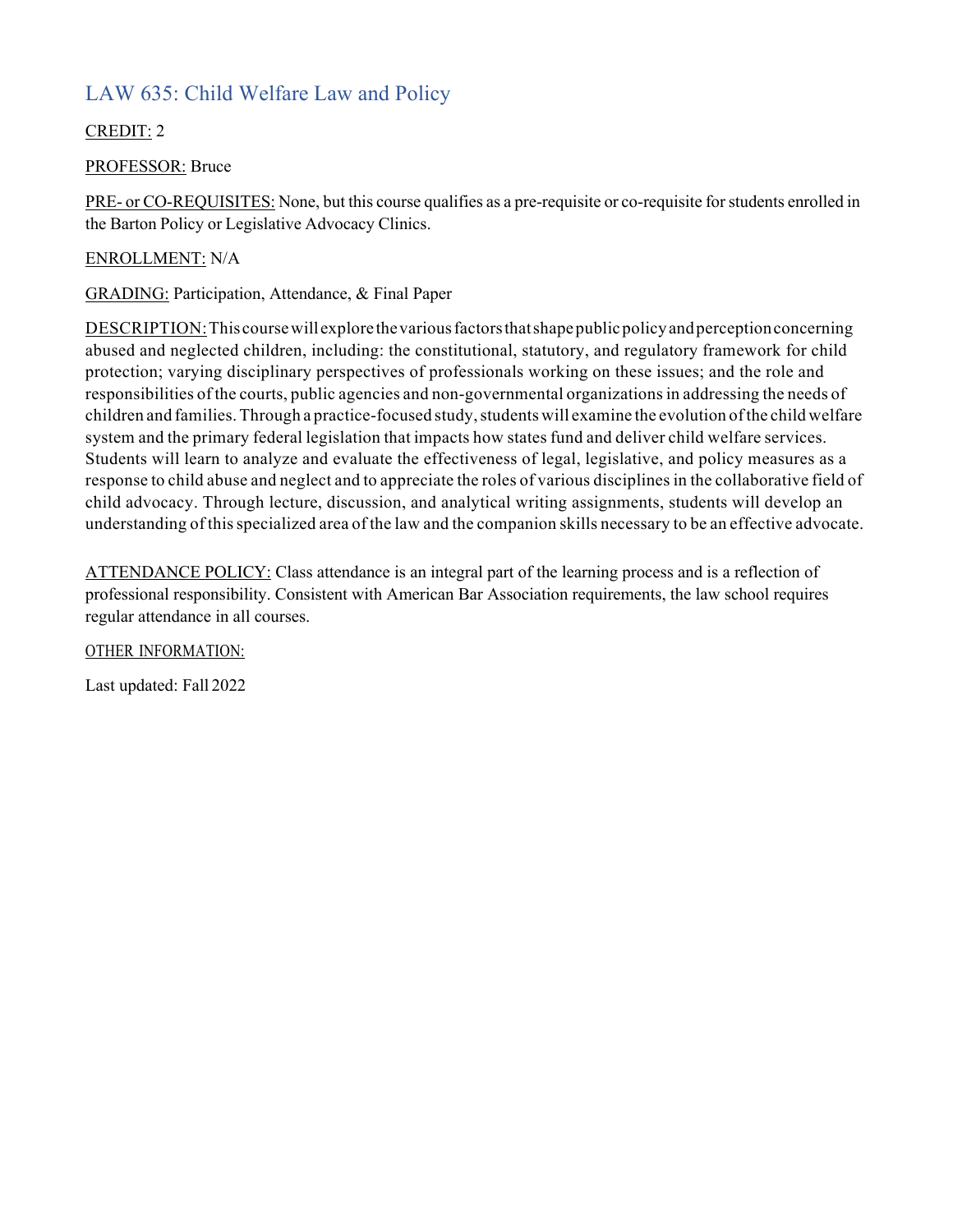## LAW 635: Child Welfare Law and Policy

CREDIT: 2

PROFESSOR: Bruce

PRE- or CO-REQUISITES: None, but this course qualifies as a pre-requisite or co-requisite for students enrolled in the Barton Policy or Legislative Advocacy Clinics.

ENROLLMENT: N/A

GRADING: Participation, Attendance, & Final Paper

DESCRIPTION: This course will explore the various factors that shape public policy and perception concerning abused and neglected children, including: the constitutional, statutory, and regulatory framework for child protection; varying disciplinary perspectives of professionals working on these issues; and the role and responsibilities of the courts, public agencies and non-governmental organizations in addressing the needs of children and families. Through a practice-focused study, students will examine the evolution of the child welfare system and the primary federal legislation that impacts how states fund and deliver child welfare services. Students will learn to analyze and evaluate the effectiveness of legal, legislative, and policy measures as a response to child abuse and neglect and to appreciate the roles of various disciplines in the collaborative field of child advocacy. Through lecture, discussion, and analytical writing assignments, students will develop an understanding of this specialized area of the law and the companion skills necessary to be an effective advocate.

ATTENDANCE POLICY: Class attendance is an integral part of the learning process and is a reflection of professional responsibility. Consistent with American Bar Association requirements, the law school requires regular attendance in all courses.

OTHER INFORMATION:

Last updated: Fall 2022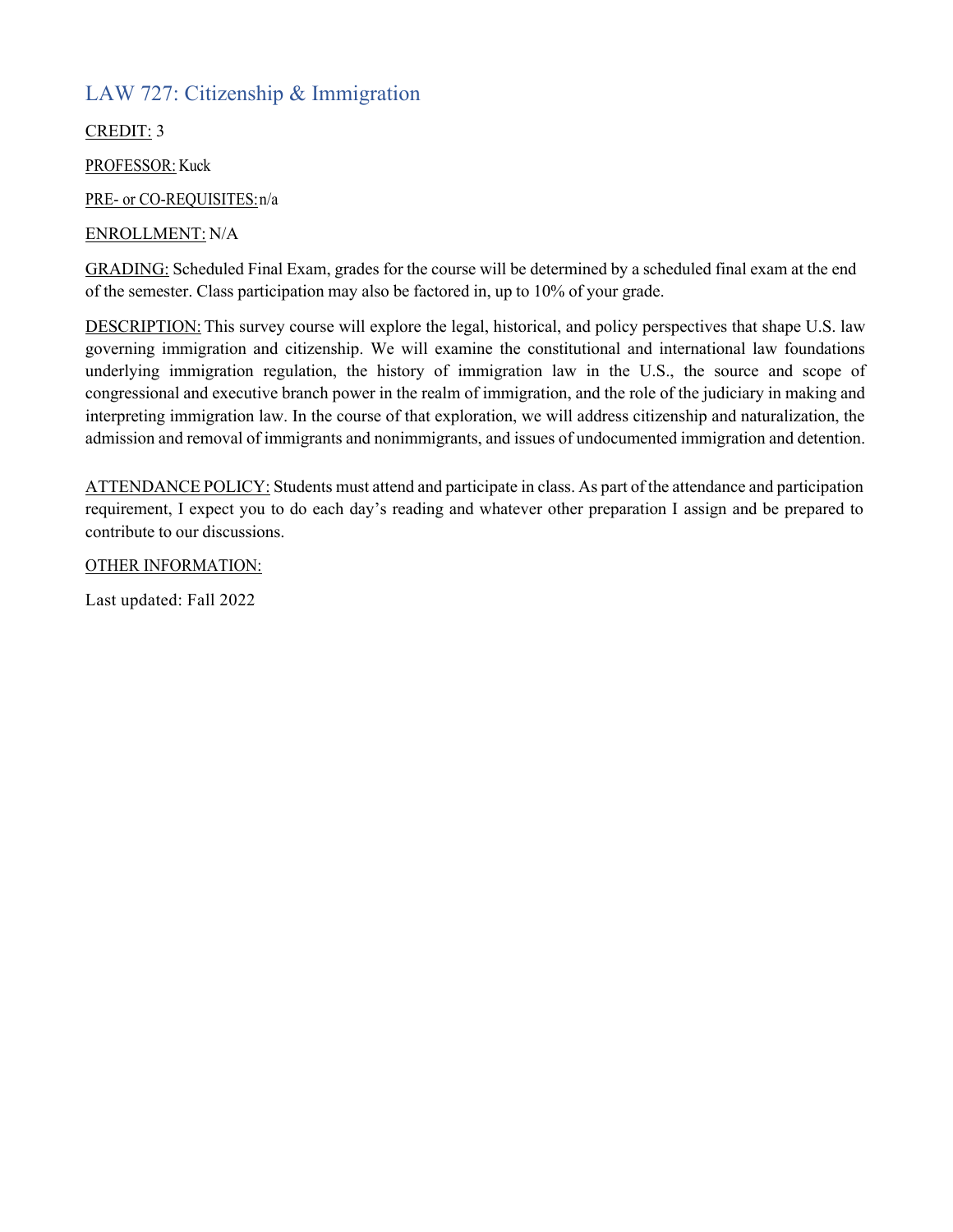## LAW 727: Citizenship & Immigration

CREDIT: 3

PROFESSOR: Kuck

PRE- or CO-REQUISITES: n/a

ENROLLMENT: N/A

GRADING: Scheduled Final Exam, grades for the course will be determined by a scheduled final exam at the end of the semester. Class participation may also be factored in, up to 10% of your grade.

DESCRIPTION: This survey course will explore the legal, historical, and policy perspectives that shape U.S. law governing immigration and citizenship. We will examine the constitutional and international law foundations underlying immigration regulation, the history of immigration law in the U.S., the source and scope of congressional and executive branch power in the realm of immigration, and the role of the judiciary in making and interpreting immigration law. In the course of that exploration, we will address citizenship and naturalization, the admission and removal of immigrants and nonimmigrants, and issues of undocumented immigration and detention.

ATTENDANCE POLICY: Students must attend and participate in class. As part of the attendance and participation requirement, I expect you to do each day's reading and whatever other preparation I assign and be prepared to contribute to our discussions.

OTHER INFORMATION:

Last updated: Fall 2022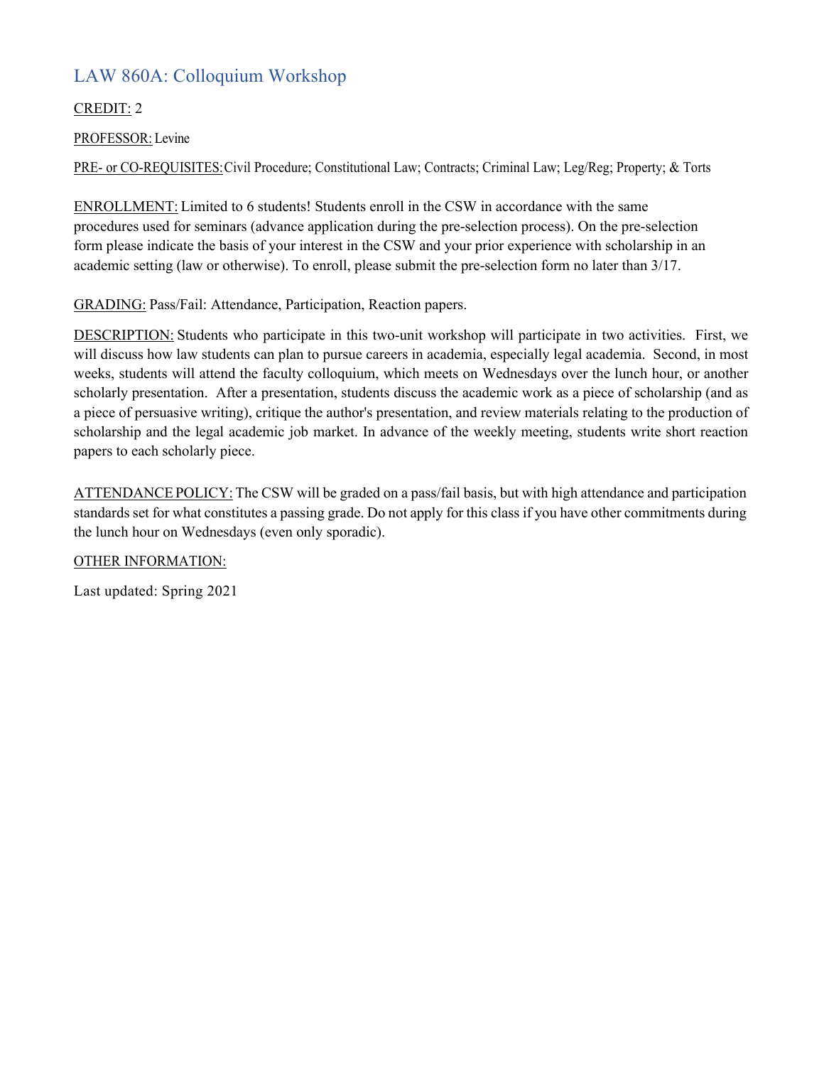## LAW 860A: Colloquium Workshop

CREDIT: 2

PROFESSOR: Levine

PRE- or CO-REQUISITES: Civil Procedure; Constitutional Law; Contracts; Criminal Law; Leg/Reg; Property; & Torts

ENROLLMENT: Limited to 6 students! Students enroll in the CSW in accordance with the same procedures used for seminars (advance application during the pre-selection process). On the pre-selection form please indicate the basis of your interest in the CSW and your prior experience with scholarship in an academic setting (law or otherwise). To enroll, please submit the pre-selection form no later than 3/17.

GRADING: Pass/Fail: Attendance, Participation, Reaction papers.

DESCRIPTION: Students who participate in this two-unit workshop will participate in two activities. First, we will discuss how law students can plan to pursue careers in academia, especially legal academia. Second, in most weeks, students will attend the faculty colloquium, which meets on Wednesdays over the lunch hour, or another scholarly presentation. After a presentation, students discuss the academic work as a piece of scholarship (and as a piece of persuasive writing), critique the author's presentation, and review materials relating to the production of scholarship and the legal academic job market. In advance of the weekly meeting, students write short reaction papers to each scholarly piece.

ATTENDANCE POLICY: The CSW will be graded on a pass/fail basis, but with high attendance and participation standards set for what constitutes a passing grade. Do not apply for this class if you have other commitments during the lunch hour on Wednesdays (even only sporadic).

OTHER INFORMATION:

Last updated: Spring 2021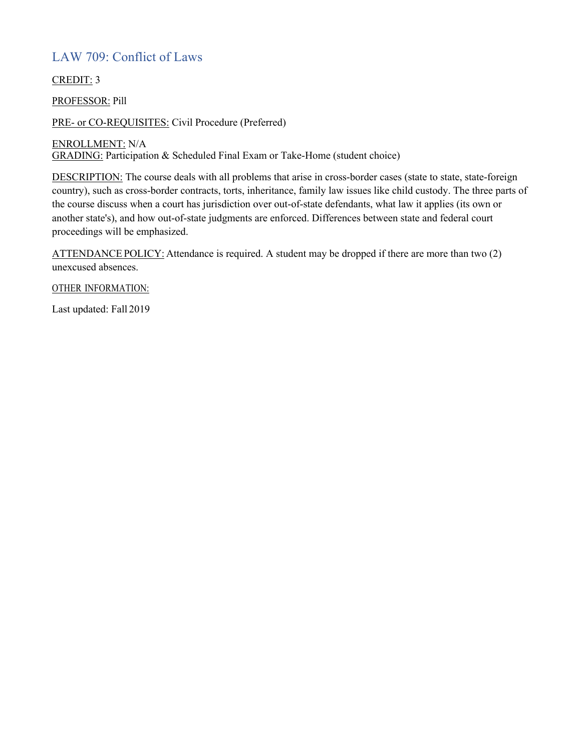## LAW 709: Conflict of Laws

<u>CREDIT:</u> 3

<u>PROFESSOR:</u> Pill

<u>PRE- or CO-REQUISITES:</u> Civil Procedure (Preferred)

<u>ENROLLMENT:</u> N/A
<u>GRADING:</u> Participation & Scheduled Final Exam or Take-Home (student choice)

<u>DESCRIPTION:</u> The course deals with all problems that arise in cross-border cases (state to state, state-foreign country), such as cross-border contracts, torts, inheritance, family law issues like child custody. The three parts of the course discuss when a court has jurisdiction over out-of-state defendants, what law it applies (its own or another state's), and how out-of-state judgments are enforced. Differences between state and federal court proceedings will be emphasized.

<u>ATTENDANCE POLICY:</u> Attendance is required. A student may be dropped if there are more than two (2) unexcused absences.

<u>OTHER INFORMATION:</u>

Last updated: Fall 2019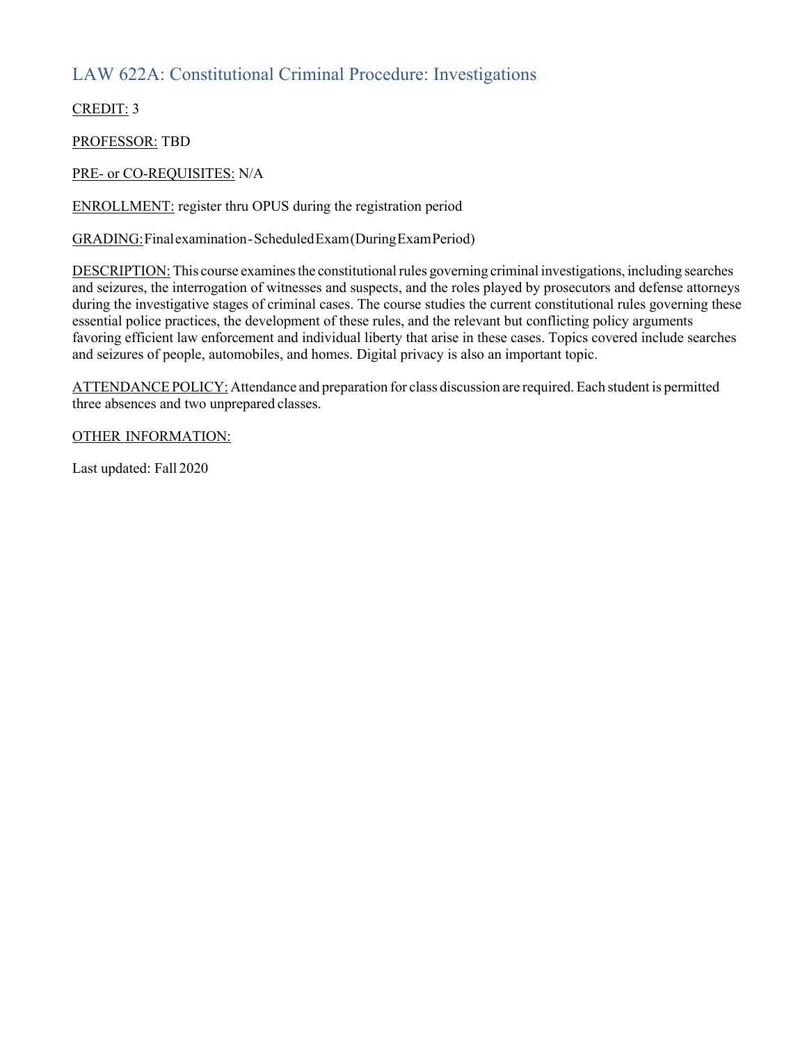## LAW 622A: Constitutional Criminal Procedure: Investigations

<u>CREDIT:</u> 3

<u>PROFESSOR:</u> TBD

<u>PRE- or CO-REQUISITES:</u> N/A

<u>ENROLLMENT:</u> register thru OPUS during the registration period

<u>GRADING:</u> Final examination - Scheduled Exam (During Exam Period)

<u>DESCRIPTION:</u> This course examines the constitutional rules governing criminal investigations, including searches and seizures, the interrogation of witnesses and suspects, and the roles played by prosecutors and defense attorneys during the investigative stages of criminal cases. The course studies the current constitutional rules governing these essential police practices, the development of these rules, and the relevant but conflicting policy arguments favoring efficient law enforcement and individual liberty that arise in these cases. Topics covered include searches and seizures of people, automobiles, and homes. Digital privacy is also an important topic.

<u>ATTENDANCE POLICY:</u> Attendance and preparation for class discussion are required. Each student is permitted three absences and two unprepared classes.

<u>OTHER INFORMATION:</u>

Last updated: Fall 2020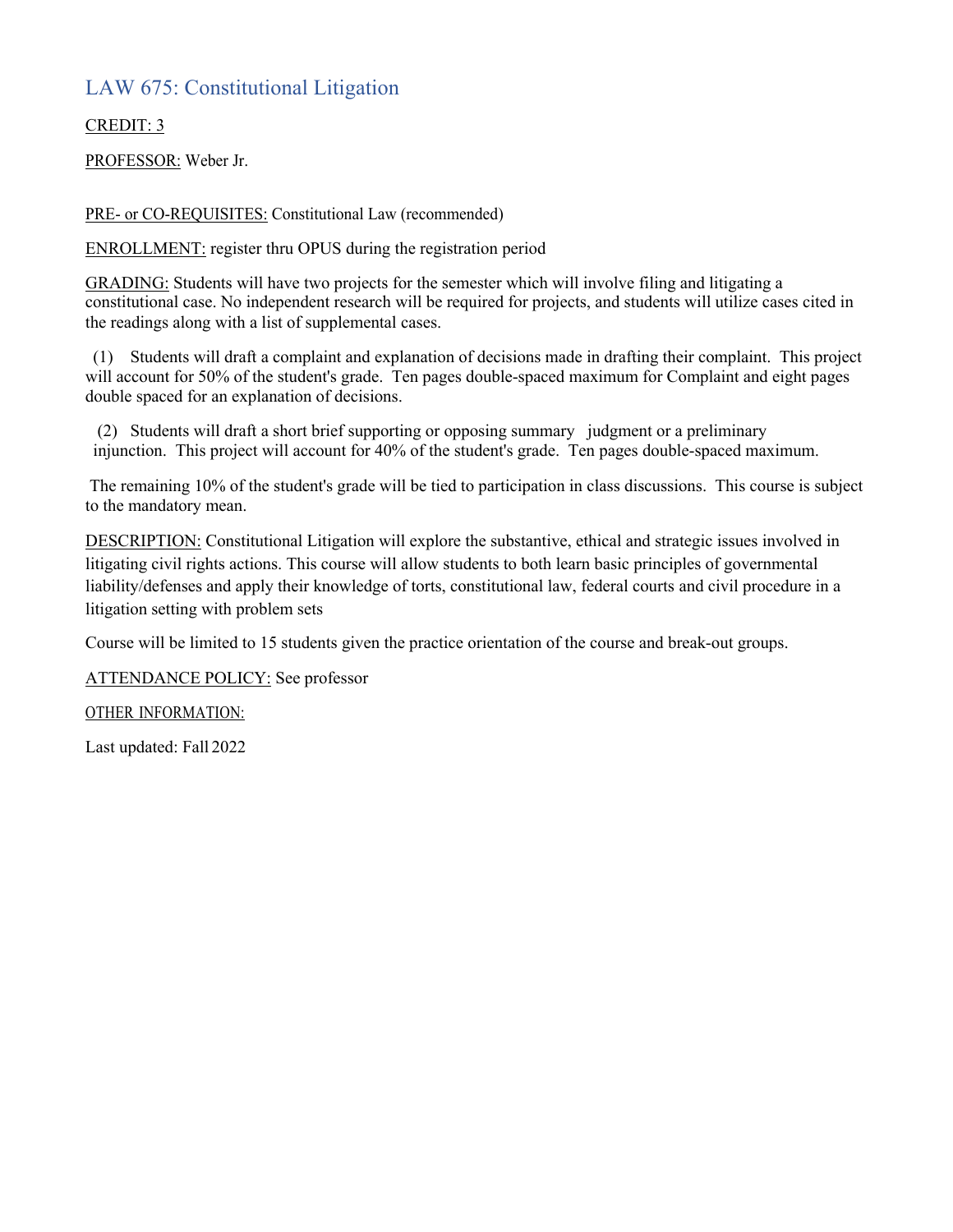## LAW 675: Constitutional Litigation

CREDIT: 3

PROFESSOR: Weber Jr.

PRE- or CO-REQUISITES: Constitutional Law (recommended)

ENROLLMENT: register thru OPUS during the registration period

GRADING: Students will have two projects for the semester which will involve filing and litigating a constitutional case. No independent research will be required for projects, and students will utilize cases cited in the readings along with a list of supplemental cases.

(1) Students will draft a complaint and explanation of decisions made in drafting their complaint. This project will account for 50% of the student's grade. Ten pages double-spaced maximum for Complaint and eight pages double spaced for an explanation of decisions.

(2) Students will draft a short brief supporting or opposing summary judgment or a preliminary injunction. This project will account for 40% of the student's grade. Ten pages double-spaced maximum.

The remaining 10% of the student's grade will be tied to participation in class discussions. This course is subject to the mandatory mean.

DESCRIPTION: Constitutional Litigation will explore the substantive, ethical and strategic issues involved in litigating civil rights actions. This course will allow students to both learn basic principles of governmental liability/defenses and apply their knowledge of torts, constitutional law, federal courts and civil procedure in a litigation setting with problem sets

Course will be limited to 15 students given the practice orientation of the course and break-out groups.

ATTENDANCE POLICY: See professor

OTHER INFORMATION:

Last updated: Fall 2022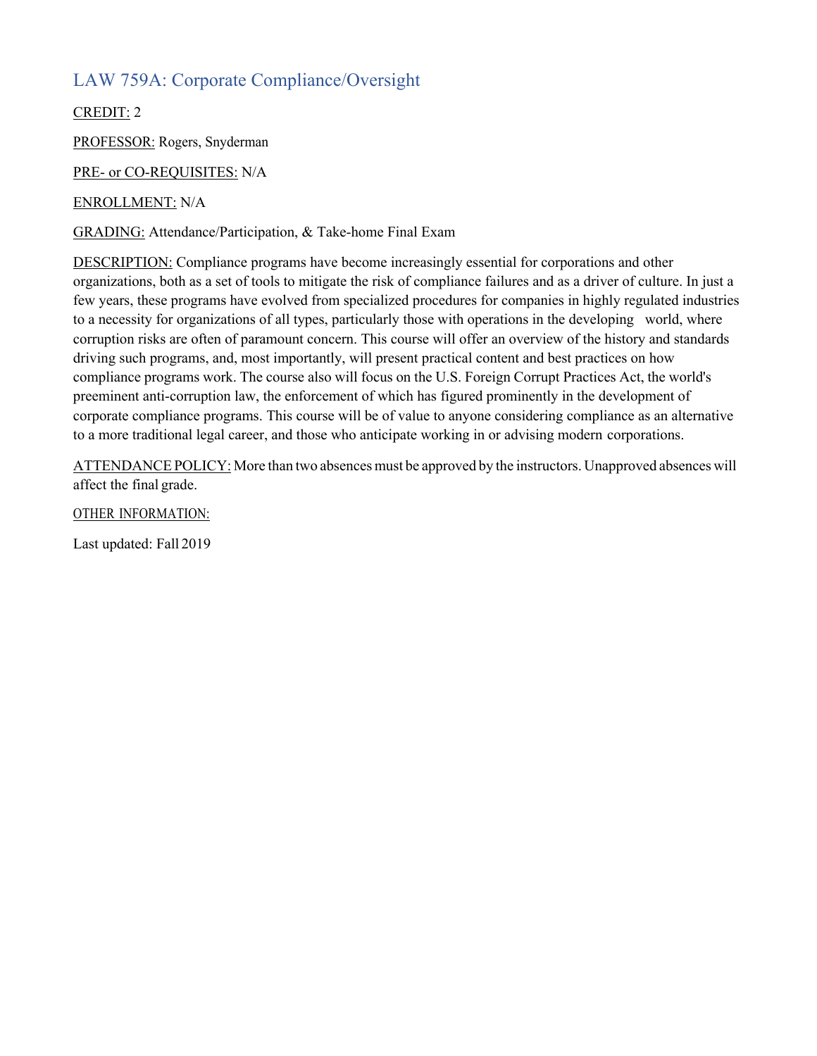## LAW 759A: Corporate Compliance/Oversight

CREDIT: 2

PROFESSOR: Rogers, Snyderman

PRE- or CO-REQUISITES: N/A

ENROLLMENT: N/A

GRADING: Attendance/Participation, & Take-home Final Exam

DESCRIPTION: Compliance programs have become increasingly essential for corporations and other organizations, both as a set of tools to mitigate the risk of compliance failures and as a driver of culture. In just a few years, these programs have evolved from specialized procedures for companies in highly regulated industries to a necessity for organizations of all types, particularly those with operations in the developing world, where corruption risks are often of paramount concern. This course will offer an overview of the history and standards driving such programs, and, most importantly, will present practical content and best practices on how compliance programs work. The course also will focus on the U.S. Foreign Corrupt Practices Act, the world's preeminent anti-corruption law, the enforcement of which has figured prominently in the development of corporate compliance programs. This course will be of value to anyone considering compliance as an alternative to a more traditional legal career, and those who anticipate working in or advising modern corporations.

ATTENDANCE POLICY: More than two absences must be approved by the instructors. Unapproved absences will affect the final grade.

OTHER INFORMATION:

Last updated: Fall 2019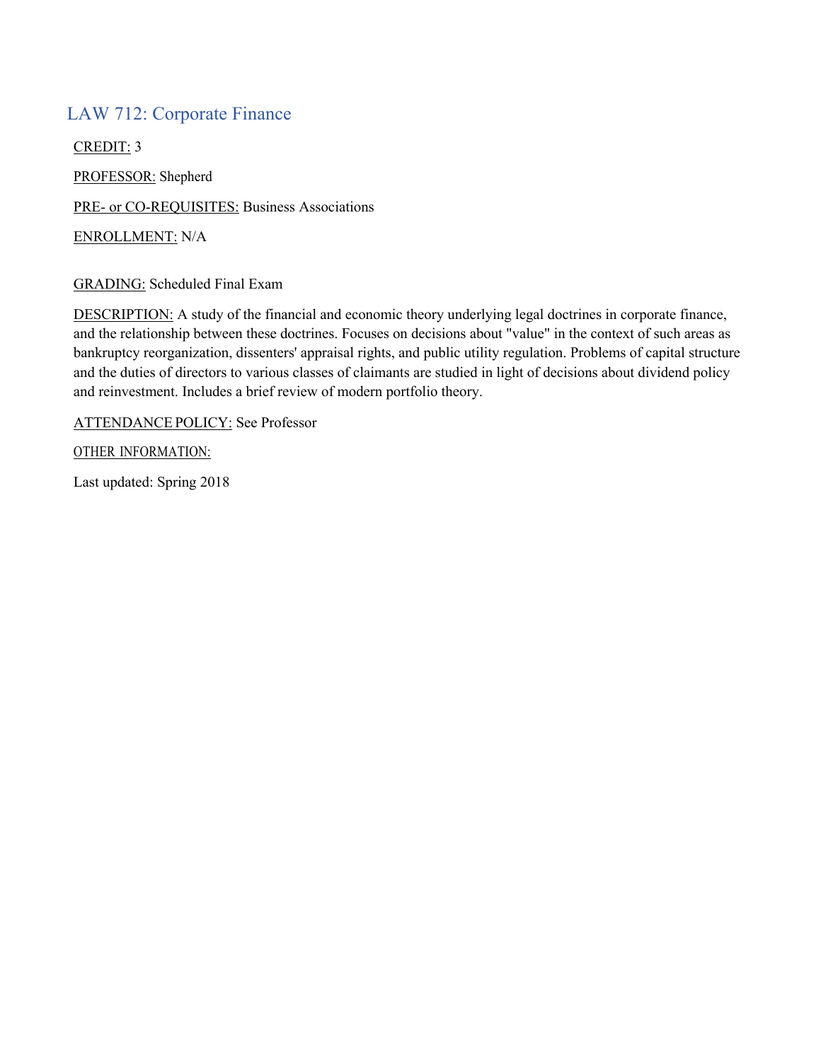## LAW 712: Corporate Finance

CREDIT: 3

PROFESSOR: Shepherd

PRE- or CO-REQUISITES: Business Associations

ENROLLMENT: N/A

GRADING: Scheduled Final Exam

DESCRIPTION: A study of the financial and economic theory underlying legal doctrines in corporate finance, and the relationship between these doctrines. Focuses on decisions about "value" in the context of such areas as bankruptcy reorganization, dissenters' appraisal rights, and public utility regulation. Problems of capital structure and the duties of directors to various classes of claimants are studied in light of decisions about dividend policy and reinvestment. Includes a brief review of modern portfolio theory.

ATTENDANCE POLICY: See Professor

OTHER INFORMATION:

Last updated: Spring 2018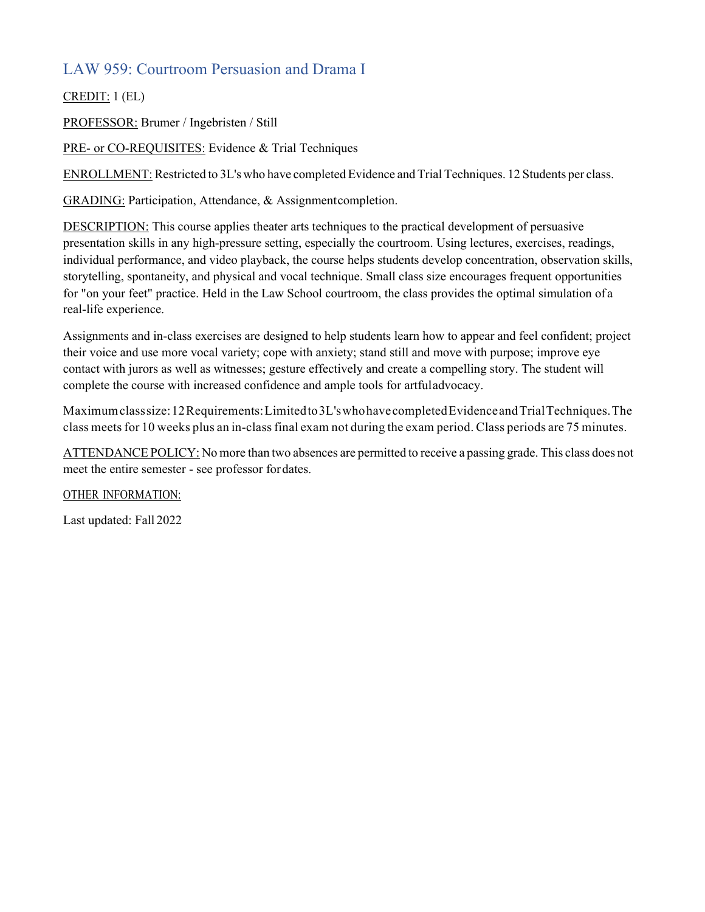## LAW 959: Courtroom Persuasion and Drama I

CREDIT: 1 (EL)

PROFESSOR: Brumer / Ingebristen / Still

PRE- or CO-REQUISITES: Evidence & Trial Techniques

ENROLLMENT: Restricted to 3L's who have completed Evidence and Trial Techniques. 12 Students per class.

GRADING: Participation, Attendance, & Assignment completion.

DESCRIPTION: This course applies theater arts techniques to the practical development of persuasive presentation skills in any high-pressure setting, especially the courtroom. Using lectures, exercises, readings, individual performance, and video playback, the course helps students develop concentration, observation skills, storytelling, spontaneity, and physical and vocal technique. Small class size encourages frequent opportunities for "on your feet" practice. Held in the Law School courtroom, the class provides the optimal simulation of a real-life experience.

Assignments and in-class exercises are designed to help students learn how to appear and feel confident; project their voice and use more vocal variety; cope with anxiety; stand still and move with purpose; improve eye contact with jurors as well as witnesses; gesture effectively and create a compelling story. The student will complete the course with increased confidence and ample tools for artful advocacy.

Maximum class size: 12 Requirements: Limited to 3L's who have completed Evidence and Trial Techniques. The class meets for 10 weeks plus an in-class final exam not during the exam period. Class periods are 75 minutes.

ATTENDANCE POLICY: No more than two absences are permitted to receive a passing grade. This class does not meet the entire semester - see professor for dates.

OTHER INFORMATION:

Last updated: Fall 2022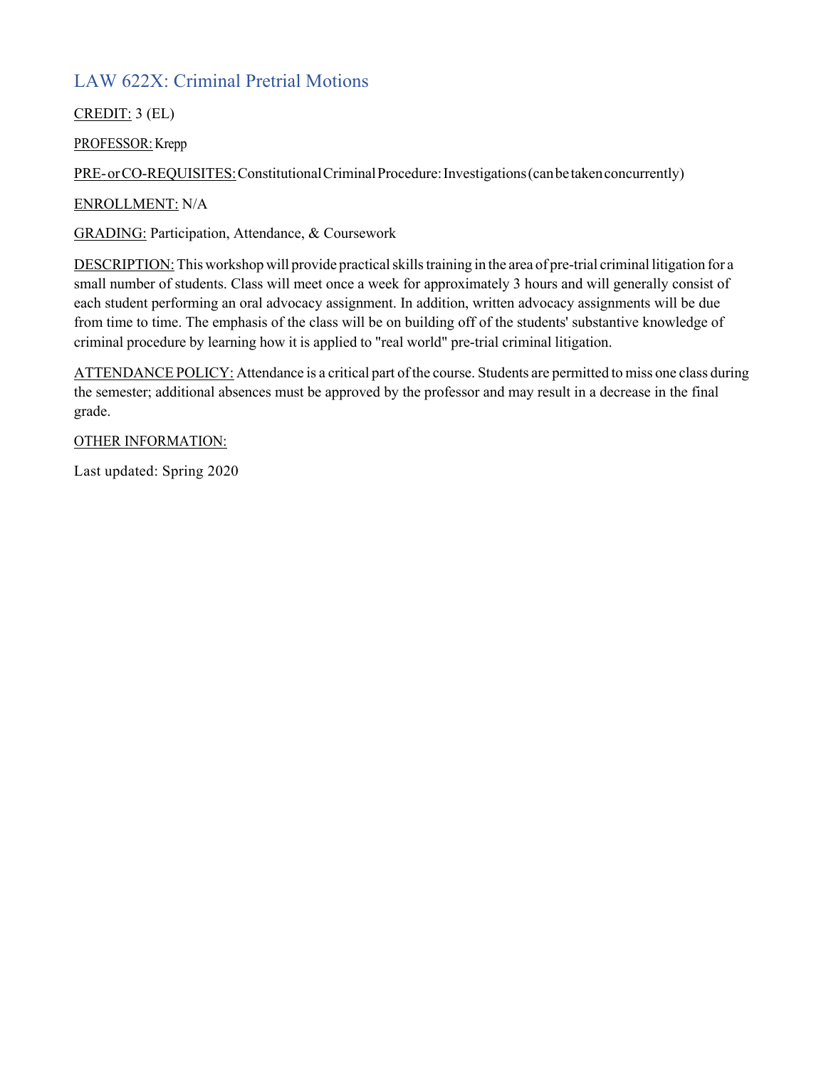## LAW 622X: Criminal Pretrial Motions

CREDIT: 3 (EL)

PROFESSOR: Krepp

PRE- or CO-REQUISITES: Constitutional Criminal Procedure: Investigations (can be taken concurrently)

ENROLLMENT: N/A

GRADING: Participation, Attendance, & Coursework

DESCRIPTION: This workshop will provide practical skills training in the area of pre-trial criminal litigation for a small number of students. Class will meet once a week for approximately 3 hours and will generally consist of each student performing an oral advocacy assignment. In addition, written advocacy assignments will be due from time to time. The emphasis of the class will be on building off of the students' substantive knowledge of criminal procedure by learning how it is applied to "real world" pre-trial criminal litigation.

ATTENDANCE POLICY: Attendance is a critical part of the course. Students are permitted to miss one class during the semester; additional absences must be approved by the professor and may result in a decrease in the final grade.

OTHER INFORMATION:

Last updated: Spring 2020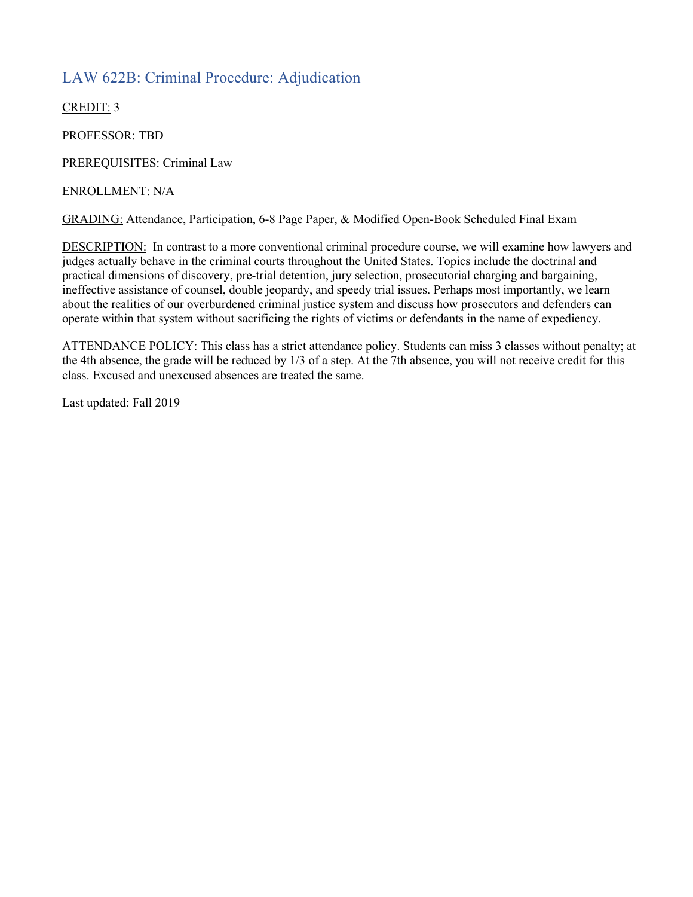## LAW 622B: Criminal Procedure: Adjudication

CREDIT: 3

PROFESSOR: TBD

PREREQUISITES: Criminal Law

ENROLLMENT: N/A

GRADING: Attendance, Participation, 6-8 Page Paper, & Modified Open-Book Scheduled Final Exam

DESCRIPTION: In contrast to a more conventional criminal procedure course, we will examine how lawyers and judges actually behave in the criminal courts throughout the United States. Topics include the doctrinal and practical dimensions of discovery, pre-trial detention, jury selection, prosecutorial charging and bargaining, ineffective assistance of counsel, double jeopardy, and speedy trial issues. Perhaps most importantly, we learn about the realities of our overburdened criminal justice system and discuss how prosecutors and defenders can operate within that system without sacrificing the rights of victims or defendants in the name of expediency.

ATTENDANCE POLICY: This class has a strict attendance policy. Students can miss 3 classes without penalty; at the 4th absence, the grade will be reduced by 1/3 of a step. At the 7th absence, you will not receive credit for this class. Excused and unexcused absences are treated the same.

Last updated: Fall 2019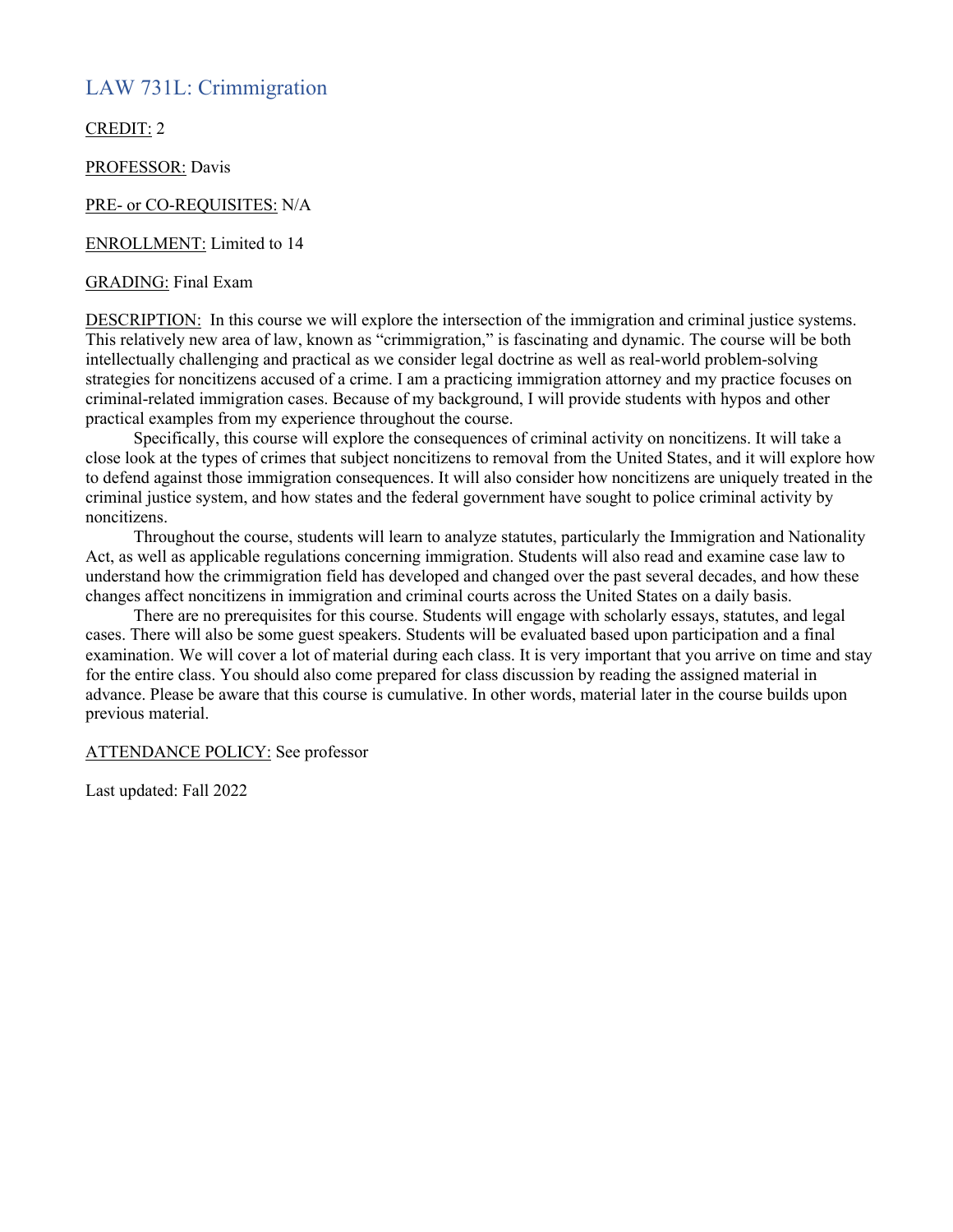## LAW 731L: Crimmigration

<u>CREDIT:</u> 2

<u>PROFESSOR:</u> Davis

<u>PRE- or CO-REQUISITES:</u> N/A

<u>ENROLLMENT:</u> Limited to 14

<u>GRADING:</u> Final Exam

<u>DESCRIPTION:</u> In this course we will explore the intersection of the immigration and criminal justice systems. This relatively new area of law, known as "crimmigration," is fascinating and dynamic. The course will be both intellectually challenging and practical as we consider legal doctrine as well as real-world problem-solving strategies for noncitizens accused of a crime. I am a practicing immigration attorney and my practice focuses on criminal-related immigration cases. Because of my background, I will provide students with hypos and other practical examples from my experience throughout the course.

Specifically, this course will explore the consequences of criminal activity on noncitizens. It will take a close look at the types of crimes that subject noncitizens to removal from the United States, and it will explore how to defend against those immigration consequences. It will also consider how noncitizens are uniquely treated in the criminal justice system, and how states and the federal government have sought to police criminal activity by noncitizens.

Throughout the course, students will learn to analyze statutes, particularly the Immigration and Nationality Act, as well as applicable regulations concerning immigration. Students will also read and examine case law to understand how the crimmigration field has developed and changed over the past several decades, and how these changes affect noncitizens in immigration and criminal courts across the United States on a daily basis.

There are no prerequisites for this course. Students will engage with scholarly essays, statutes, and legal cases. There will also be some guest speakers. Students will be evaluated based upon participation and a final examination. We will cover a lot of material during each class. It is very important that you arrive on time and stay for the entire class. You should also come prepared for class discussion by reading the assigned material in advance. Please be aware that this course is cumulative. In other words, material later in the course builds upon previous material.

<u>ATTENDANCE POLICY:</u> See professor

Last updated: Fall 2022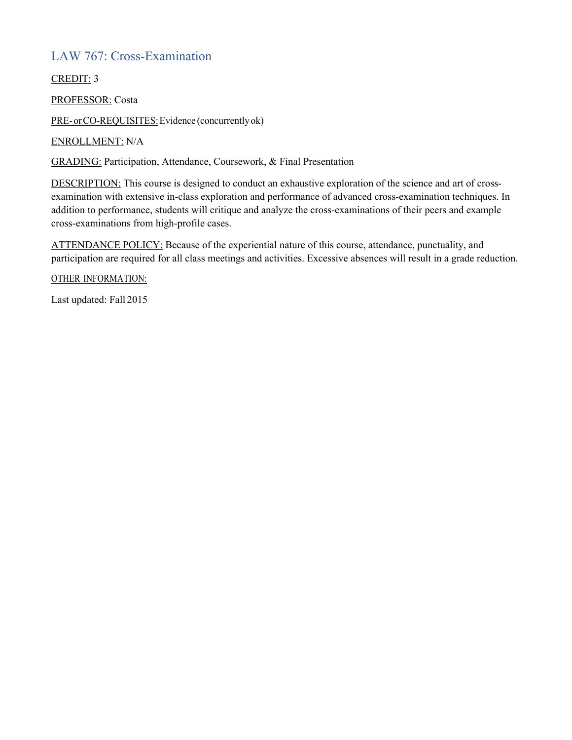## LAW 767: Cross-Examination

CREDIT: 3

PROFESSOR: Costa

PRE- or CO-REQUISITES: Evidence (concurrently ok)

ENROLLMENT: N/A

GRADING: Participation, Attendance, Coursework, & Final Presentation

DESCRIPTION: This course is designed to conduct an exhaustive exploration of the science and art of cross-examination with extensive in-class exploration and performance of advanced cross-examination techniques. In addition to performance, students will critique and analyze the cross-examinations of their peers and example cross-examinations from high-profile cases.

ATTENDANCE POLICY: Because of the experiential nature of this course, attendance, punctuality, and participation are required for all class meetings and activities. Excessive absences will result in a grade reduction.

OTHER INFORMATION:

Last updated: Fall 2015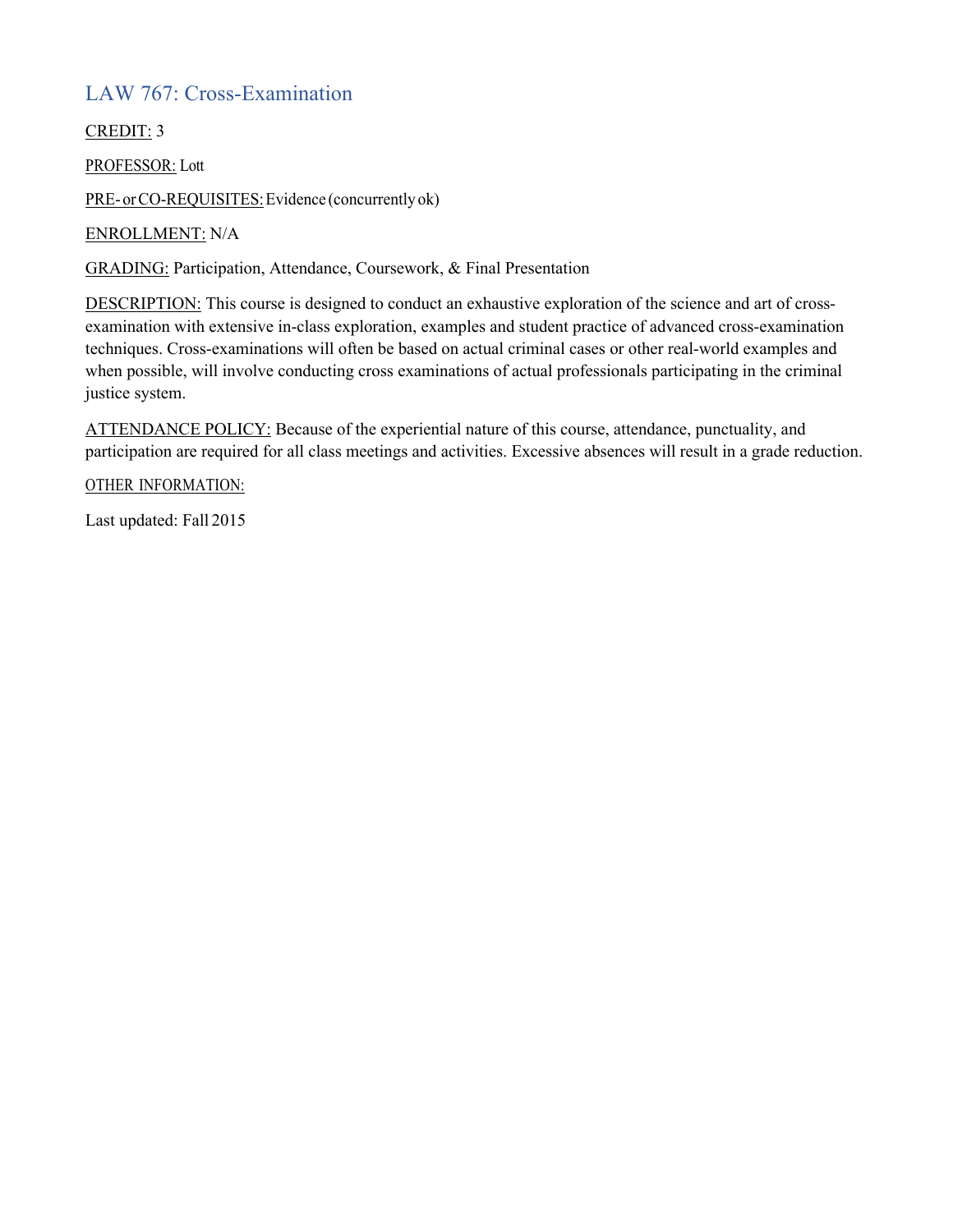## LAW 767: Cross-Examination

CREDIT: 3

PROFESSOR: Lott

PRE- or CO-REQUISITES: Evidence (concurrently ok)

ENROLLMENT: N/A

GRADING: Participation, Attendance, Coursework, & Final Presentation

DESCRIPTION: This course is designed to conduct an exhaustive exploration of the science and art of cross-examination with extensive in-class exploration, examples and student practice of advanced cross-examination techniques. Cross-examinations will often be based on actual criminal cases or other real-world examples and when possible, will involve conducting cross examinations of actual professionals participating in the criminal justice system.

ATTENDANCE POLICY: Because of the experiential nature of this course, attendance, punctuality, and participation are required for all class meetings and activities. Excessive absences will result in a grade reduction.

OTHER INFORMATION:

Last updated: Fall 2015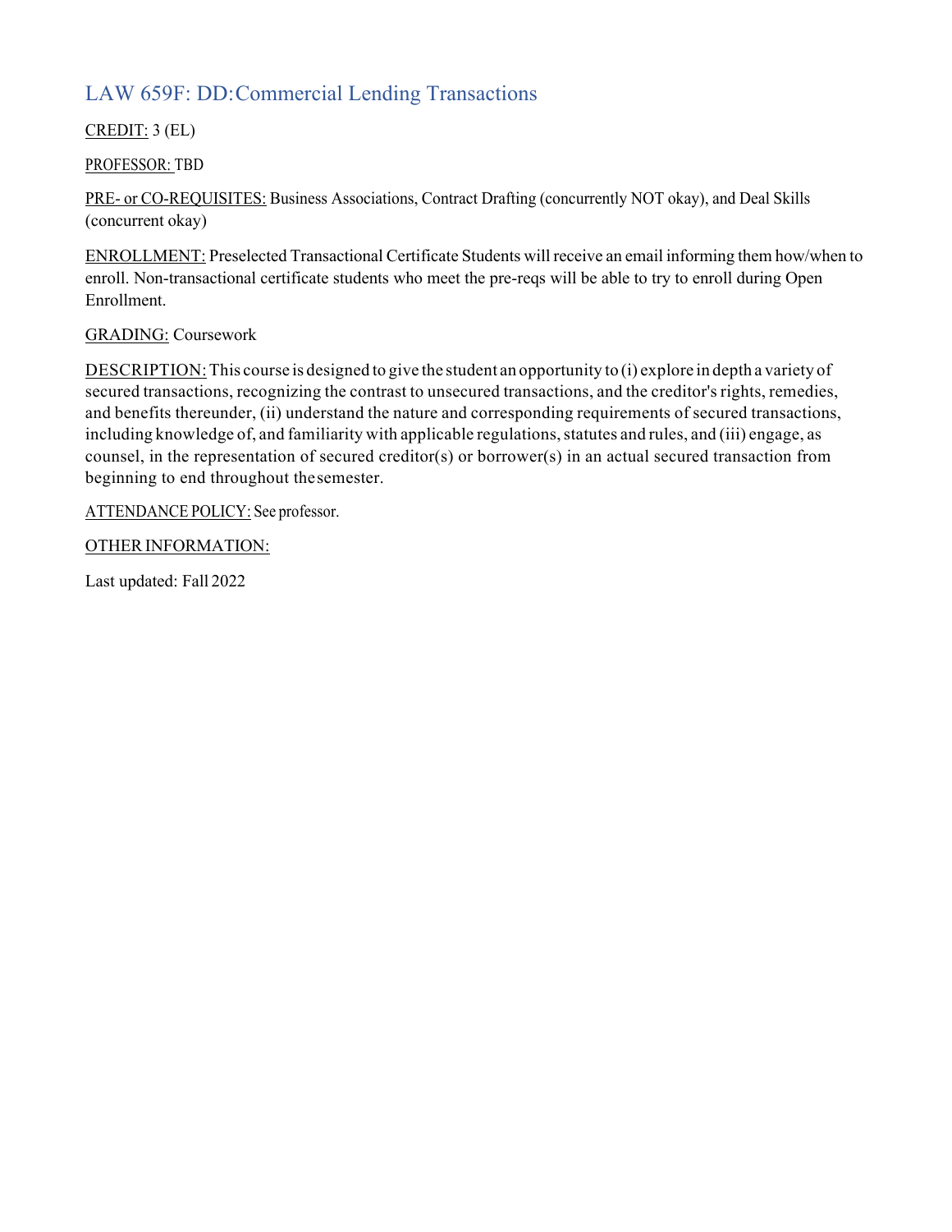## LAW 659F: DD:Commercial Lending Transactions

CREDIT: 3 (EL)

PROFESSOR: TBD

PRE- or CO-REQUISITES: Business Associations, Contract Drafting (concurrently NOT okay), and Deal Skills (concurrent okay)

ENROLLMENT: Preselected Transactional Certificate Students will receive an email informing them how/when to enroll. Non-transactional certificate students who meet the pre-reqs will be able to try to enroll during Open Enrollment.

GRADING: Coursework

DESCRIPTION: This course is designed to give the student an opportunity to (i) explore in depth a variety of secured transactions, recognizing the contrast to unsecured transactions, and the creditor's rights, remedies, and benefits thereunder, (ii) understand the nature and corresponding requirements of secured transactions, including knowledge of, and familiarity with applicable regulations, statutes and rules, and (iii) engage, as counsel, in the representation of secured creditor(s) or borrower(s) in an actual secured transaction from beginning to end throughout the semester.

ATTENDANCE POLICY: See professor.

OTHER INFORMATION:

Last updated: Fall 2022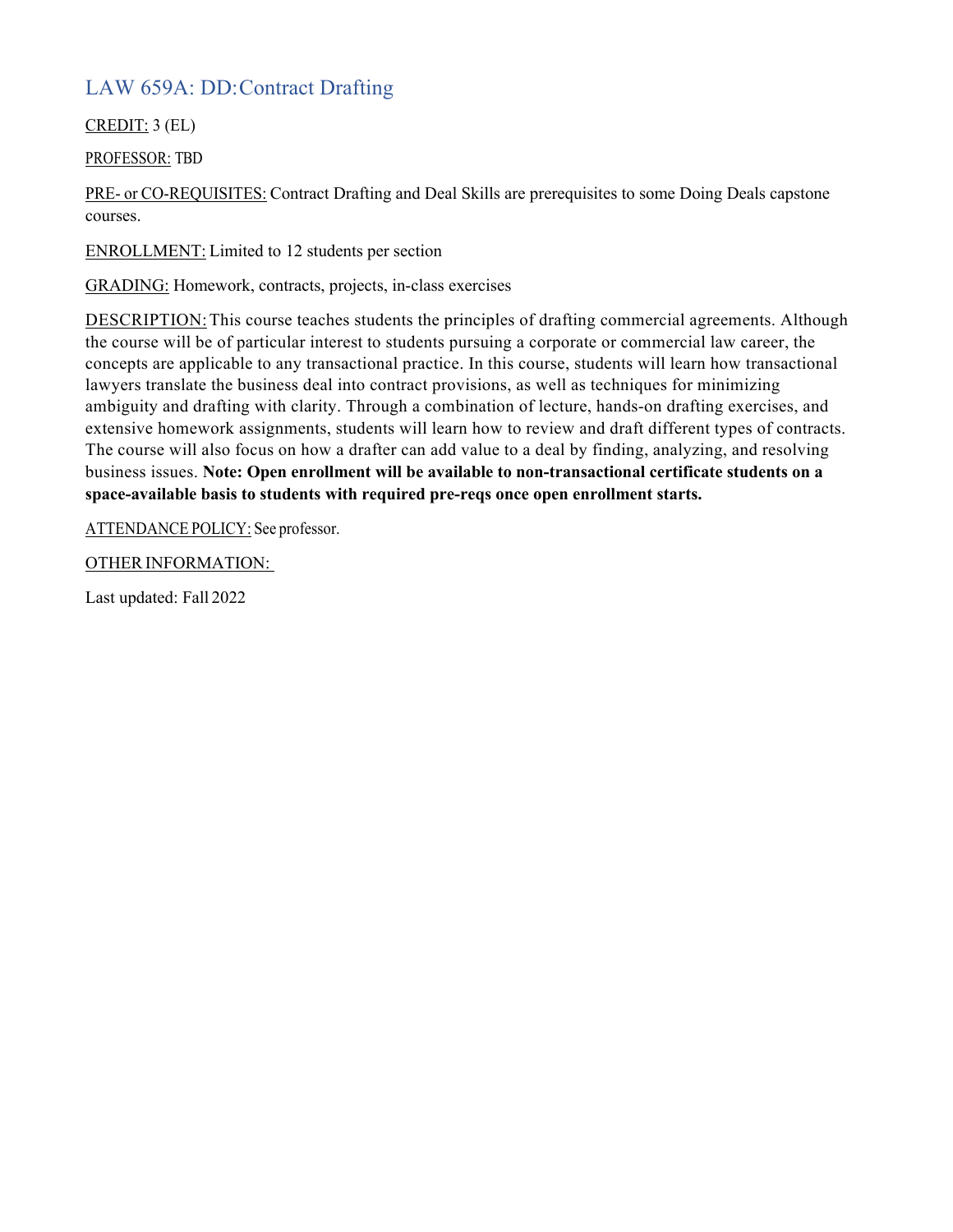## LAW 659A: DD:Contract Drafting

CREDIT: 3 (EL)

PROFESSOR: TBD

PRE- or CO-REQUISITES: Contract Drafting and Deal Skills are prerequisites to some Doing Deals capstone courses.

ENROLLMENT: Limited to 12 students per section

GRADING: Homework, contracts, projects, in-class exercises

DESCRIPTION: This course teaches students the principles of drafting commercial agreements. Although the course will be of particular interest to students pursuing a corporate or commercial law career, the concepts are applicable to any transactional practice. In this course, students will learn how transactional lawyers translate the business deal into contract provisions, as well as techniques for minimizing ambiguity and drafting with clarity. Through a combination of lecture, hands-on drafting exercises, and extensive homework assignments, students will learn how to review and draft different types of contracts. The course will also focus on how a drafter can add value to a deal by finding, analyzing, and resolving business issues. **Note: Open enrollment will be available to non-transactional certificate students on a space-available basis to students with required pre-reqs once open enrollment starts.**

ATTENDANCE POLICY: See professor.

OTHER INFORMATION:

Last updated: Fall 2022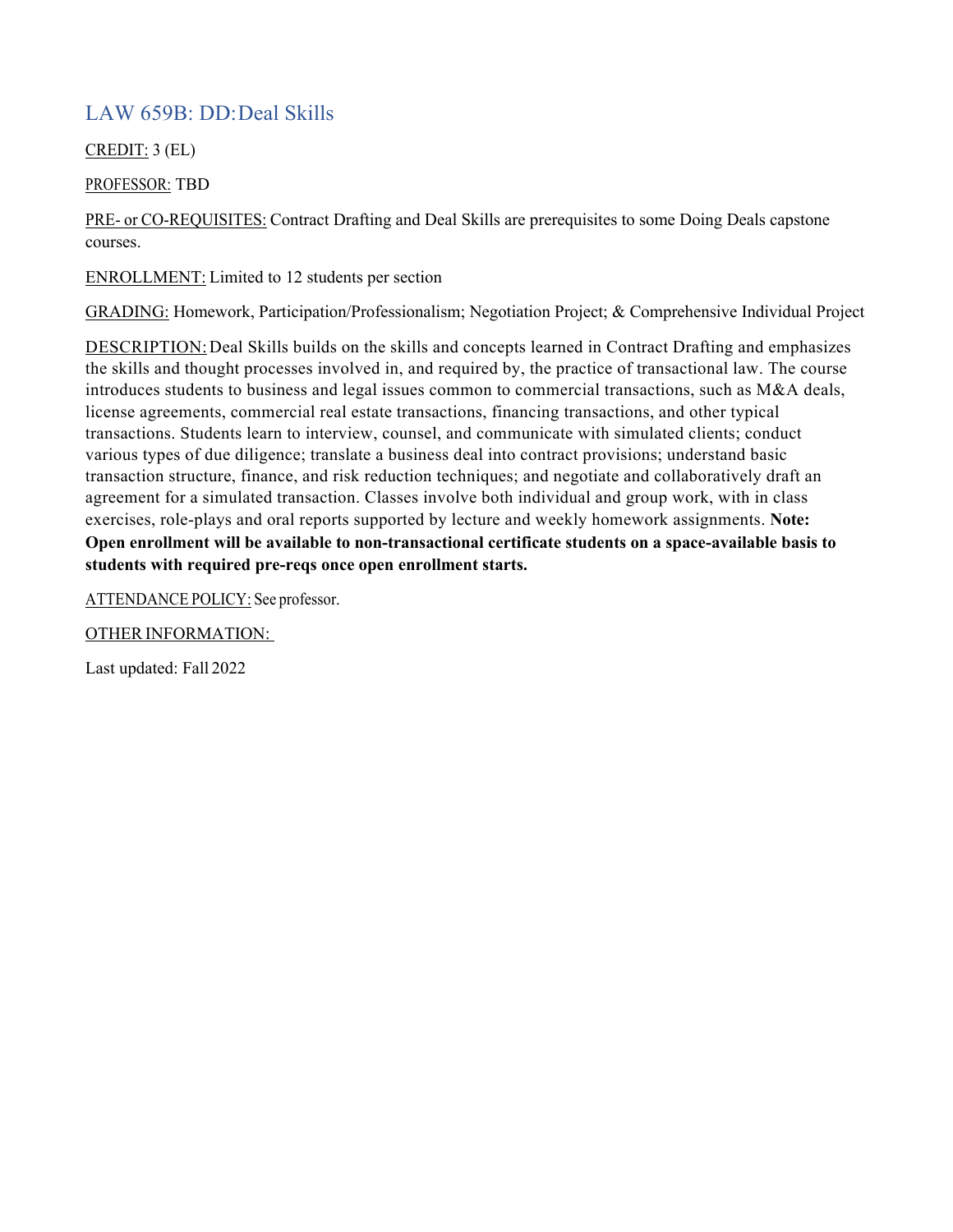## LAW 659B: DD: Deal Skills

CREDIT: 3 (EL)

PROFESSOR: TBD

PRE- or CO-REQUISITES: Contract Drafting and Deal Skills are prerequisites to some Doing Deals capstone courses.

ENROLLMENT: Limited to 12 students per section

GRADING: Homework, Participation/Professionalism; Negotiation Project; & Comprehensive Individual Project

DESCRIPTION: Deal Skills builds on the skills and concepts learned in Contract Drafting and emphasizes the skills and thought processes involved in, and required by, the practice of transactional law. The course introduces students to business and legal issues common to commercial transactions, such as M&A deals, license agreements, commercial real estate transactions, financing transactions, and other typical transactions. Students learn to interview, counsel, and communicate with simulated clients; conduct various types of due diligence; translate a business deal into contract provisions; understand basic transaction structure, finance, and risk reduction techniques; and negotiate and collaboratively draft an agreement for a simulated transaction. Classes involve both individual and group work, with in class exercises, role-plays and oral reports supported by lecture and weekly homework assignments. **Note: Open enrollment will be available to non-transactional certificate students on a space-available basis to students with required pre-reqs once open enrollment starts.**

ATTENDANCE POLICY: See professor.

OTHER INFORMATION:

Last updated: Fall 2022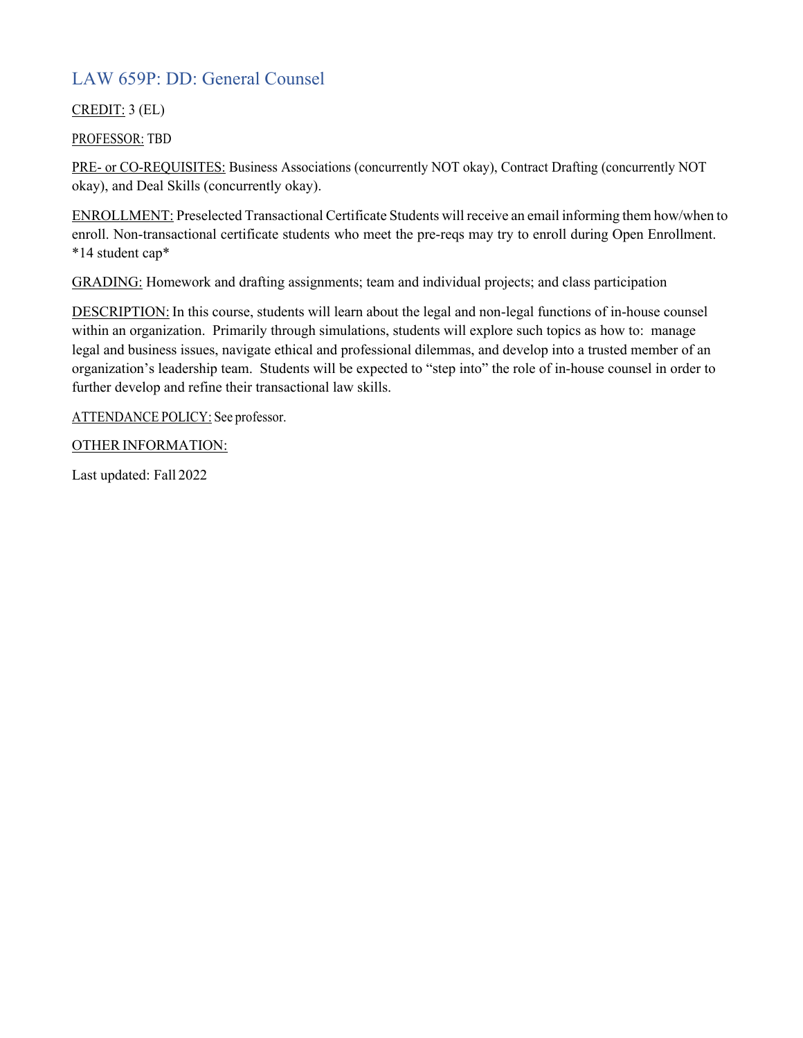## LAW 659P: DD: General Counsel

CREDIT: 3 (EL)

PROFESSOR: TBD

PRE- or CO-REQUISITES: Business Associations (concurrently NOT okay), Contract Drafting (concurrently NOT okay), and Deal Skills (concurrently okay).

ENROLLMENT: Preselected Transactional Certificate Students will receive an email informing them how/when to enroll. Non-transactional certificate students who meet the pre-reqs may try to enroll during Open Enrollment. *14 student cap*

GRADING: Homework and drafting assignments; team and individual projects; and class participation

DESCRIPTION: In this course, students will learn about the legal and non-legal functions of in-house counsel within an organization. Primarily through simulations, students will explore such topics as how to: manage legal and business issues, navigate ethical and professional dilemmas, and develop into a trusted member of an organization's leadership team. Students will be expected to "step into" the role of in-house counsel in order to further develop and refine their transactional law skills.

ATTENDANCE POLICY: See professor.

OTHER INFORMATION:

Last updated: Fall 2022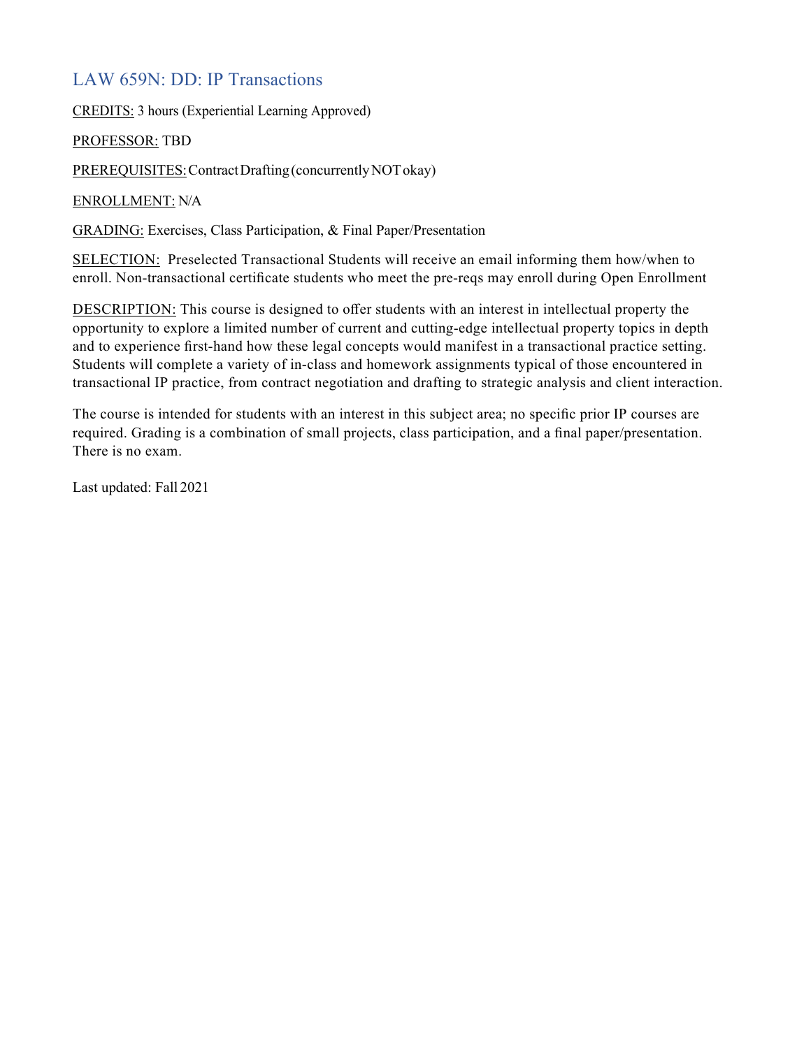## LAW 659N: DD: IP Transactions

CREDITS: 3 hours (Experiential Learning Approved)

PROFESSOR: TBD

PREREQUISITES: Contract Drafting (concurrently NOT okay)

ENROLLMENT: N/A

GRADING: Exercises, Class Participation, & Final Paper/Presentation

SELECTION: Preselected Transactional Students will receive an email informing them how/when to enroll. Non-transactional certificate students who meet the pre-reqs may enroll during Open Enrollment

DESCRIPTION: This course is designed to offer students with an interest in intellectual property the opportunity to explore a limited number of current and cutting-edge intellectual property topics in depth and to experience first-hand how these legal concepts would manifest in a transactional practice setting. Students will complete a variety of in-class and homework assignments typical of those encountered in transactional IP practice, from contract negotiation and drafting to strategic analysis and client interaction.

The course is intended for students with an interest in this subject area; no specific prior IP courses are required. Grading is a combination of small projects, class participation, and a final paper/presentation. There is no exam.

Last updated: Fall 2021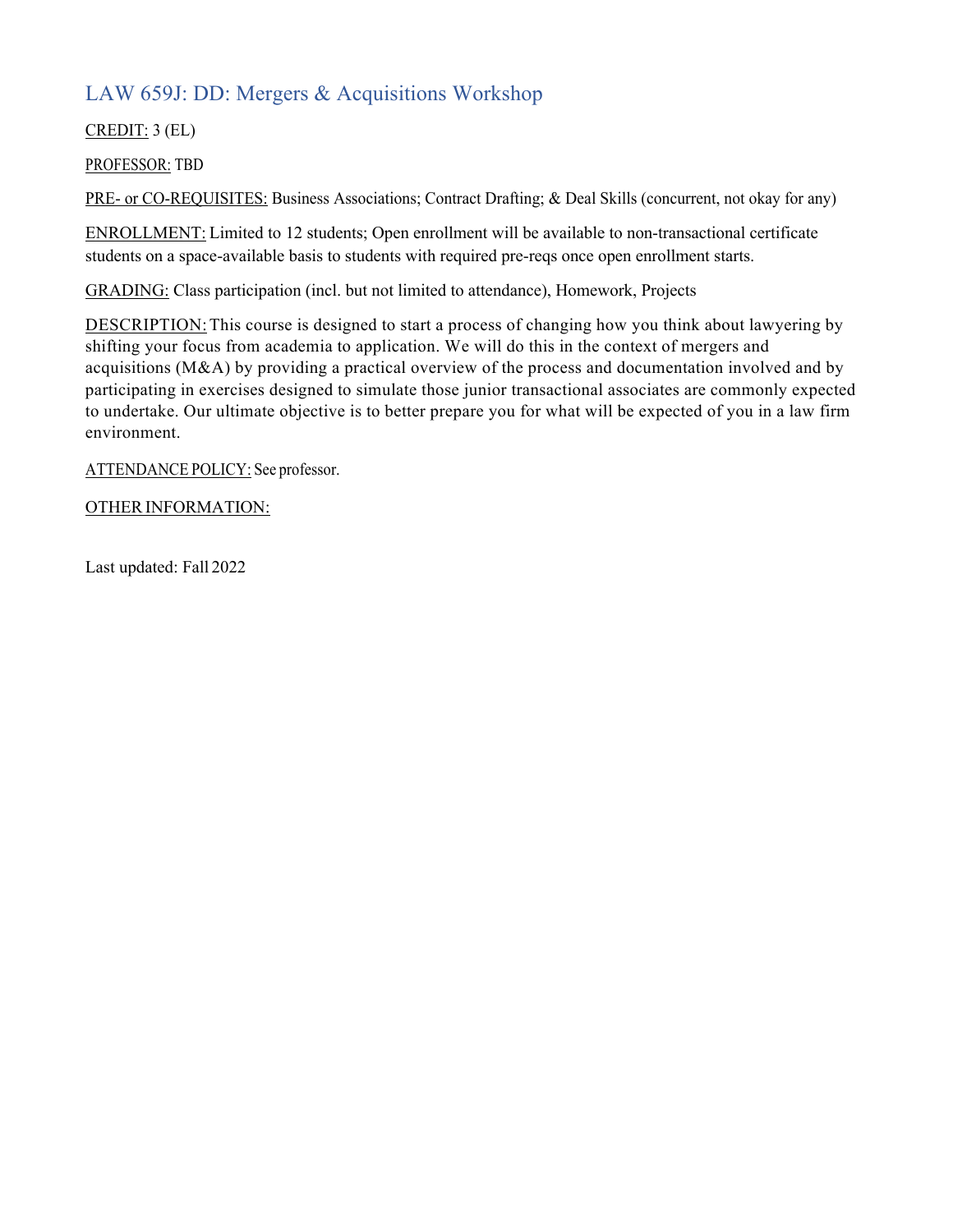## LAW 659J: DD: Mergers & Acquisitions Workshop

CREDIT: 3 (EL)

PROFESSOR: TBD

PRE- or CO-REQUISITES: Business Associations; Contract Drafting; & Deal Skills (concurrent, not okay for any)

ENROLLMENT: Limited to 12 students; Open enrollment will be available to non-transactional certificate students on a space-available basis to students with required pre-reqs once open enrollment starts.

GRADING: Class participation (incl. but not limited to attendance), Homework, Projects

DESCRIPTION: This course is designed to start a process of changing how you think about lawyering by shifting your focus from academia to application. We will do this in the context of mergers and acquisitions (M&A) by providing a practical overview of the process and documentation involved and by participating in exercises designed to simulate those junior transactional associates are commonly expected to undertake. Our ultimate objective is to better prepare you for what will be expected of you in a law firm environment.

ATTENDANCE POLICY: See professor.

OTHER INFORMATION:

Last updated: Fall 2022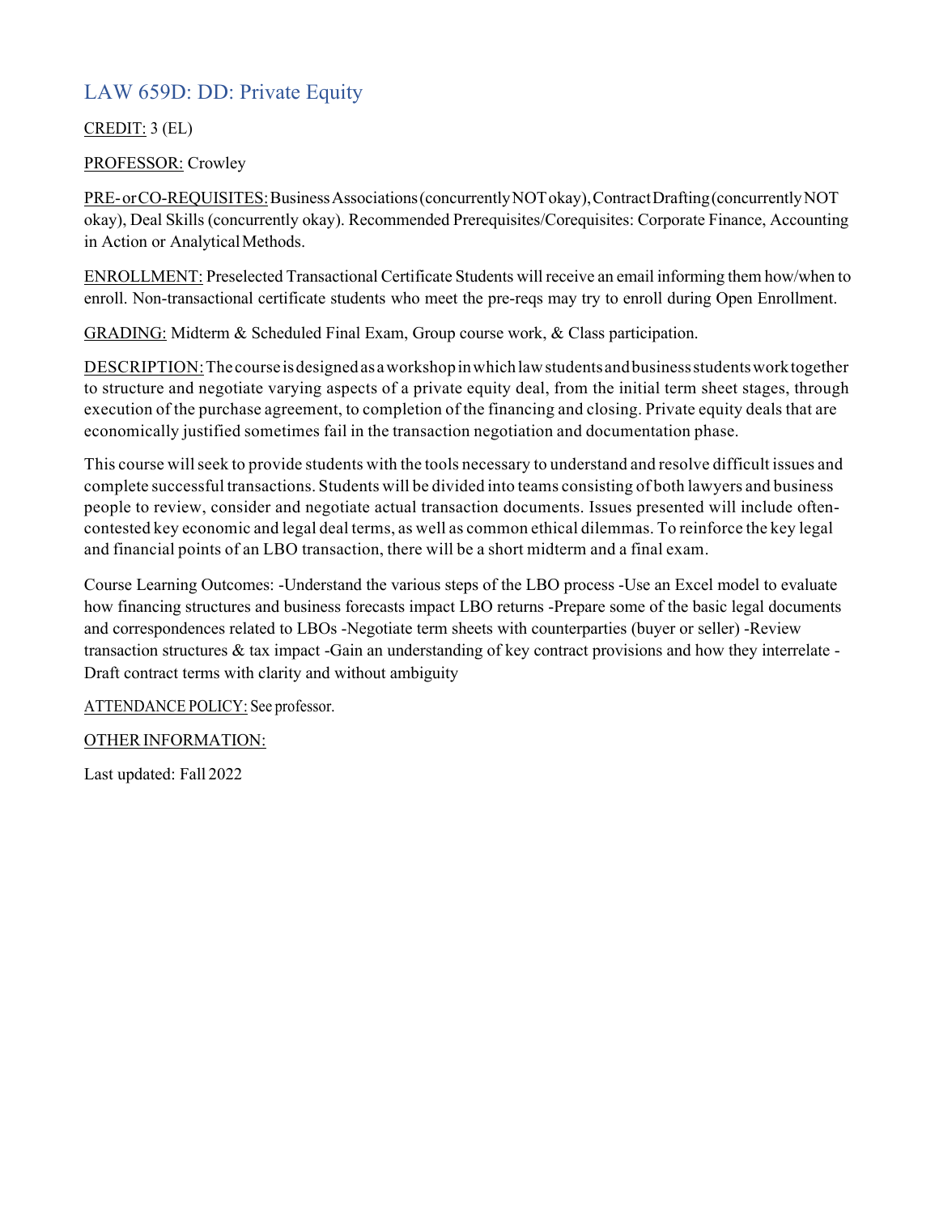## LAW 659D: DD: Private Equity

CREDIT: 3 (EL)

PROFESSOR: Crowley

PRE- or CO-REQUISITES: Business Associations (concurrently NOT okay), Contract Drafting (concurrently NOT okay), Deal Skills (concurrently okay). Recommended Prerequisites/Corequisites: Corporate Finance, Accounting in Action or Analytical Methods.

ENROLLMENT: Preselected Transactional Certificate Students will receive an email informing them how/when to enroll. Non-transactional certificate students who meet the pre-reqs may try to enroll during Open Enrollment.

GRADING: Midterm & Scheduled Final Exam, Group course work, & Class participation.

DESCRIPTION: The course is designed as a workshop in which law students and business students work together to structure and negotiate varying aspects of a private equity deal, from the initial term sheet stages, through execution of the purchase agreement, to completion of the financing and closing. Private equity deals that are economically justified sometimes fail in the transaction negotiation and documentation phase.

This course will seek to provide students with the tools necessary to understand and resolve difficult issues and complete successful transactions. Students will be divided into teams consisting of both lawyers and business people to review, consider and negotiate actual transaction documents. Issues presented will include often-contested key economic and legal deal terms, as well as common ethical dilemmas. To reinforce the key legal and financial points of an LBO transaction, there will be a short midterm and a final exam.

Course Learning Outcomes: -Understand the various steps of the LBO process -Use an Excel model to evaluate how financing structures and business forecasts impact LBO returns -Prepare some of the basic legal documents and correspondences related to LBOs -Negotiate term sheets with counterparties (buyer or seller) -Review transaction structures & tax impact -Gain an understanding of key contract provisions and how they interrelate -Draft contract terms with clarity and without ambiguity

ATTENDANCE POLICY: See professor.

OTHER INFORMATION:

Last updated: Fall 2022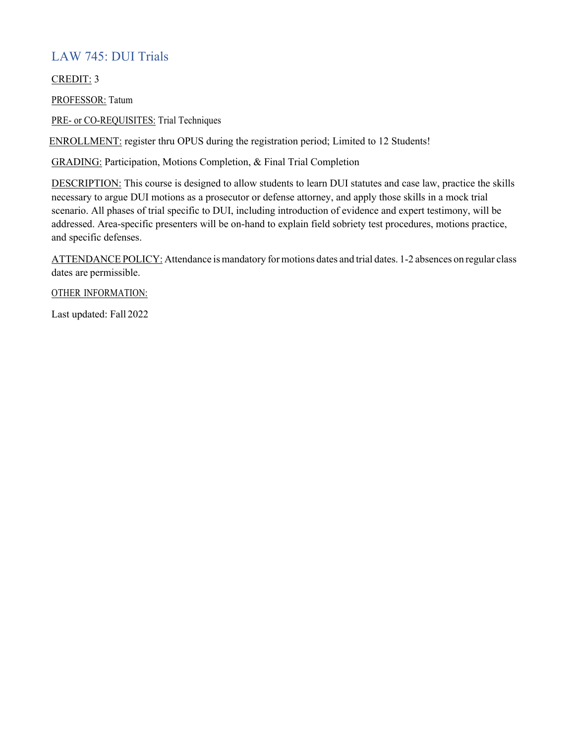## LAW 745: DUI Trials

CREDIT: 3

PROFESSOR: Tatum

PRE- or CO-REQUISITES: Trial Techniques

ENROLLMENT: register thru OPUS during the registration period; Limited to 12 Students!

GRADING: Participation, Motions Completion, & Final Trial Completion

DESCRIPTION: This course is designed to allow students to learn DUI statutes and case law, practice the skills necessary to argue DUI motions as a prosecutor or defense attorney, and apply those skills in a mock trial scenario. All phases of trial specific to DUI, including introduction of evidence and expert testimony, will be addressed. Area-specific presenters will be on-hand to explain field sobriety test procedures, motions practice, and specific defenses.

ATTENDANCE POLICY: Attendance is mandatory for motions dates and trial dates. 1-2 absences on regular class dates are permissible.

OTHER INFORMATION:

Last updated: Fall 2022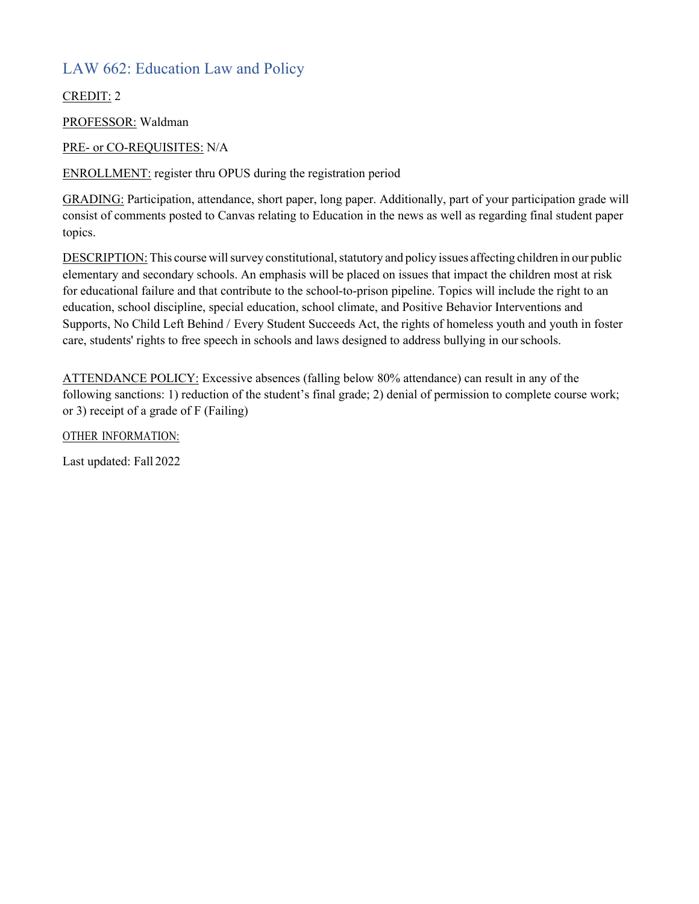## LAW 662: Education Law and Policy

CREDIT: 2

PROFESSOR: Waldman

PRE- or CO-REQUISITES: N/A

ENROLLMENT: register thru OPUS during the registration period

GRADING: Participation, attendance, short paper, long paper. Additionally, part of your participation grade will consist of comments posted to Canvas relating to Education in the news as well as regarding final student paper topics.

DESCRIPTION: This course will survey constitutional, statutory and policy issues affecting children in our public elementary and secondary schools. An emphasis will be placed on issues that impact the children most at risk for educational failure and that contribute to the school-to-prison pipeline. Topics will include the right to an education, school discipline, special education, school climate, and Positive Behavior Interventions and Supports, No Child Left Behind / Every Student Succeeds Act, the rights of homeless youth and youth in foster care, students' rights to free speech in schools and laws designed to address bullying in our schools.

ATTENDANCE POLICY: Excessive absences (falling below 80% attendance) can result in any of the following sanctions: 1) reduction of the student's final grade; 2) denial of permission to complete course work; or 3) receipt of a grade of F (Failing)

OTHER INFORMATION:

Last updated: Fall 2022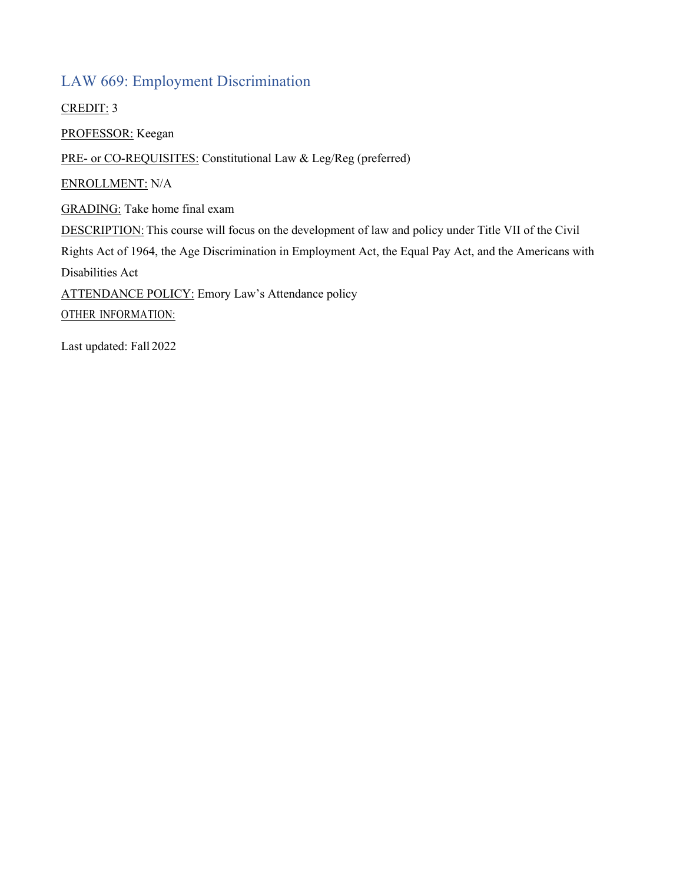## LAW 669: Employment Discrimination

CREDIT: 3

PROFESSOR: Keegan

PRE- or CO-REQUISITES: Constitutional Law & Leg/Reg (preferred)

ENROLLMENT: N/A

GRADING: Take home final exam

DESCRIPTION: This course will focus on the development of law and policy under Title VII of the Civil Rights Act of 1964, the Age Discrimination in Employment Act, the Equal Pay Act, and the Americans with Disabilities Act

ATTENDANCE POLICY: Emory Law's Attendance policy

OTHER INFORMATION:

Last updated: Fall 2022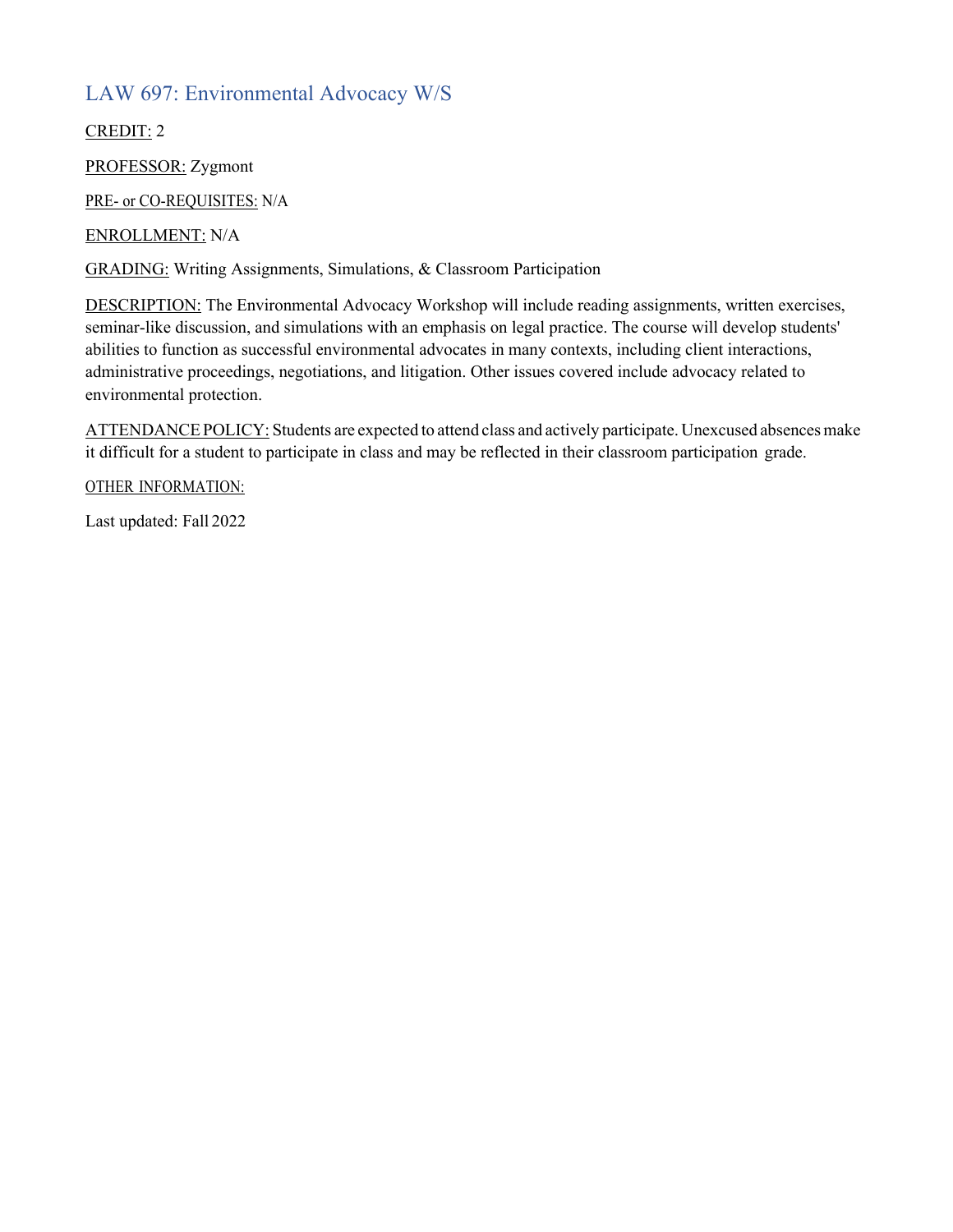## LAW 697: Environmental Advocacy W/S

CREDIT: 2

PROFESSOR: Zygmont

PRE- or CO-REQUISITES: N/A

ENROLLMENT: N/A

GRADING: Writing Assignments, Simulations, & Classroom Participation

DESCRIPTION: The Environmental Advocacy Workshop will include reading assignments, written exercises, seminar-like discussion, and simulations with an emphasis on legal practice. The course will develop students' abilities to function as successful environmental advocates in many contexts, including client interactions, administrative proceedings, negotiations, and litigation. Other issues covered include advocacy related to environmental protection.

ATTENDANCE POLICY: Students are expected to attend class and actively participate. Unexcused absences make it difficult for a student to participate in class and may be reflected in their classroom participation grade.

OTHER INFORMATION:

Last updated: Fall 2022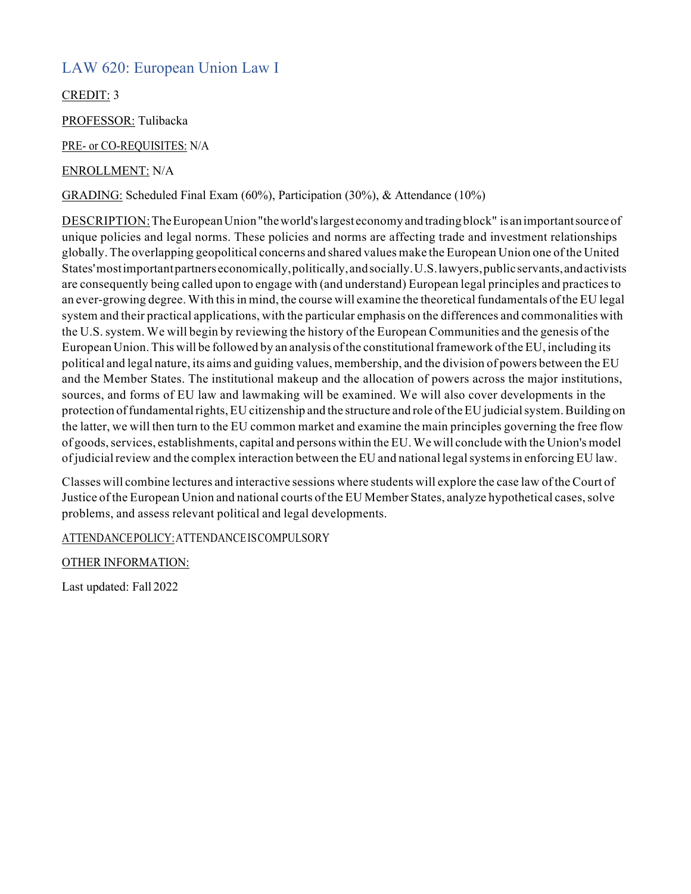## LAW 620: European Union Law I

CREDIT: 3

PROFESSOR: Tulibacka

PRE- or CO-REQUISITES: N/A

ENROLLMENT: N/A

GRADING: Scheduled Final Exam (60%), Participation (30%), & Attendance (10%)

DESCRIPTION: The European Union "the world's largest economy and trading block" is an important source of unique policies and legal norms. These policies and norms are affecting trade and investment relationships globally. The overlapping geopolitical concerns and shared values make the European Union one of the United States' most important partners economically, politically, and socially. U.S. lawyers, public servants, and activists are consequently being called upon to engage with (and understand) European legal principles and practices to an ever-growing degree. With this in mind, the course will examine the theoretical fundamentals of the EU legal system and their practical applications, with the particular emphasis on the differences and commonalities with the U.S. system. We will begin by reviewing the history of the European Communities and the genesis of the European Union. This will be followed by an analysis of the constitutional framework of the EU, including its political and legal nature, its aims and guiding values, membership, and the division of powers between the EU and the Member States. The institutional makeup and the allocation of powers across the major institutions, sources, and forms of EU law and lawmaking will be examined. We will also cover developments in the protection of fundamental rights, EU citizenship and the structure and role of the EU judicial system. Building on the latter, we will then turn to the EU common market and examine the main principles governing the free flow of goods, services, establishments, capital and persons within the EU. We will conclude with the Union's model of judicial review and the complex interaction between the EU and national legal systems in enforcing EU law.

Classes will combine lectures and interactive sessions where students will explore the case law of the Court of Justice of the European Union and national courts of the EU Member States, analyze hypothetical cases, solve problems, and assess relevant political and legal developments.

ATTENDANCE POLICY: ATTENDANCE IS COMPULSORY

OTHER INFORMATION:

Last updated: Fall 2022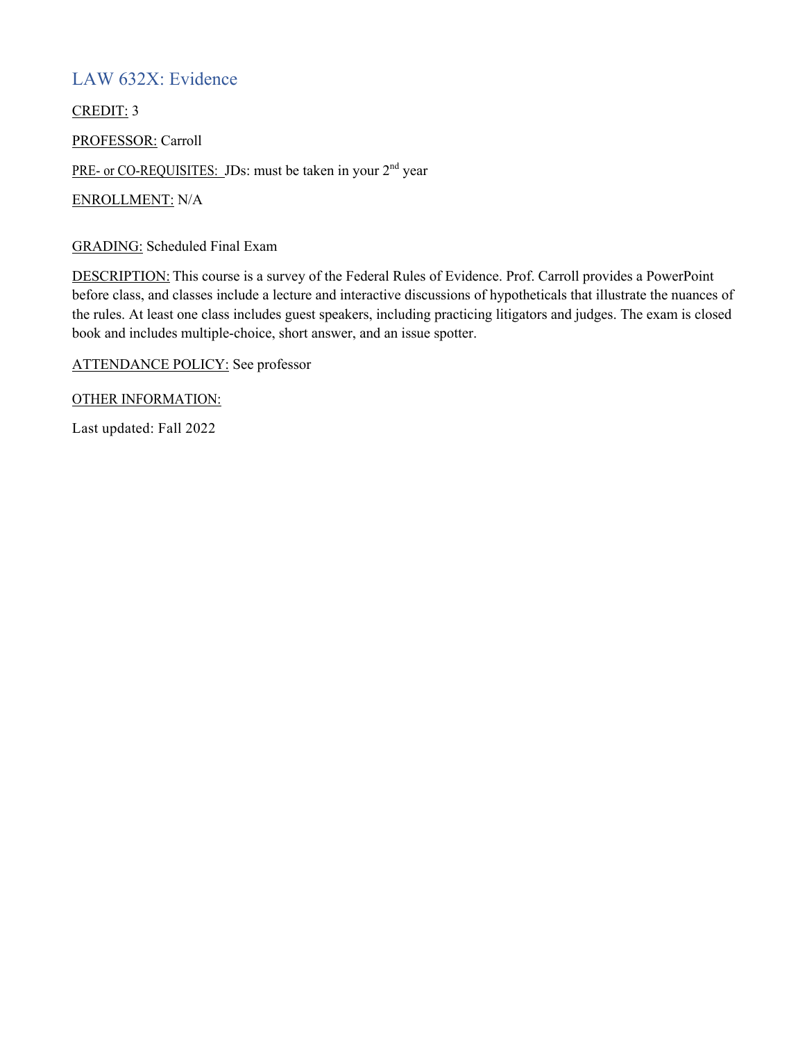## LAW 632X: Evidence

CREDIT: 3

PROFESSOR: Carroll

PRE- or CO-REQUISITES: JDs: must be taken in your 2nd year

ENROLLMENT: N/A

GRADING: Scheduled Final Exam

DESCRIPTION: This course is a survey of the Federal Rules of Evidence. Prof. Carroll provides a PowerPoint before class, and classes include a lecture and interactive discussions of hypotheticals that illustrate the nuances of the rules. At least one class includes guest speakers, including practicing litigators and judges. The exam is closed book and includes multiple-choice, short answer, and an issue spotter.

ATTENDANCE POLICY: See professor

OTHER INFORMATION:

Last updated: Fall 2022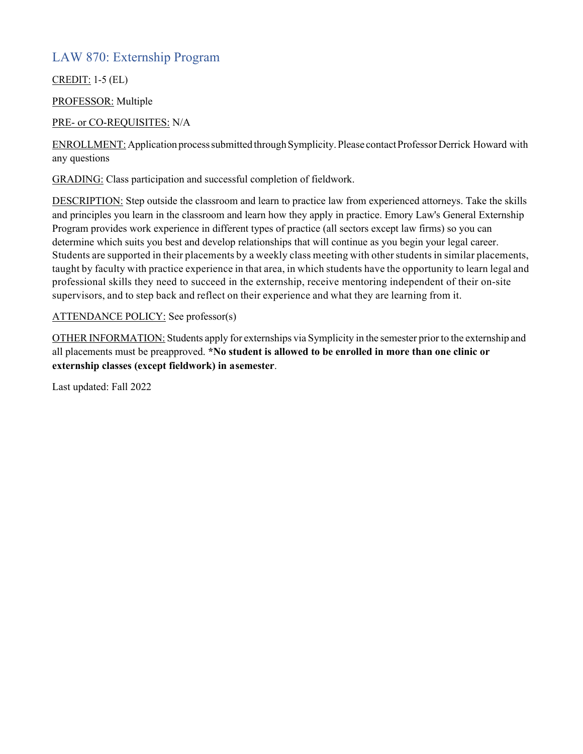## LAW 870: Externship Program

CREDIT: 1-5 (EL)

PROFESSOR: Multiple

PRE- or CO-REQUISITES: N/A

ENROLLMENT: Application process submitted through Symplicity. Please contact Professor Derrick Howard with any questions

GRADING: Class participation and successful completion of fieldwork.

DESCRIPTION: Step outside the classroom and learn to practice law from experienced attorneys. Take the skills and principles you learn in the classroom and learn how they apply in practice. Emory Law's General Externship Program provides work experience in different types of practice (all sectors except law firms) so you can determine which suits you best and develop relationships that will continue as you begin your legal career. Students are supported in their placements by a weekly class meeting with other students in similar placements, taught by faculty with practice experience in that area, in which students have the opportunity to learn legal and professional skills they need to succeed in the externship, receive mentoring independent of their on-site supervisors, and to step back and reflect on their experience and what they are learning from it.

ATTENDANCE POLICY: See professor(s)

OTHER INFORMATION: Students apply for externships via Symplicity in the semester prior to the externship and all placements must be preapproved. ***No student is allowed to be enrolled in more than one clinic or externship classes (except fieldwork) in asemester**.

Last updated: Fall 2022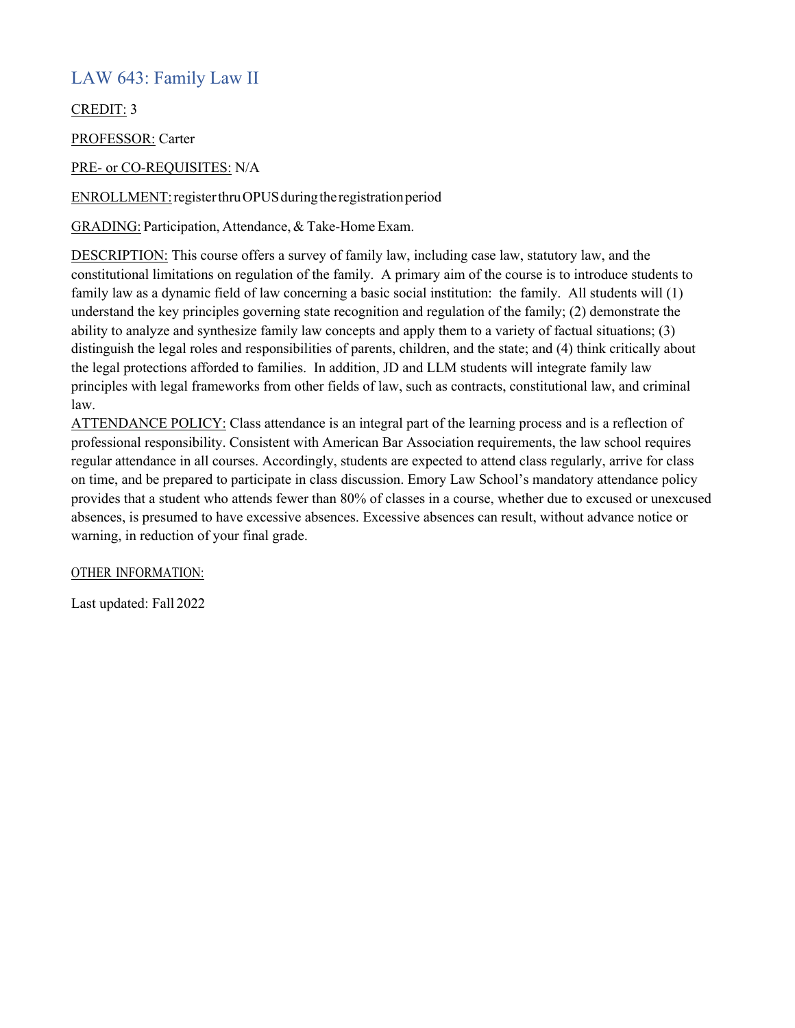## LAW 643: Family Law II

CREDIT: 3

PROFESSOR: Carter

PRE- or CO-REQUISITES: N/A

ENROLLMENT: register thru OPUS during the registration period

GRADING: Participation, Attendance, & Take-Home Exam.

DESCRIPTION: This course offers a survey of family law, including case law, statutory law, and the constitutional limitations on regulation of the family. A primary aim of the course is to introduce students to family law as a dynamic field of law concerning a basic social institution: the family. All students will (1) understand the key principles governing state recognition and regulation of the family; (2) demonstrate the ability to analyze and synthesize family law concepts and apply them to a variety of factual situations; (3) distinguish the legal roles and responsibilities of parents, children, and the state; and (4) think critically about the legal protections afforded to families. In addition, JD and LLM students will integrate family law principles with legal frameworks from other fields of law, such as contracts, constitutional law, and criminal law.

ATTENDANCE POLICY: Class attendance is an integral part of the learning process and is a reflection of professional responsibility. Consistent with American Bar Association requirements, the law school requires regular attendance in all courses. Accordingly, students are expected to attend class regularly, arrive for class on time, and be prepared to participate in class discussion. Emory Law School's mandatory attendance policy provides that a student who attends fewer than 80% of classes in a course, whether due to excused or unexcused absences, is presumed to have excessive absences. Excessive absences can result, without advance notice or warning, in reduction of your final grade.

OTHER INFORMATION:

Last updated: Fall 2022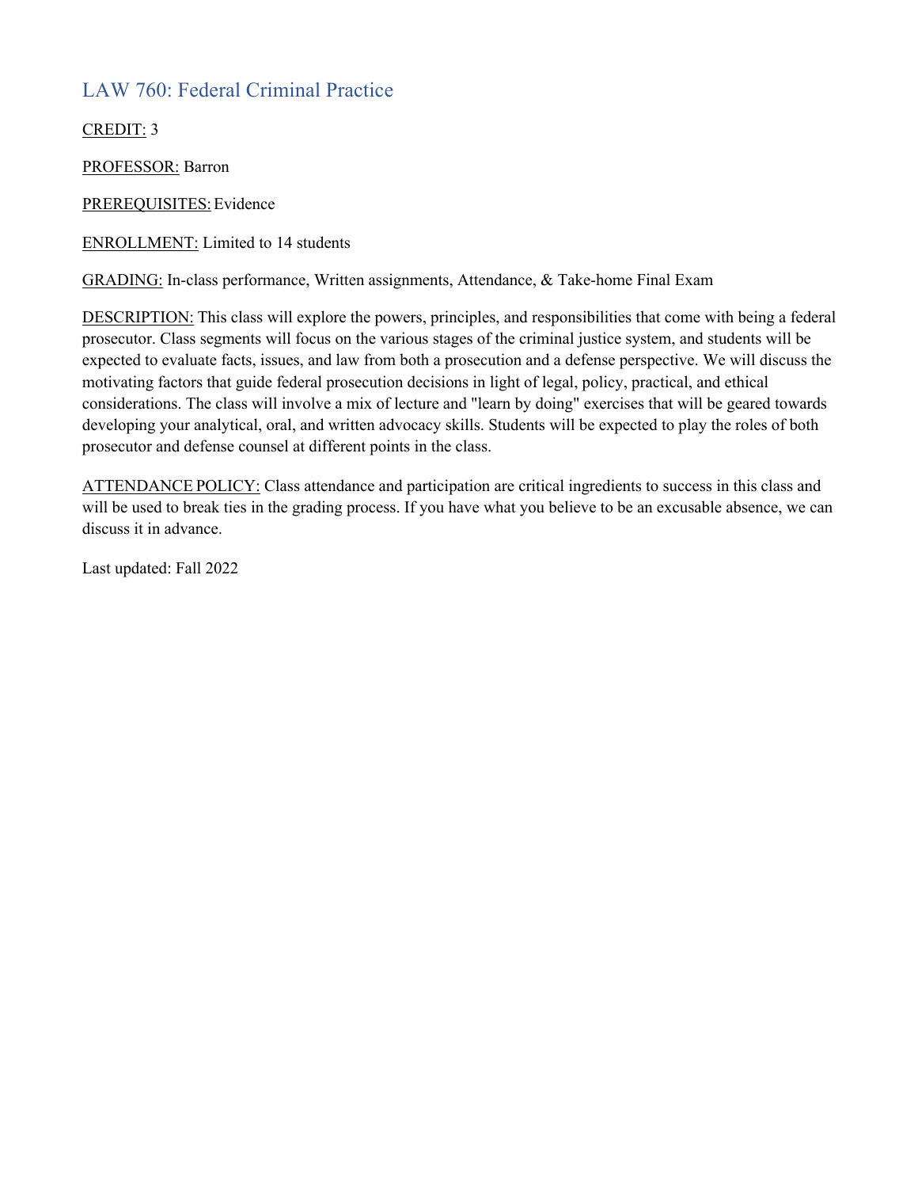## LAW 760: Federal Criminal Practice

CREDIT: 3

PROFESSOR: Barron

PREREQUISITES: Evidence

ENROLLMENT: Limited to 14 students

GRADING: In-class performance, Written assignments, Attendance, & Take-home Final Exam

DESCRIPTION: This class will explore the powers, principles, and responsibilities that come with being a federal prosecutor. Class segments will focus on the various stages of the criminal justice system, and students will be expected to evaluate facts, issues, and law from both a prosecution and a defense perspective. We will discuss the motivating factors that guide federal prosecution decisions in light of legal, policy, practical, and ethical considerations. The class will involve a mix of lecture and "learn by doing" exercises that will be geared towards developing your analytical, oral, and written advocacy skills. Students will be expected to play the roles of both prosecutor and defense counsel at different points in the class.

ATTENDANCE POLICY: Class attendance and participation are critical ingredients to success in this class and will be used to break ties in the grading process. If you have what you believe to be an excusable absence, we can discuss it in advance.

Last updated: Fall 2022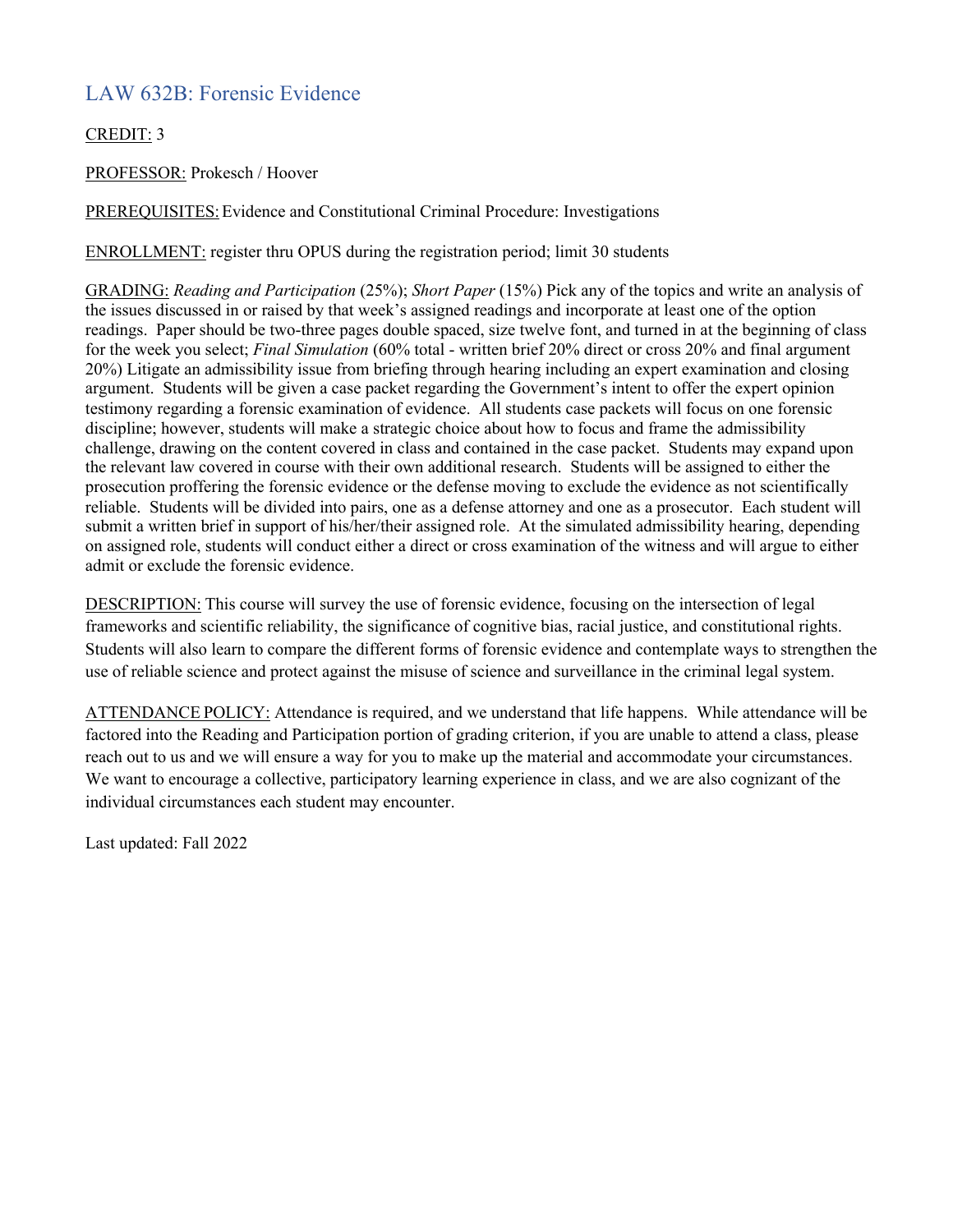## LAW 632B: Forensic Evidence

CREDIT: 3

PROFESSOR: Prokesch / Hoover

PREREQUISITES: Evidence and Constitutional Criminal Procedure: Investigations

ENROLLMENT: register thru OPUS during the registration period; limit 30 students

GRADING: *Reading and Participation* (25%); *Short Paper* (15%) Pick any of the topics and write an analysis of the issues discussed in or raised by that week's assigned readings and incorporate at least one of the option readings. Paper should be two-three pages double spaced, size twelve font, and turned in at the beginning of class for the week you select; *Final Simulation* (60% total - written brief 20% direct or cross 20% and final argument 20%) Litigate an admissibility issue from briefing through hearing including an expert examination and closing argument. Students will be given a case packet regarding the Government's intent to offer the expert opinion testimony regarding a forensic examination of evidence. All students case packets will focus on one forensic discipline; however, students will make a strategic choice about how to focus and frame the admissibility challenge, drawing on the content covered in class and contained in the case packet. Students may expand upon the relevant law covered in course with their own additional research. Students will be assigned to either the prosecution proffering the forensic evidence or the defense moving to exclude the evidence as not scientifically reliable. Students will be divided into pairs, one as a defense attorney and one as a prosecutor. Each student will submit a written brief in support of his/her/their assigned role. At the simulated admissibility hearing, depending on assigned role, students will conduct either a direct or cross examination of the witness and will argue to either admit or exclude the forensic evidence.

DESCRIPTION: This course will survey the use of forensic evidence, focusing on the intersection of legal frameworks and scientific reliability, the significance of cognitive bias, racial justice, and constitutional rights. Students will also learn to compare the different forms of forensic evidence and contemplate ways to strengthen the use of reliable science and protect against the misuse of science and surveillance in the criminal legal system.

ATTENDANCE POLICY: Attendance is required, and we understand that life happens. While attendance will be factored into the Reading and Participation portion of grading criterion, if you are unable to attend a class, please reach out to us and we will ensure a way for you to make up the material and accommodate your circumstances. We want to encourage a collective, participatory learning experience in class, and we are also cognizant of the individual circumstances each student may encounter.

Last updated: Fall 2022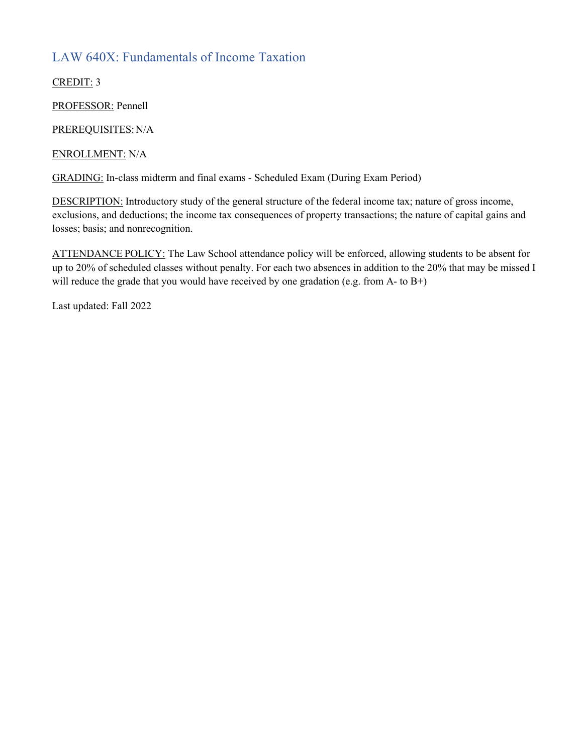## LAW 640X: Fundamentals of Income Taxation

CREDIT: 3

PROFESSOR: Pennell

PREREQUISITES: N/A

ENROLLMENT: N/A

GRADING: In-class midterm and final exams - Scheduled Exam (During Exam Period)

DESCRIPTION: Introductory study of the general structure of the federal income tax; nature of gross income, exclusions, and deductions; the income tax consequences of property transactions; the nature of capital gains and losses; basis; and nonrecognition.

ATTENDANCE POLICY: The Law School attendance policy will be enforced, allowing students to be absent for up to 20% of scheduled classes without penalty. For each two absences in addition to the 20% that may be missed I will reduce the grade that you would have received by one gradation (e.g. from A- to B+)

Last updated: Fall 2022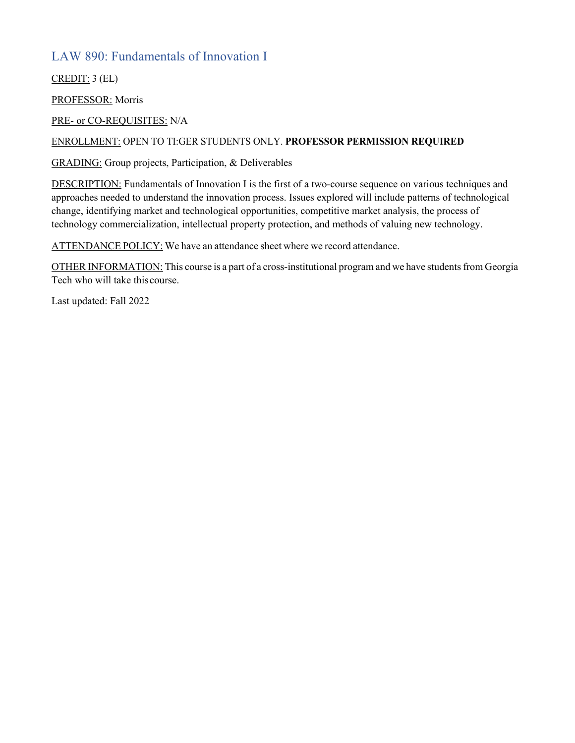## LAW 890: Fundamentals of Innovation I

CREDIT: 3 (EL)

PROFESSOR: Morris

PRE- or CO-REQUISITES: N/A

ENROLLMENT: OPEN TO TI:GER STUDENTS ONLY. **PROFESSOR PERMISSION REQUIRED**

GRADING: Group projects, Participation, & Deliverables

DESCRIPTION: Fundamentals of Innovation I is the first of a two-course sequence on various techniques and approaches needed to understand the innovation process. Issues explored will include patterns of technological change, identifying market and technological opportunities, competitive market analysis, the process of technology commercialization, intellectual property protection, and methods of valuing new technology.

ATTENDANCE POLICY: We have an attendance sheet where we record attendance.

OTHER INFORMATION: This course is a part of a cross-institutional program and we have students from Georgia Tech who will take this course.

Last updated: Fall 2022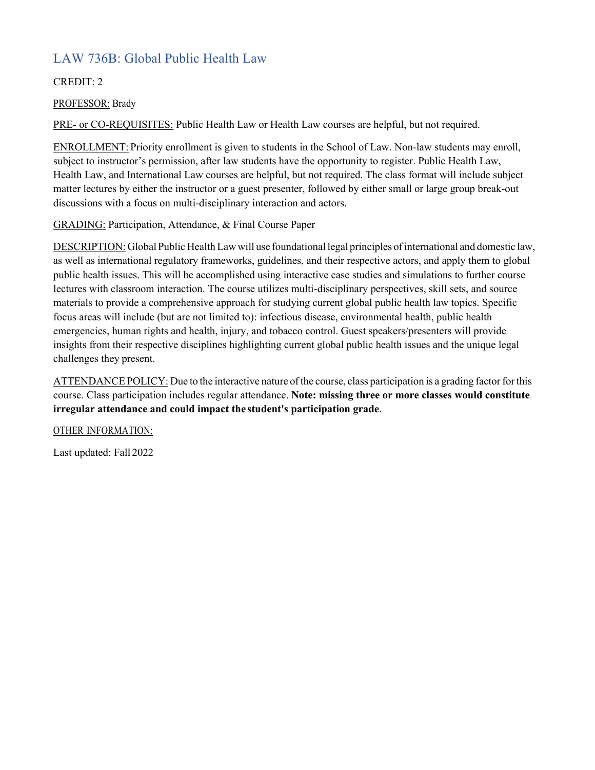## LAW 736B: Global Public Health Law

CREDIT: 2

PROFESSOR: Brady

PRE- or CO-REQUISITES: Public Health Law or Health Law courses are helpful, but not required.

ENROLLMENT: Priority enrollment is given to students in the School of Law. Non-law students may enroll, subject to instructor's permission, after law students have the opportunity to register. Public Health Law, Health Law, and International Law courses are helpful, but not required. The class format will include subject matter lectures by either the instructor or a guest presenter, followed by either small or large group break-out discussions with a focus on multi-disciplinary interaction and actors.

GRADING: Participation, Attendance, & Final Course Paper

DESCRIPTION: Global Public Health Law will use foundational legal principles of international and domestic law, as well as international regulatory frameworks, guidelines, and their respective actors, and apply them to global public health issues. This will be accomplished using interactive case studies and simulations to further course lectures with classroom interaction. The course utilizes multi-disciplinary perspectives, skill sets, and source materials to provide a comprehensive approach for studying current global public health law topics. Specific focus areas will include (but are not limited to): infectious disease, environmental health, public health emergencies, human rights and health, injury, and tobacco control. Guest speakers/presenters will provide insights from their respective disciplines highlighting current global public health issues and the unique legal challenges they present.

ATTENDANCE POLICY: Due to the interactive nature of the course, class participation is a grading factor for this course. Class participation includes regular attendance. **Note: missing three or more classes would constitute irregular attendance and could impact the student's participation grade**.

OTHER INFORMATION:

Last updated: Fall 2022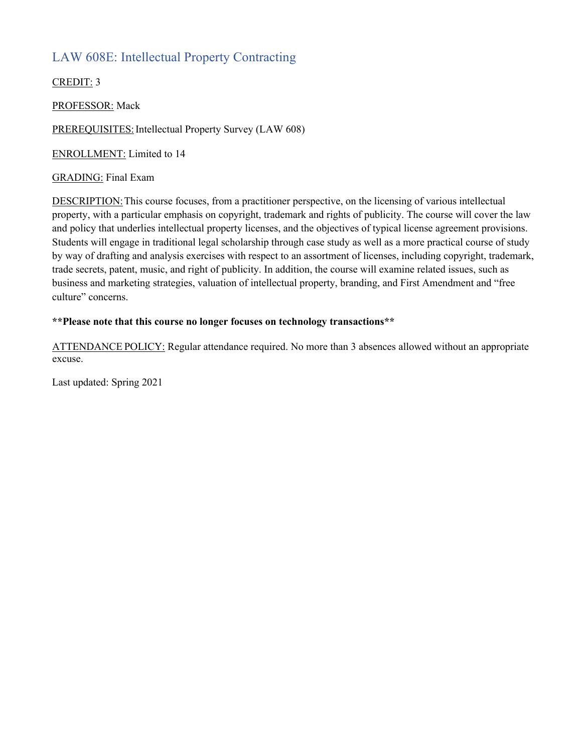## LAW 608E: Intellectual Property Contracting

CREDIT: 3

PROFESSOR: Mack

PREREQUISITES: Intellectual Property Survey (LAW 608)

ENROLLMENT: Limited to 14

GRADING: Final Exam

DESCRIPTION: This course focuses, from a practitioner perspective, on the licensing of various intellectual property, with a particular emphasis on copyright, trademark and rights of publicity. The course will cover the law and policy that underlies intellectual property licenses, and the objectives of typical license agreement provisions. Students will engage in traditional legal scholarship through case study as well as a more practical course of study by way of drafting and analysis exercises with respect to an assortment of licenses, including copyright, trademark, trade secrets, patent, music, and right of publicity. In addition, the course will examine related issues, such as business and marketing strategies, valuation of intellectual property, branding, and First Amendment and "free culture" concerns.

**\*\*Please note that this course no longer focuses on technology transactions\*\***

ATTENDANCE POLICY: Regular attendance required. No more than 3 absences allowed without an appropriate excuse.

Last updated: Spring 2021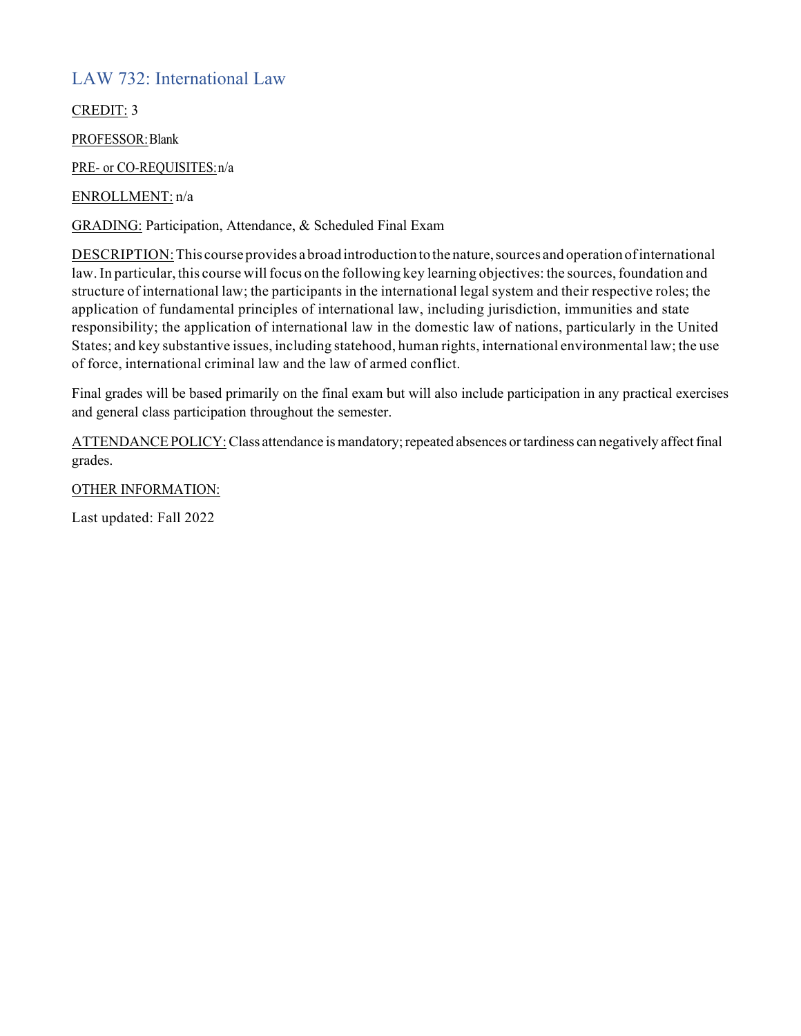## LAW 732: International Law

CREDIT: 3

PROFESSOR: Blank

PRE- or CO-REQUISITES: n/a

ENROLLMENT: n/a

GRADING: Participation, Attendance, & Scheduled Final Exam

DESCRIPTION: This course provides a broad introduction to the nature, sources and operation of international law. In particular, this course will focus on the following key learning objectives: the sources, foundation and structure of international law; the participants in the international legal system and their respective roles; the application of fundamental principles of international law, including jurisdiction, immunities and state responsibility; the application of international law in the domestic law of nations, particularly in the United States; and key substantive issues, including statehood, human rights, international environmental law; the use of force, international criminal law and the law of armed conflict.

Final grades will be based primarily on the final exam but will also include participation in any practical exercises and general class participation throughout the semester.

ATTENDANCE POLICY: Class attendance is mandatory; repeated absences or tardiness can negatively affect final grades.

OTHER INFORMATION:

Last updated: Fall 2022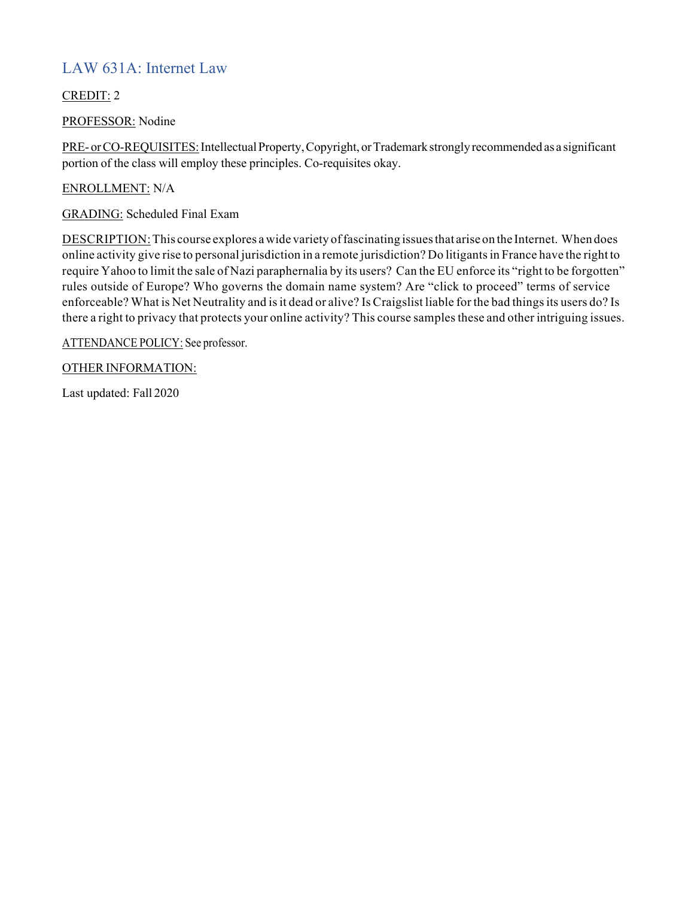## LAW 631A: Internet Law

CREDIT: 2

PROFESSOR: Nodine

PRE- or CO-REQUISITES: Intellectual Property, Copyright, or Trademark strongly recommended as a significant portion of the class will employ these principles. Co-requisites okay.

ENROLLMENT: N/A

GRADING: Scheduled Final Exam

DESCRIPTION: This course explores a wide variety of fascinating issues that arise on the Internet. When does online activity give rise to personal jurisdiction in a remote jurisdiction? Do litigants in France have the right to require Yahoo to limit the sale of Nazi paraphernalia by its users? Can the EU enforce its "right to be forgotten" rules outside of Europe? Who governs the domain name system? Are "click to proceed" terms of service enforceable? What is Net Neutrality and is it dead or alive? Is Craigslist liable for the bad things its users do? Is there a right to privacy that protects your online activity? This course samples these and other intriguing issues.

ATTENDANCE POLICY: See professor.

OTHER INFORMATION:

Last updated: Fall 2020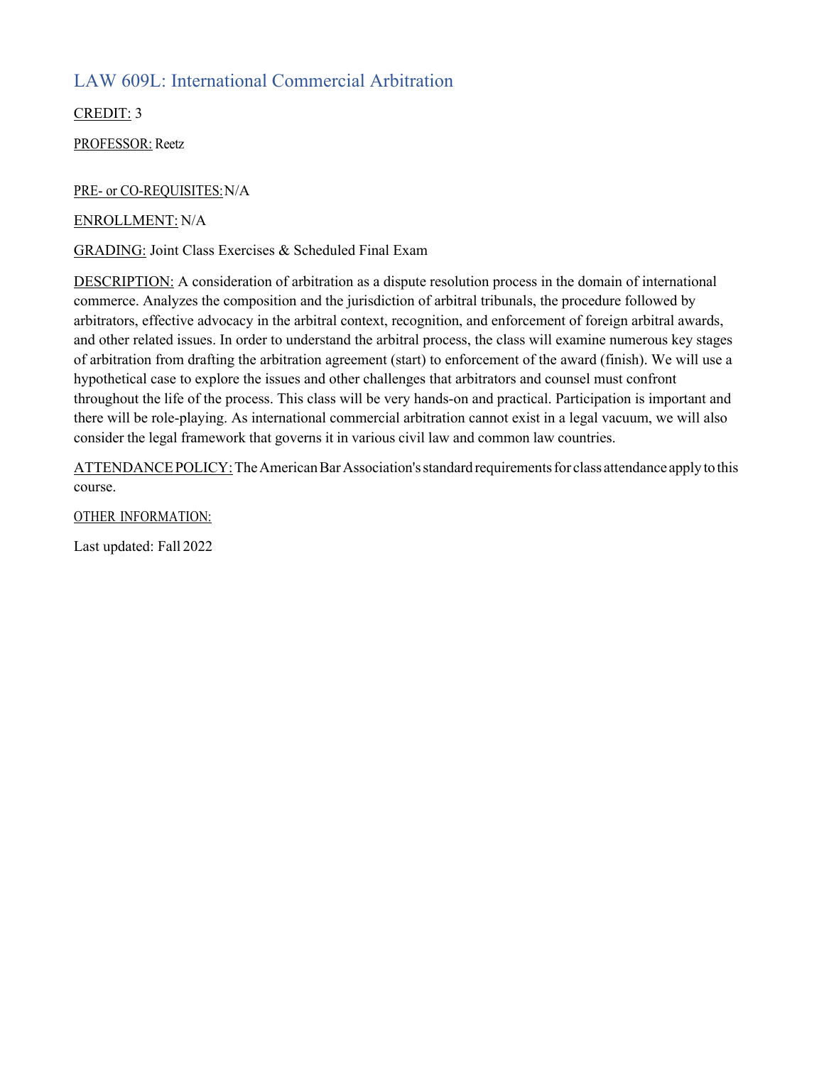## LAW 609L: International Commercial Arbitration

CREDIT: 3

PROFESSOR: Reetz

PRE- or CO-REQUISITES: N/A

ENROLLMENT: N/A

GRADING: Joint Class Exercises & Scheduled Final Exam

DESCRIPTION: A consideration of arbitration as a dispute resolution process in the domain of international commerce. Analyzes the composition and the jurisdiction of arbitral tribunals, the procedure followed by arbitrators, effective advocacy in the arbitral context, recognition, and enforcement of foreign arbitral awards, and other related issues. In order to understand the arbitral process, the class will examine numerous key stages of arbitration from drafting the arbitration agreement (start) to enforcement of the award (finish). We will use a hypothetical case to explore the issues and other challenges that arbitrators and counsel must confront throughout the life of the process. This class will be very hands-on and practical. Participation is important and there will be role-playing. As international commercial arbitration cannot exist in a legal vacuum, we will also consider the legal framework that governs it in various civil law and common law countries.

ATTENDANCE POLICY: The American Bar Association's standard requirements for class attendance apply to this course.

OTHER INFORMATION:

Last updated: Fall 2022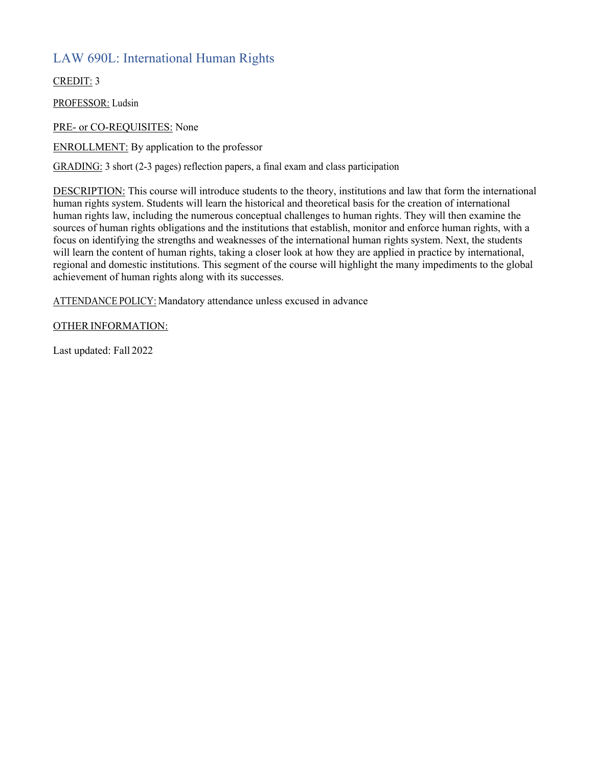## LAW 690L: International Human Rights

CREDIT: 3

PROFESSOR: Ludsin

PRE- or CO-REQUISITES: None

ENROLLMENT: By application to the professor

GRADING: 3 short (2-3 pages) reflection papers, a final exam and class participation

DESCRIPTION: This course will introduce students to the theory, institutions and law that form the international human rights system. Students will learn the historical and theoretical basis for the creation of international human rights law, including the numerous conceptual challenges to human rights. They will then examine the sources of human rights obligations and the institutions that establish, monitor and enforce human rights, with a focus on identifying the strengths and weaknesses of the international human rights system. Next, the students will learn the content of human rights, taking a closer look at how they are applied in practice by international, regional and domestic institutions. This segment of the course will highlight the many impediments to the global achievement of human rights along with its successes.

ATTENDANCE POLICY: Mandatory attendance unless excused in advance

OTHER INFORMATION:

Last updated: Fall 2022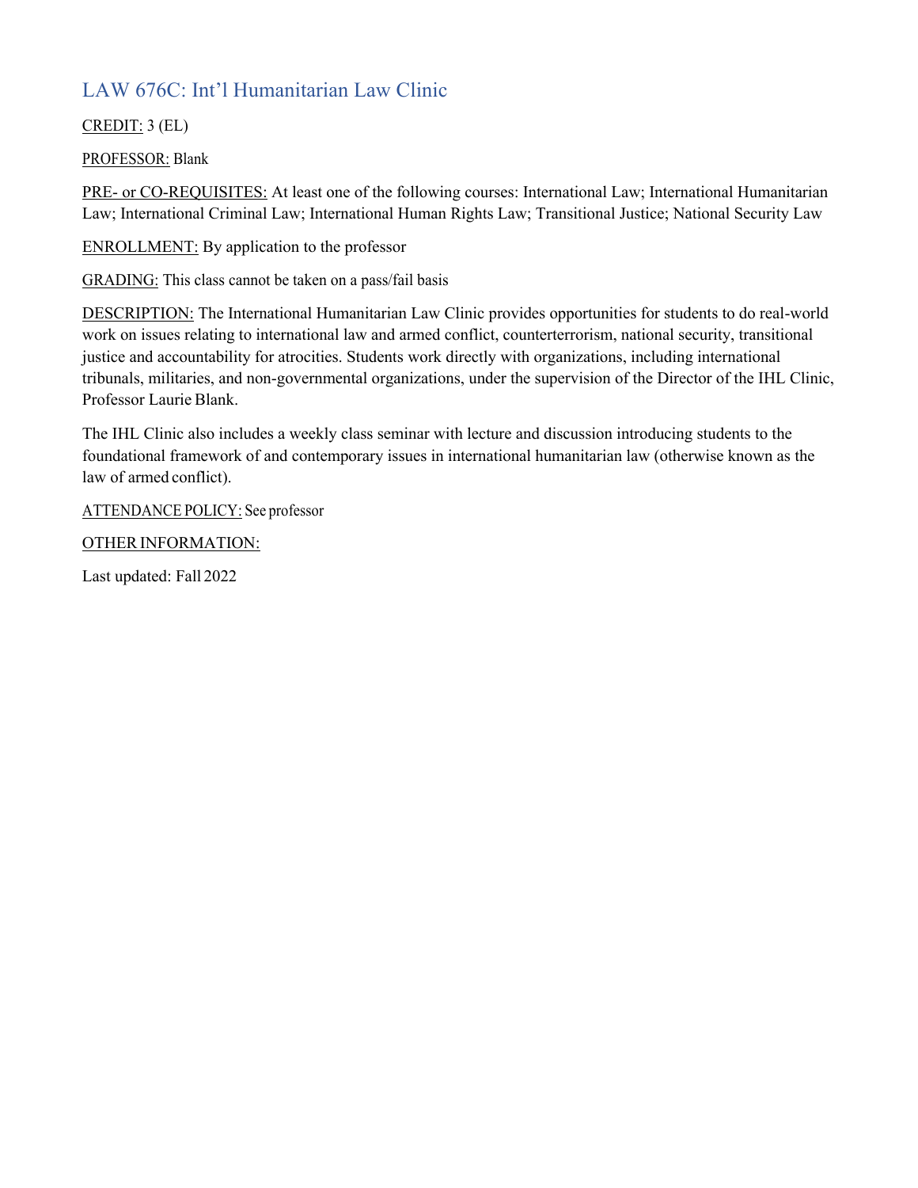# LAW 676C: Int'l Humanitarian Law Clinic

CREDIT: 3 (EL)

PROFESSOR: Blank

PRE- or CO-REQUISITES: At least one of the following courses: International Law; International Humanitarian Law; International Criminal Law; International Human Rights Law; Transitional Justice; National Security Law

ENROLLMENT: By application to the professor

GRADING: This class cannot be taken on a pass/fail basis

DESCRIPTION: The International Humanitarian Law Clinic provides opportunities for students to do real-world work on issues relating to international law and armed conflict, counterterrorism, national security, transitional justice and accountability for atrocities. Students work directly with organizations, including international tribunals, militaries, and non-governmental organizations, under the supervision of the Director of the IHL Clinic, Professor Laurie Blank.

The IHL Clinic also includes a weekly class seminar with lecture and discussion introducing students to the foundational framework of and contemporary issues in international humanitarian law (otherwise known as the law of armed conflict).

ATTENDANCE POLICY: See professor

OTHER INFORMATION:

Last updated: Fall 2022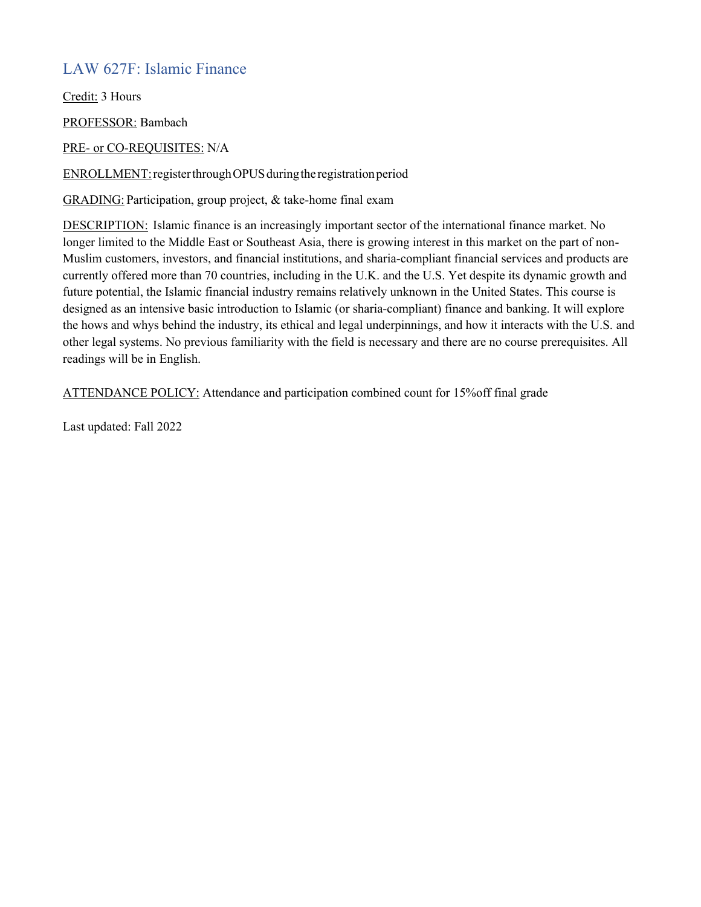## LAW 627F: Islamic Finance

Credit: 3 Hours

PROFESSOR: Bambach

PRE- or CO-REQUISITES: N/A

ENROLLMENT: register through OPUS during the registration period

GRADING: Participation, group project, & take-home final exam

DESCRIPTION: Islamic finance is an increasingly important sector of the international finance market. No longer limited to the Middle East or Southeast Asia, there is growing interest in this market on the part of non-Muslim customers, investors, and financial institutions, and sharia-compliant financial services and products are currently offered more than 70 countries, including in the U.K. and the U.S. Yet despite its dynamic growth and future potential, the Islamic financial industry remains relatively unknown in the United States. This course is designed as an intensive basic introduction to Islamic (or sharia-compliant) finance and banking. It will explore the hows and whys behind the industry, its ethical and legal underpinnings, and how it interacts with the U.S. and other legal systems. No previous familiarity with the field is necessary and there are no course prerequisites. All readings will be in English.

ATTENDANCE POLICY: Attendance and participation combined count for 15%off final grade

Last updated: Fall 2022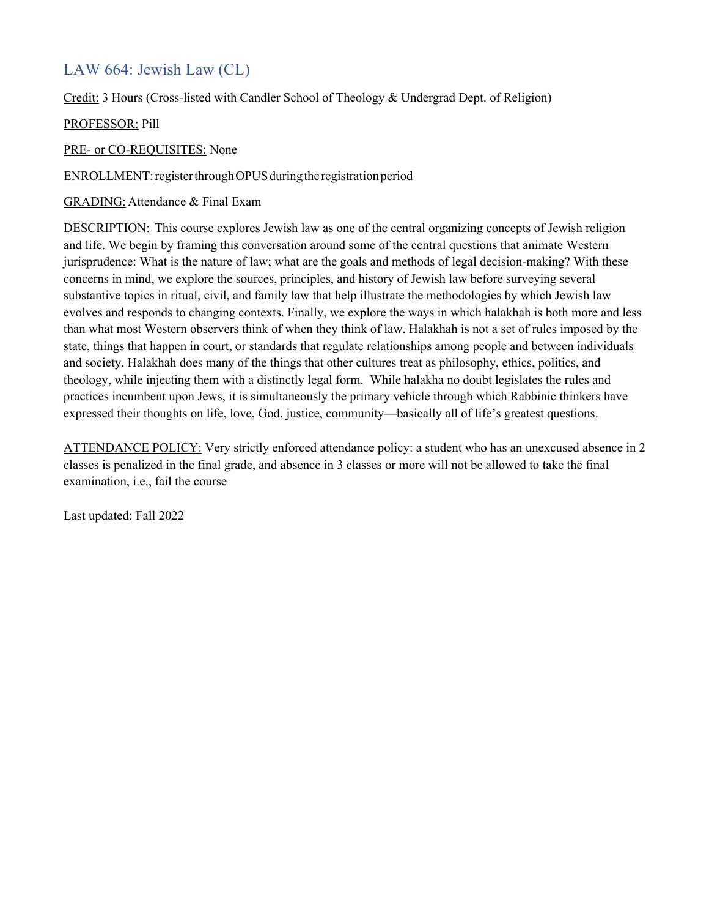## LAW 664: Jewish Law (CL)

Credit: 3 Hours (Cross-listed with Candler School of Theology & Undergrad Dept. of Religion)

PROFESSOR: Pill

PRE- or CO-REQUISITES: None

ENROLLMENT: register through OPUS during the registration period

GRADING: Attendance & Final Exam

DESCRIPTION: This course explores Jewish law as one of the central organizing concepts of Jewish religion and life. We begin by framing this conversation around some of the central questions that animate Western jurisprudence: What is the nature of law; what are the goals and methods of legal decision-making? With these concerns in mind, we explore the sources, principles, and history of Jewish law before surveying several substantive topics in ritual, civil, and family law that help illustrate the methodologies by which Jewish law evolves and responds to changing contexts. Finally, we explore the ways in which halakhah is both more and less than what most Western observers think of when they think of law. Halakhah is not a set of rules imposed by the state, things that happen in court, or standards that regulate relationships among people and between individuals and society. Halakhah does many of the things that other cultures treat as philosophy, ethics, politics, and theology, while injecting them with a distinctly legal form. While halakha no doubt legislates the rules and practices incumbent upon Jews, it is simultaneously the primary vehicle through which Rabbinic thinkers have expressed their thoughts on life, love, God, justice, community—basically all of life's greatest questions.

ATTENDANCE POLICY: Very strictly enforced attendance policy: a student who has an unexcused absence in 2 classes is penalized in the final grade, and absence in 3 classes or more will not be allowed to take the final examination, i.e., fail the course

Last updated: Fall 2022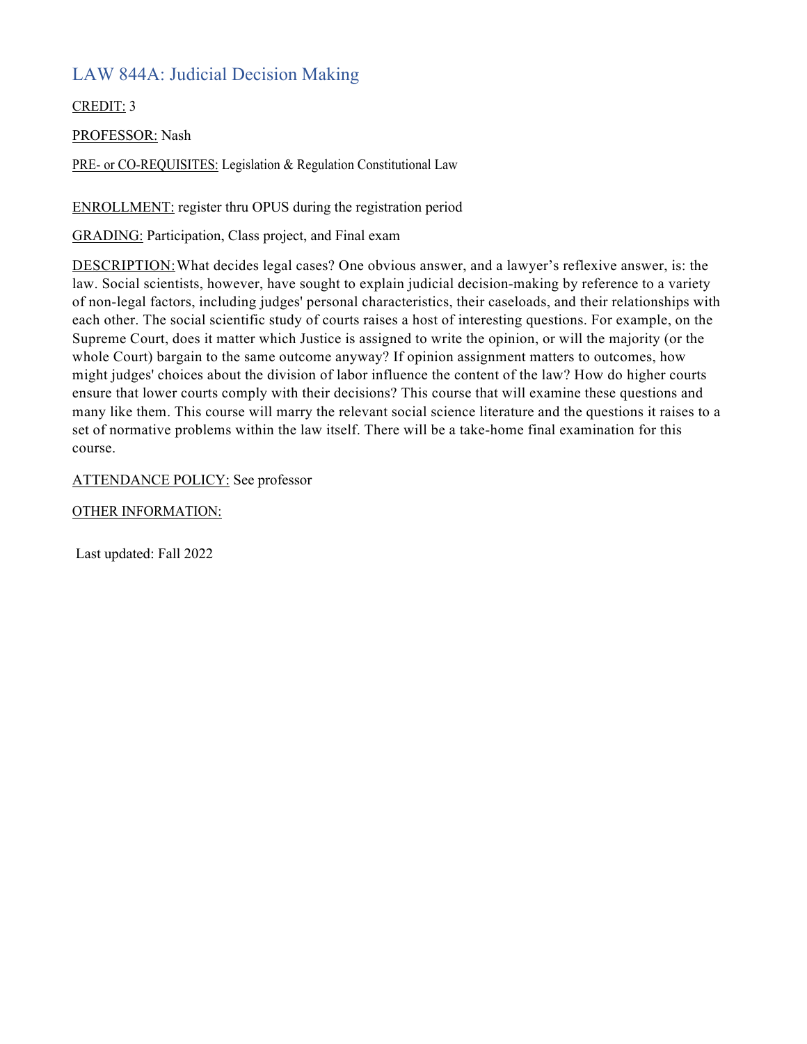## LAW 844A: Judicial Decision Making

CREDIT: 3

PROFESSOR: Nash

PRE- or CO-REQUISITES: Legislation & Regulation Constitutional Law

ENROLLMENT: register thru OPUS during the registration period

GRADING: Participation, Class project, and Final exam

DESCRIPTION: What decides legal cases? One obvious answer, and a lawyer's reflexive answer, is: the law. Social scientists, however, have sought to explain judicial decision-making by reference to a variety of non-legal factors, including judges' personal characteristics, their caseloads, and their relationships with each other. The social scientific study of courts raises a host of interesting questions. For example, on the Supreme Court, does it matter which Justice is assigned to write the opinion, or will the majority (or the whole Court) bargain to the same outcome anyway? If opinion assignment matters to outcomes, how might judges' choices about the division of labor influence the content of the law? How do higher courts ensure that lower courts comply with their decisions? This course that will examine these questions and many like them. This course will marry the relevant social science literature and the questions it raises to a set of normative problems within the law itself. There will be a take-home final examination for this course.

ATTENDANCE POLICY: See professor

OTHER INFORMATION:

Last updated: Fall 2022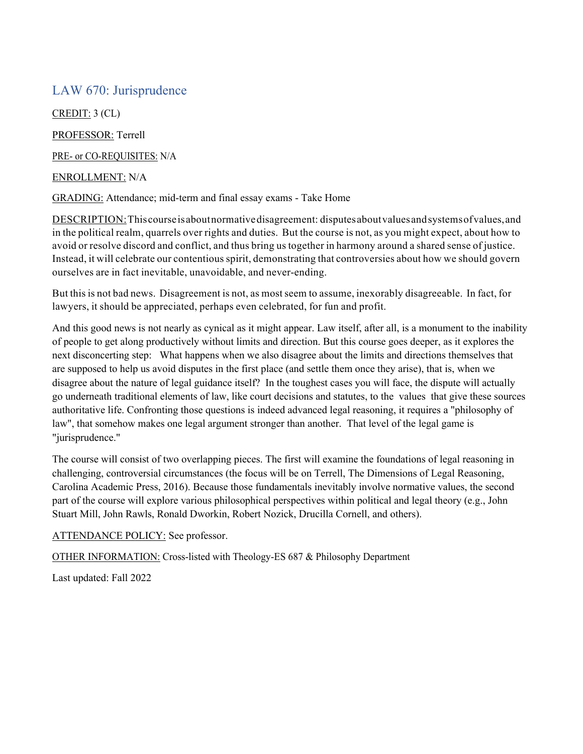## LAW 670: Jurisprudence

CREDIT: 3 (CL)

PROFESSOR: Terrell

PRE- or CO-REQUISITES: N/A

ENROLLMENT: N/A

GRADING: Attendance; mid-term and final essay exams - Take Home

DESCRIPTION: This course is about normative disagreement: disputes about values and systems of values, and in the political realm, quarrels over rights and duties. But the course is not, as you might expect, about how to avoid or resolve discord and conflict, and thus bring us together in harmony around a shared sense of justice. Instead, it will celebrate our contentious spirit, demonstrating that controversies about how we should govern ourselves are in fact inevitable, unavoidable, and never-ending.

But this is not bad news. Disagreement is not, as most seem to assume, inexorably disagreeable. In fact, for lawyers, it should be appreciated, perhaps even celebrated, for fun and profit.

And this good news is not nearly as cynical as it might appear. Law itself, after all, is a monument to the inability of people to get along productively without limits and direction. But this course goes deeper, as it explores the next disconcerting step: What happens when we also disagree about the limits and directions themselves that are supposed to help us avoid disputes in the first place (and settle them once they arise), that is, when we disagree about the nature of legal guidance itself? In the toughest cases you will face, the dispute will actually go underneath traditional elements of law, like court decisions and statutes, to the values that give these sources authoritative life. Confronting those questions is indeed advanced legal reasoning, it requires a "philosophy of law", that somehow makes one legal argument stronger than another. That level of the legal game is "jurisprudence."

The course will consist of two overlapping pieces. The first will examine the foundations of legal reasoning in challenging, controversial circumstances (the focus will be on Terrell, The Dimensions of Legal Reasoning, Carolina Academic Press, 2016). Because those fundamentals inevitably involve normative values, the second part of the course will explore various philosophical perspectives within political and legal theory (e.g., John Stuart Mill, John Rawls, Ronald Dworkin, Robert Nozick, Drucilla Cornell, and others).

ATTENDANCE POLICY: See professor.

OTHER INFORMATION: Cross-listed with Theology-ES 687 & Philosophy Department

Last updated: Fall 2022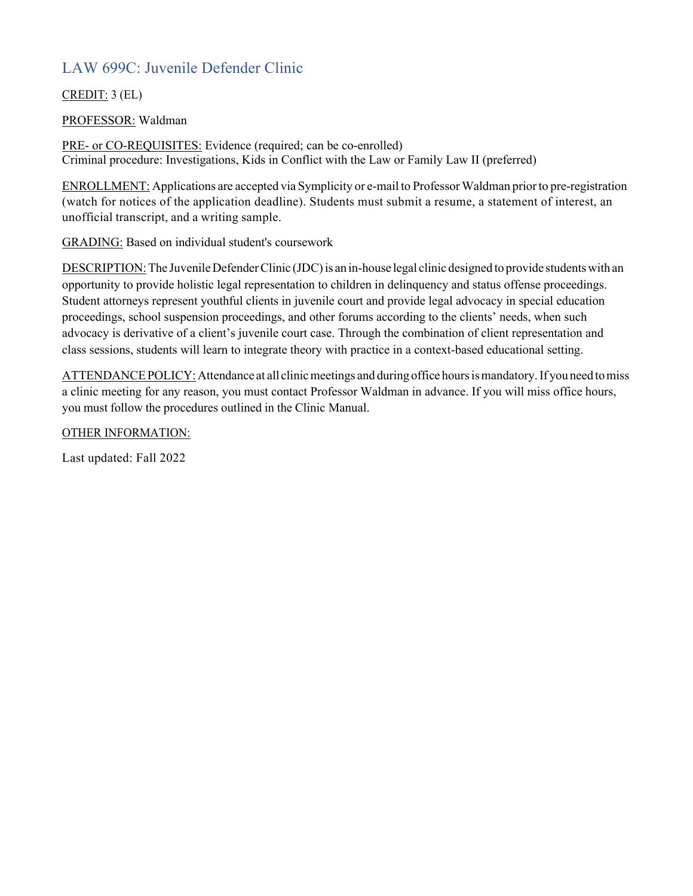## LAW 699C: Juvenile Defender Clinic

CREDIT: 3 (EL)

PROFESSOR: Waldman

PRE- or CO-REQUISITES: Evidence (required; can be co-enrolled)
Criminal procedure: Investigations, Kids in Conflict with the Law or Family Law II (preferred)

ENROLLMENT: Applications are accepted via Symplicity or e-mail to Professor Waldman prior to pre-registration (watch for notices of the application deadline). Students must submit a resume, a statement of interest, an unofficial transcript, and a writing sample.

GRADING: Based on individual student's coursework

DESCRIPTION: The Juvenile Defender Clinic (JDC) is an in-house legal clinic designed to provide students with an opportunity to provide holistic legal representation to children in delinquency and status offense proceedings. Student attorneys represent youthful clients in juvenile court and provide legal advocacy in special education proceedings, school suspension proceedings, and other forums according to the clients' needs, when such advocacy is derivative of a client's juvenile court case. Through the combination of client representation and class sessions, students will learn to integrate theory with practice in a context-based educational setting.

ATTENDANCE POLICY: Attendance at all clinic meetings and during office hours is mandatory. If you need to miss a clinic meeting for any reason, you must contact Professor Waldman in advance. If you will miss office hours, you must follow the procedures outlined in the Clinic Manual.

OTHER INFORMATION:

Last updated: Fall 2022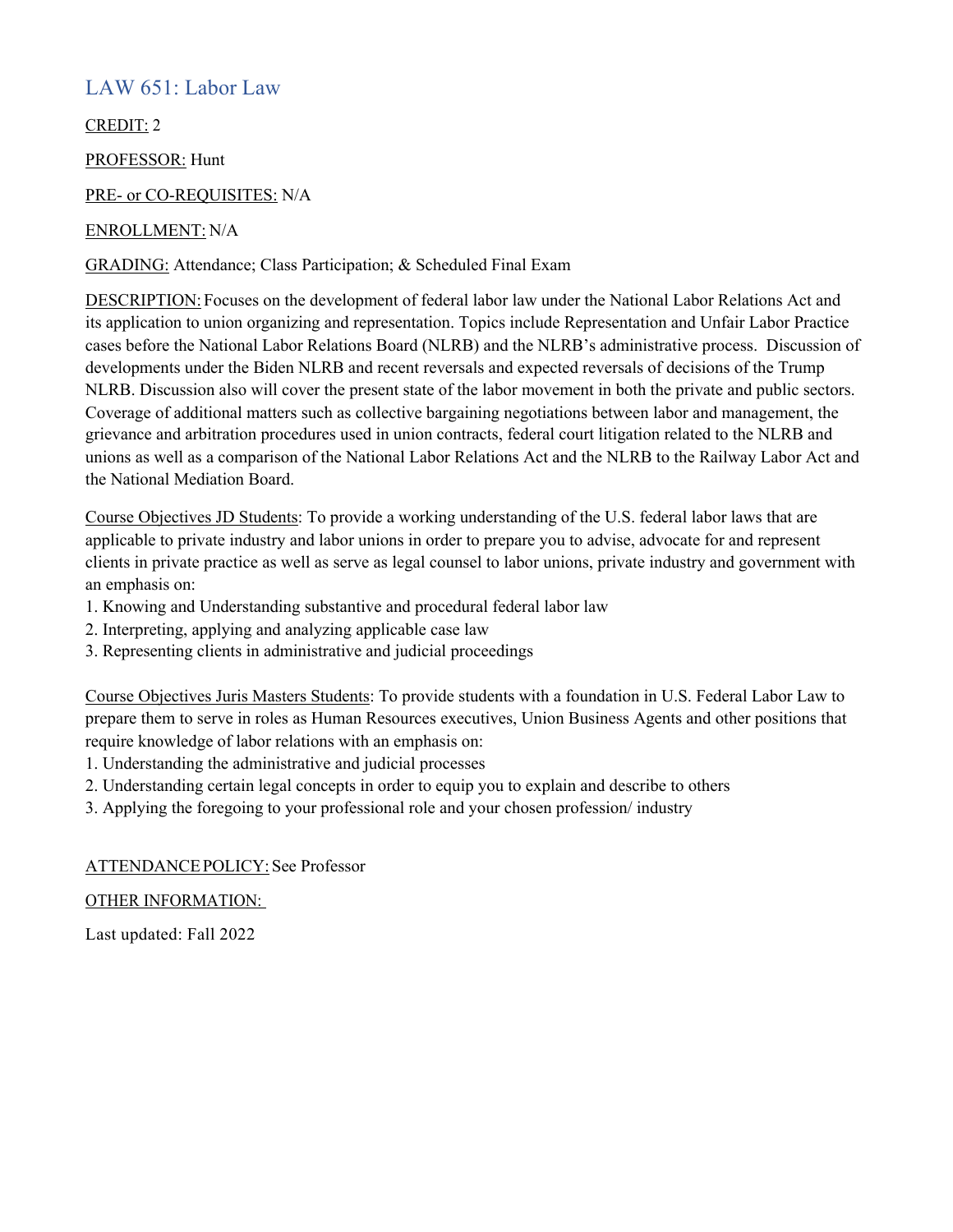## LAW 651: Labor Law

CREDIT: 2

PROFESSOR: Hunt

PRE- or CO-REQUISITES: N/A

ENROLLMENT: N/A

GRADING: Attendance; Class Participation; & Scheduled Final Exam

DESCRIPTION: Focuses on the development of federal labor law under the National Labor Relations Act and its application to union organizing and representation. Topics include Representation and Unfair Labor Practice cases before the National Labor Relations Board (NLRB) and the NLRB's administrative process. Discussion of developments under the Biden NLRB and recent reversals and expected reversals of decisions of the Trump NLRB. Discussion also will cover the present state of the labor movement in both the private and public sectors. Coverage of additional matters such as collective bargaining negotiations between labor and management, the grievance and arbitration procedures used in union contracts, federal court litigation related to the NLRB and unions as well as a comparison of the National Labor Relations Act and the NLRB to the Railway Labor Act and the National Mediation Board.

Course Objectives JD Students: To provide a working understanding of the U.S. federal labor laws that are applicable to private industry and labor unions in order to prepare you to advise, advocate for and represent clients in private practice as well as serve as legal counsel to labor unions, private industry and government with an emphasis on:

1. Knowing and Understanding substantive and procedural federal labor law
2. Interpreting, applying and analyzing applicable case law
3. Representing clients in administrative and judicial proceedings

Course Objectives Juris Masters Students: To provide students with a foundation in U.S. Federal Labor Law to prepare them to serve in roles as Human Resources executives, Union Business Agents and other positions that require knowledge of labor relations with an emphasis on:

1. Understanding the administrative and judicial processes
2. Understanding certain legal concepts in order to equip you to explain and describe to others
3. Applying the foregoing to your professional role and your chosen profession/ industry

ATTENDANCE POLICY: See Professor

OTHER INFORMATION:

Last updated: Fall 2022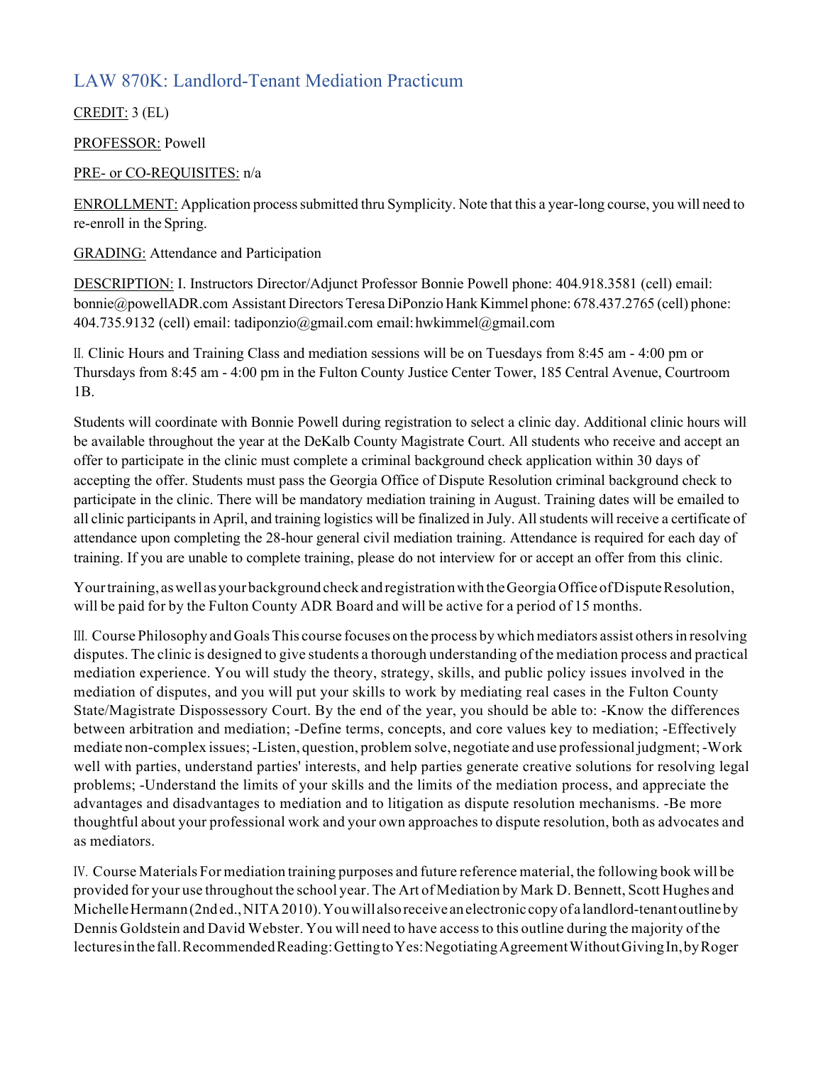## LAW 870K: Landlord-Tenant Mediation Practicum

CREDIT: 3 (EL)

PROFESSOR: Powell

PRE- or CO-REQUISITES: n/a

ENROLLMENT: Application process submitted thru Symplicity. Note that this a year-long course, you will need to re-enroll in the Spring.

GRADING: Attendance and Participation

DESCRIPTION: I. Instructors Director/Adjunct Professor Bonnie Powell phone: 404.918.3581 (cell) email: bonnie@powellADR.com Assistant Directors Teresa DiPonzio Hank Kimmel phone: 678.437.2765 (cell) phone: 404.735.9132 (cell) email: tadiponzio@gmail.com email: hwkimmel@gmail.com

II. Clinic Hours and Training Class and mediation sessions will be on Tuesdays from 8:45 am - 4:00 pm or Thursdays from 8:45 am - 4:00 pm in the Fulton County Justice Center Tower, 185 Central Avenue, Courtroom 1B.

Students will coordinate with Bonnie Powell during registration to select a clinic day. Additional clinic hours will be available throughout the year at the DeKalb County Magistrate Court. All students who receive and accept an offer to participate in the clinic must complete a criminal background check application within 30 days of accepting the offer. Students must pass the Georgia Office of Dispute Resolution criminal background check to participate in the clinic. There will be mandatory mediation training in August. Training dates will be emailed to all clinic participants in April, and training logistics will be finalized in July. All students will receive a certificate of attendance upon completing the 28-hour general civil mediation training. Attendance is required for each day of training. If you are unable to complete training, please do not interview for or accept an offer from this clinic.

Your training, as well as your background check and registration with the Georgia Office of Dispute Resolution, will be paid for by the Fulton County ADR Board and will be active for a period of 15 months.

III. Course Philosophy and Goals This course focuses on the process by which mediators assist others in resolving disputes. The clinic is designed to give students a thorough understanding of the mediation process and practical mediation experience. You will study the theory, strategy, skills, and public policy issues involved in the mediation of disputes, and you will put your skills to work by mediating real cases in the Fulton County State/Magistrate Dispossessory Court. By the end of the year, you should be able to: -Know the differences between arbitration and mediation; -Define terms, concepts, and core values key to mediation; -Effectively mediate non-complex issues; -Listen, question, problem solve, negotiate and use professional judgment; -Work well with parties, understand parties' interests, and help parties generate creative solutions for resolving legal problems; -Understand the limits of your skills and the limits of the mediation process, and appreciate the advantages and disadvantages to mediation and to litigation as dispute resolution mechanisms. -Be more thoughtful about your professional work and your own approaches to dispute resolution, both as advocates and as mediators.

IV. Course Materials For mediation training purposes and future reference material, the following book will be provided for your use throughout the school year. The Art of Mediation by Mark D. Bennett, Scott Hughes and Michelle Hermann (2nd ed., NITA 2010). You will also receive an electronic copy of a landlord-tenant outline by Dennis Goldstein and David Webster. You will need to have access to this outline during the majority of the lectures in the fall. Recommended Reading: Getting to Yes: Negotiating Agreement Without Giving In, by Roger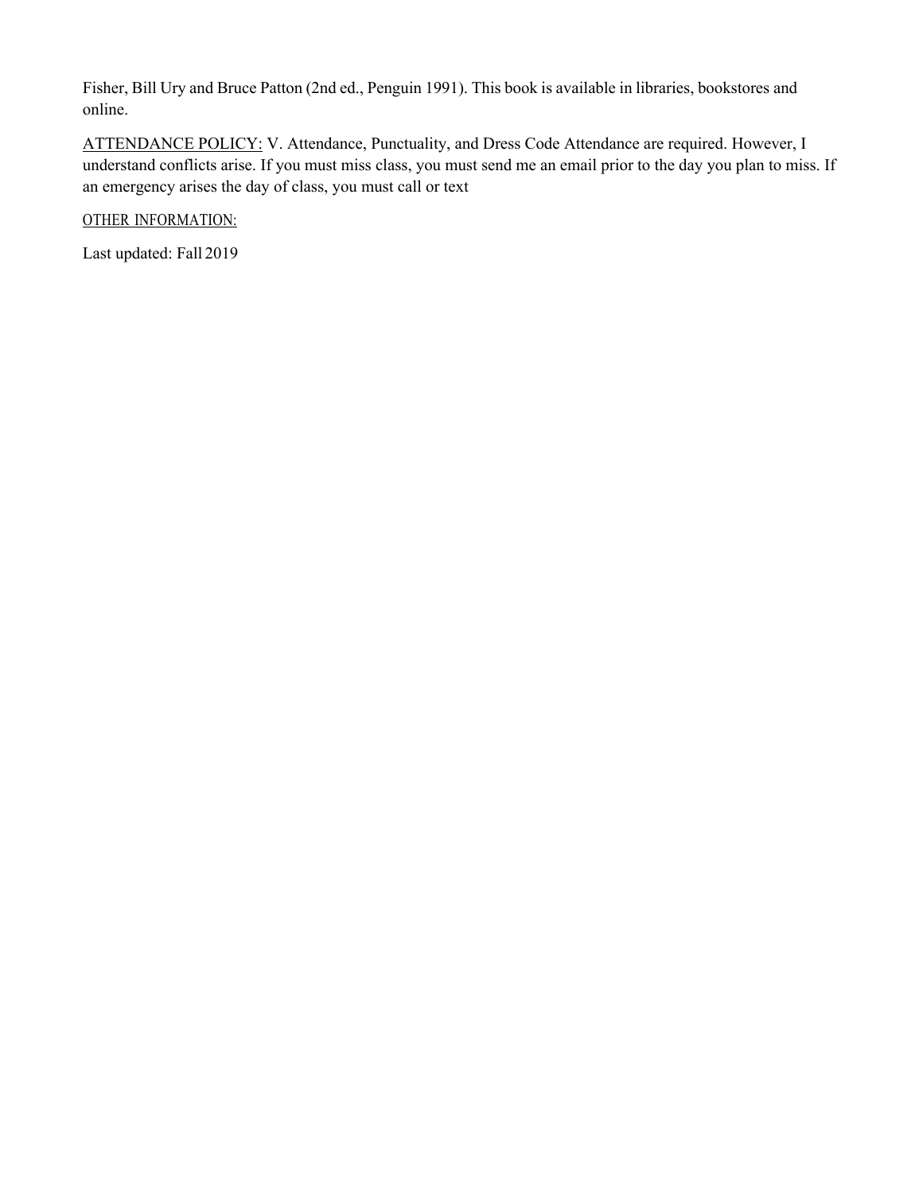Fisher, Bill Ury and Bruce Patton (2nd ed., Penguin 1991). This book is available in libraries, bookstores and online.

ATTENDANCE POLICY: V. Attendance, Punctuality, and Dress Code Attendance are required. However, I understand conflicts arise. If you must miss class, you must send me an email prior to the day you plan to miss. If an emergency arises the day of class, you must call or text

OTHER INFORMATION:

Last updated: Fall 2019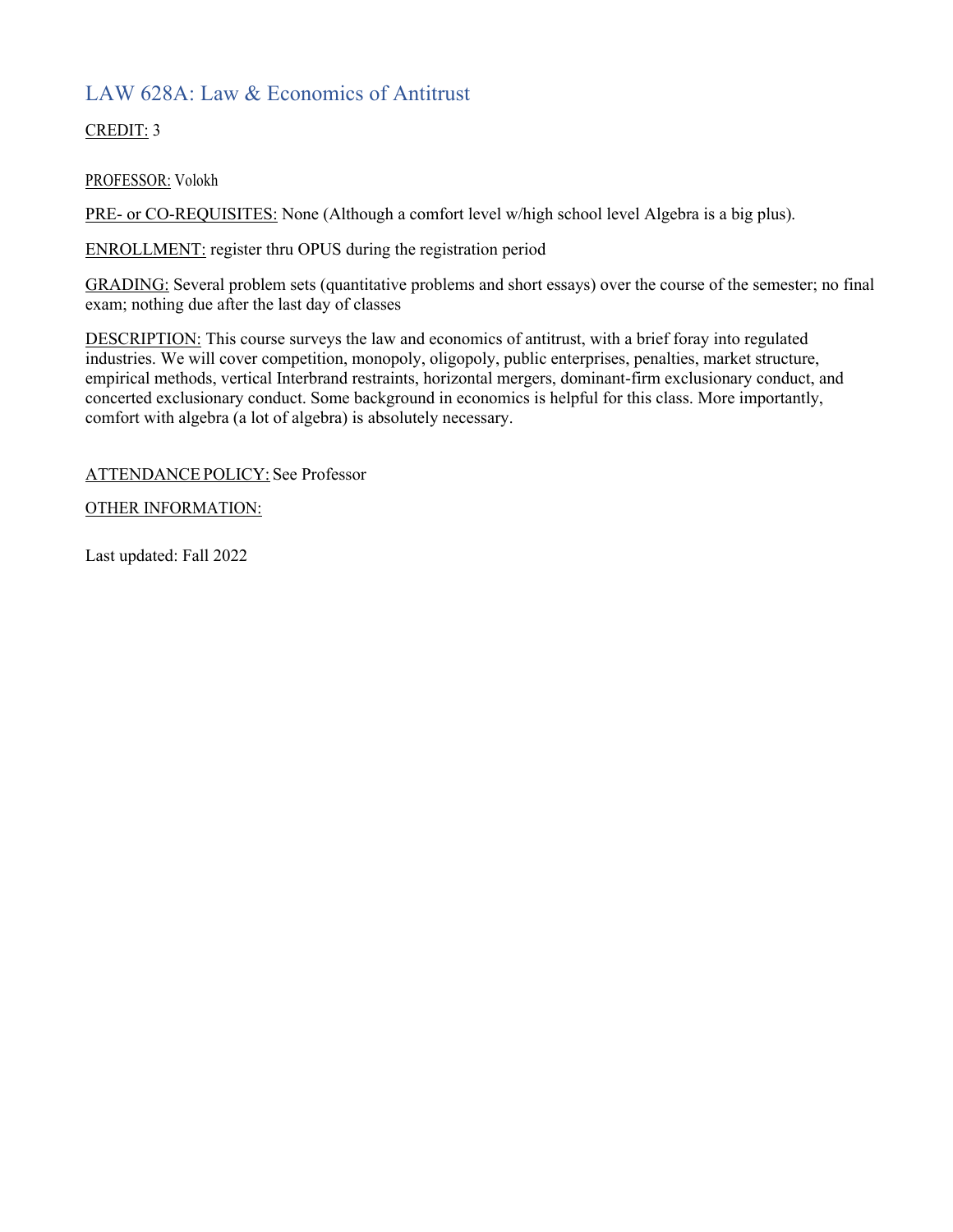## LAW 628A: Law & Economics of Antitrust

CREDIT: 3

PROFESSOR: Volokh

PRE- or CO-REQUISITES: None (Although a comfort level w/high school level Algebra is a big plus).

ENROLLMENT: register thru OPUS during the registration period

GRADING: Several problem sets (quantitative problems and short essays) over the course of the semester; no final exam; nothing due after the last day of classes

DESCRIPTION: This course surveys the law and economics of antitrust, with a brief foray into regulated industries. We will cover competition, monopoly, oligopoly, public enterprises, penalties, market structure, empirical methods, vertical Interbrand restraints, horizontal mergers, dominant-firm exclusionary conduct, and concerted exclusionary conduct. Some background in economics is helpful for this class. More importantly, comfort with algebra (a lot of algebra) is absolutely necessary.

ATTENDANCE POLICY: See Professor

OTHER INFORMATION:

Last updated: Fall 2022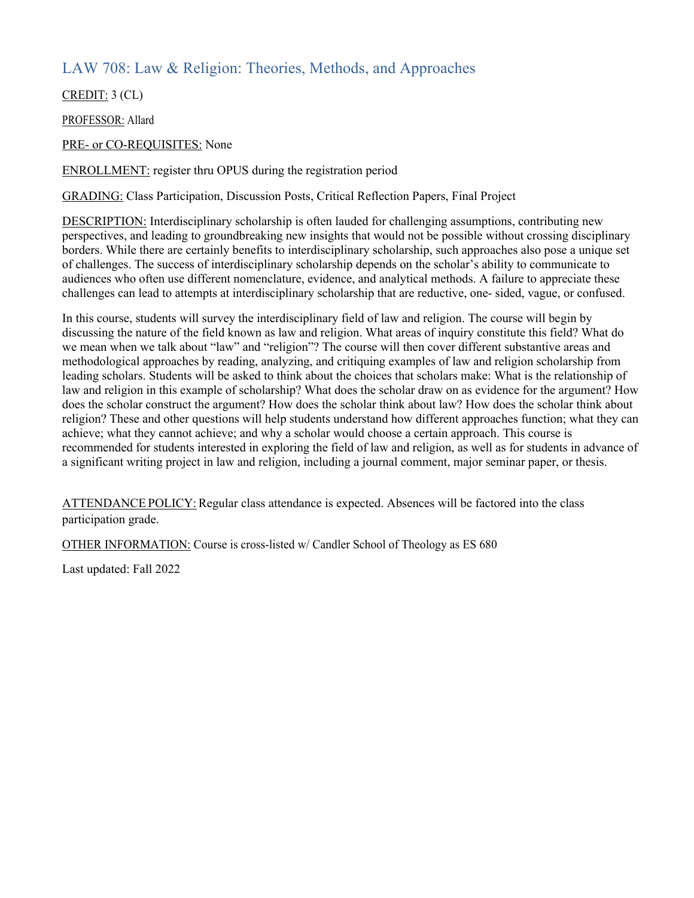## LAW 708: Law & Religion: Theories, Methods, and Approaches

CREDIT: 3 (CL)

PROFESSOR: Allard

PRE- or CO-REQUISITES: None

ENROLLMENT: register thru OPUS during the registration period

GRADING: Class Participation, Discussion Posts, Critical Reflection Papers, Final Project

DESCRIPTION: Interdisciplinary scholarship is often lauded for challenging assumptions, contributing new perspectives, and leading to groundbreaking new insights that would not be possible without crossing disciplinary borders. While there are certainly benefits to interdisciplinary scholarship, such approaches also pose a unique set of challenges. The success of interdisciplinary scholarship depends on the scholar's ability to communicate to audiences who often use different nomenclature, evidence, and analytical methods. A failure to appreciate these challenges can lead to attempts at interdisciplinary scholarship that are reductive, one- sided, vague, or confused.

In this course, students will survey the interdisciplinary field of law and religion. The course will begin by discussing the nature of the field known as law and religion. What areas of inquiry constitute this field? What do we mean when we talk about "law" and "religion"? The course will then cover different substantive areas and methodological approaches by reading, analyzing, and critiquing examples of law and religion scholarship from leading scholars. Students will be asked to think about the choices that scholars make: What is the relationship of law and religion in this example of scholarship? What does the scholar draw on as evidence for the argument? How does the scholar construct the argument? How does the scholar think about law? How does the scholar think about religion? These and other questions will help students understand how different approaches function; what they can achieve; what they cannot achieve; and why a scholar would choose a certain approach. This course is recommended for students interested in exploring the field of law and religion, as well as for students in advance of a significant writing project in law and religion, including a journal comment, major seminar paper, or thesis.

ATTENDANCE POLICY: Regular class attendance is expected. Absences will be factored into the class participation grade.

OTHER INFORMATION: Course is cross-listed w/ Candler School of Theology as ES 680

Last updated: Fall 2022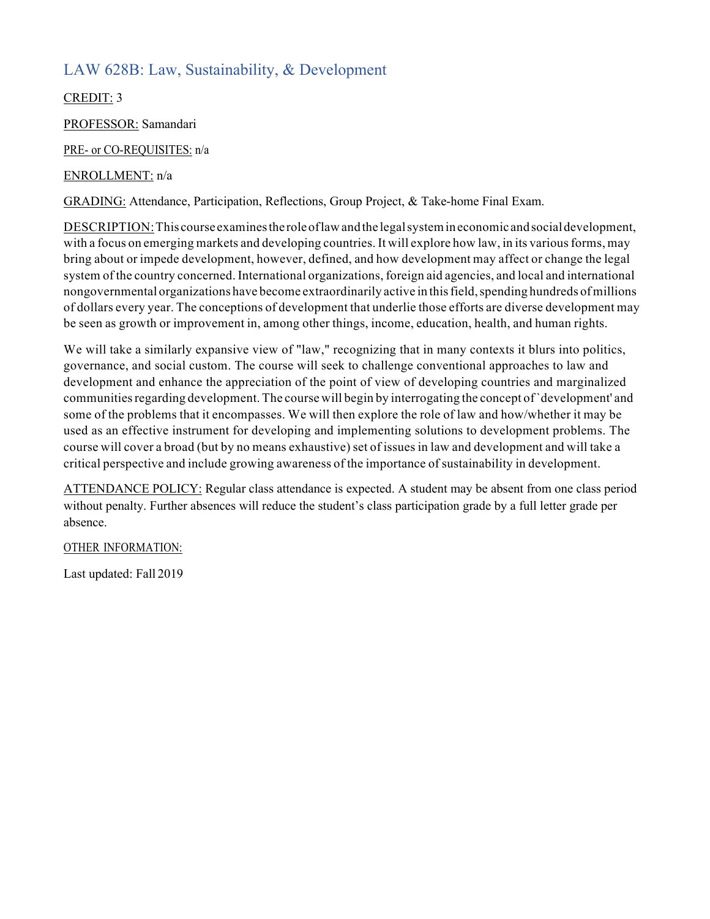## LAW 628B: Law, Sustainability, & Development

CREDIT: 3

PROFESSOR: Samandari

PRE- or CO-REQUISITES: n/a

ENROLLMENT: n/a

GRADING: Attendance, Participation, Reflections, Group Project, & Take-home Final Exam.

DESCRIPTION: This course examines the role of law and the legal system in economic and social development, with a focus on emerging markets and developing countries. It will explore how law, in its various forms, may bring about or impede development, however, defined, and how development may affect or change the legal system of the country concerned. International organizations, foreign aid agencies, and local and international nongovernmental organizations have become extraordinarily active in this field, spending hundreds of millions of dollars every year. The conceptions of development that underlie those efforts are diverse development may be seen as growth or improvement in, among other things, income, education, health, and human rights.

We will take a similarly expansive view of "law," recognizing that in many contexts it blurs into politics, governance, and social custom. The course will seek to challenge conventional approaches to law and development and enhance the appreciation of the point of view of developing countries and marginalized communities regarding development. The course will begin by interrogating the concept of `development' and some of the problems that it encompasses. We will then explore the role of law and how/whether it may be used as an effective instrument for developing and implementing solutions to development problems. The course will cover a broad (but by no means exhaustive) set of issues in law and development and will take a critical perspective and include growing awareness of the importance of sustainability in development.

ATTENDANCE POLICY: Regular class attendance is expected. A student may be absent from one class period without penalty. Further absences will reduce the student's class participation grade by a full letter grade per absence.

OTHER INFORMATION:

Last updated: Fall 2019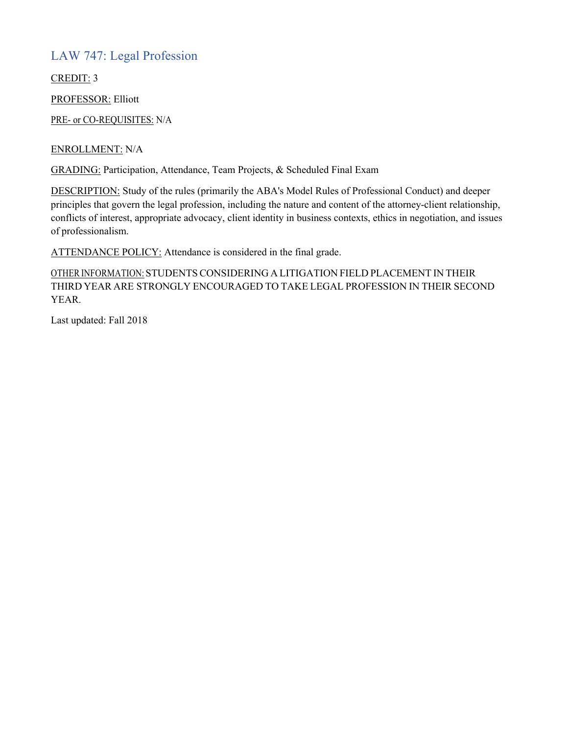## LAW 747: Legal Profession

CREDIT: 3

PROFESSOR: Elliott

PRE- or CO-REQUISITES: N/A

ENROLLMENT: N/A

GRADING: Participation, Attendance, Team Projects, & Scheduled Final Exam

DESCRIPTION: Study of the rules (primarily the ABA's Model Rules of Professional Conduct) and deeper principles that govern the legal profession, including the nature and content of the attorney-client relationship, conflicts of interest, appropriate advocacy, client identity in business contexts, ethics in negotiation, and issues of professionalism.

ATTENDANCE POLICY: Attendance is considered in the final grade.

OTHER INFORMATION: STUDENTS CONSIDERING A LITIGATION FIELD PLACEMENT IN THEIR THIRD YEAR ARE STRONGLY ENCOURAGED TO TAKE LEGAL PROFESSION IN THEIR SECOND YEAR.

Last updated: Fall 2018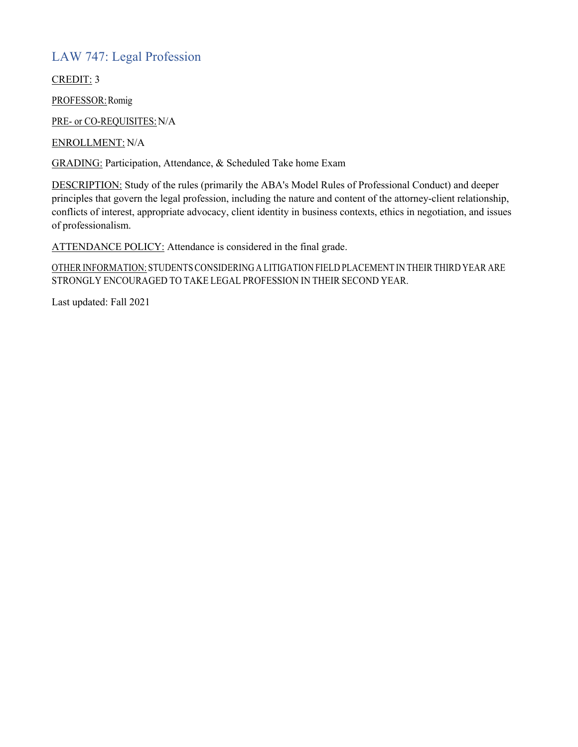## LAW 747: Legal Profession

CREDIT: 3

PROFESSOR: Romig

PRE- or CO-REQUISITES: N/A

ENROLLMENT: N/A

GRADING: Participation, Attendance, & Scheduled Take home Exam

DESCRIPTION: Study of the rules (primarily the ABA's Model Rules of Professional Conduct) and deeper principles that govern the legal profession, including the nature and content of the attorney-client relationship, conflicts of interest, appropriate advocacy, client identity in business contexts, ethics in negotiation, and issues of professionalism.

ATTENDANCE POLICY: Attendance is considered in the final grade.

OTHER INFORMATION: STUDENTS CONSIDERING A LITIGATION FIELD PLACEMENT IN THEIR THIRD YEAR ARE STRONGLY ENCOURAGED TO TAKE LEGAL PROFESSION IN THEIR SECOND YEAR.

Last updated: Fall 2021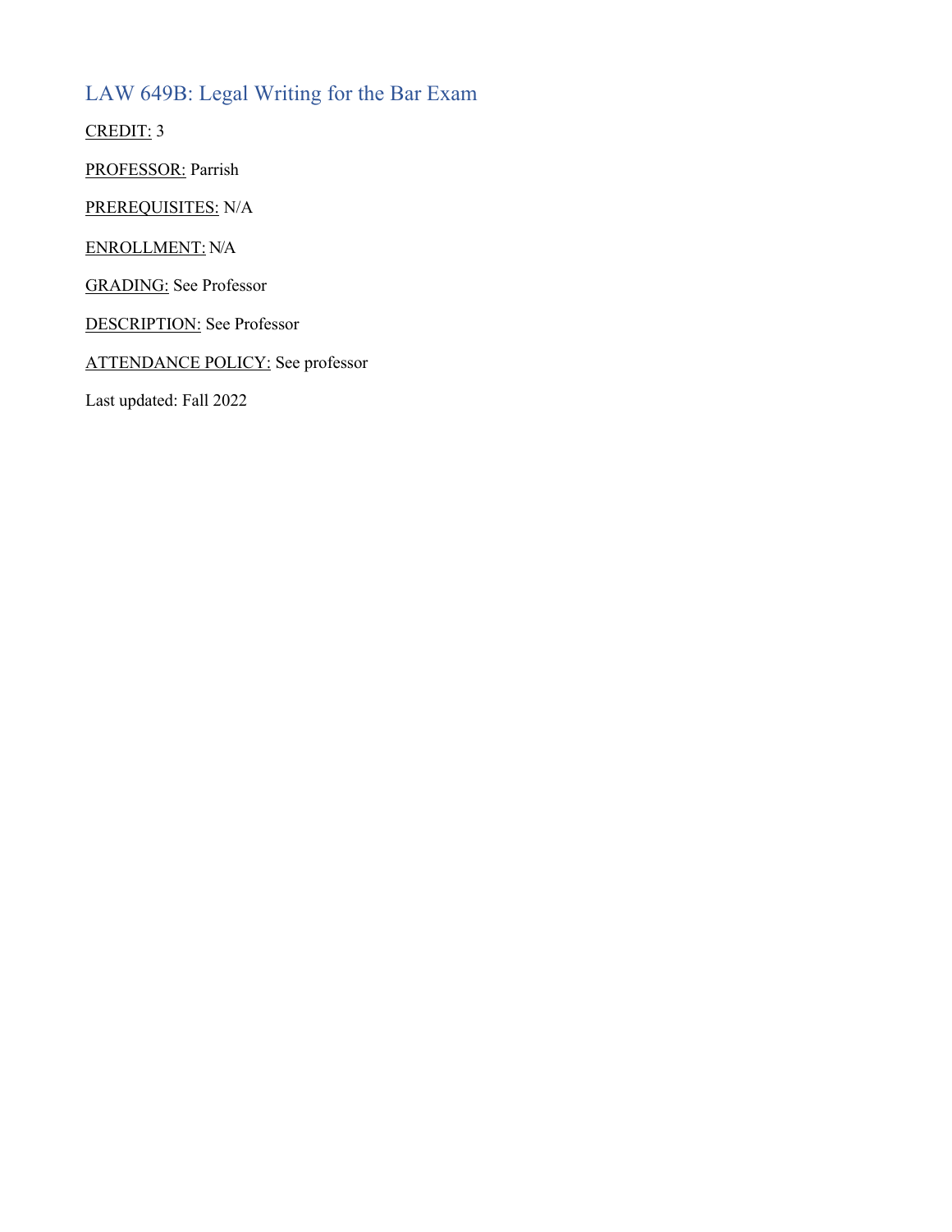## LAW 649B: Legal Writing for the Bar Exam

CREDIT: 3

PROFESSOR: Parrish

PREREQUISITES: N/A

ENROLLMENT: N/A

GRADING: See Professor

DESCRIPTION: See Professor

ATTENDANCE POLICY: See professor

Last updated: Fall 2022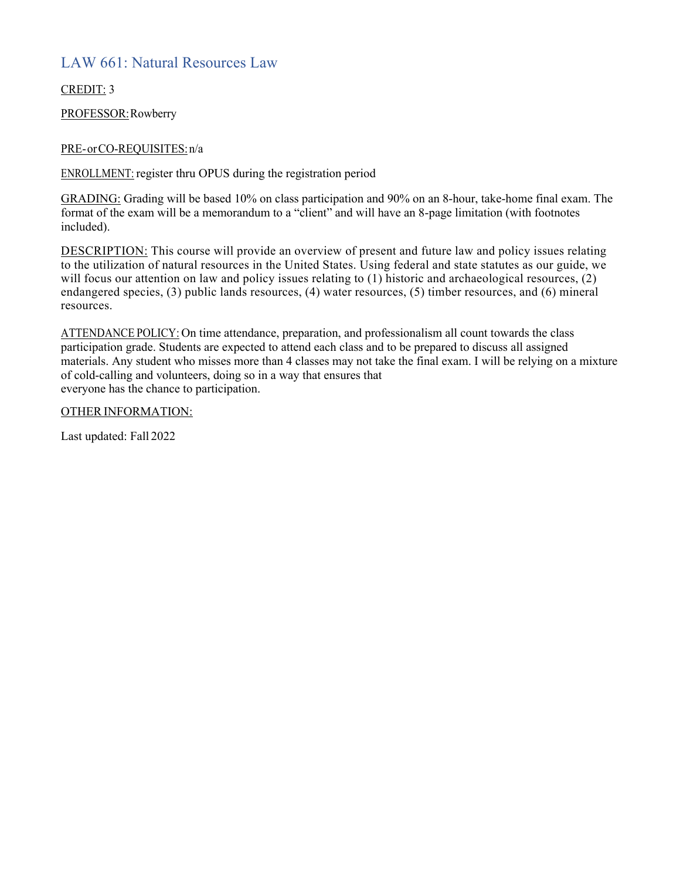## LAW 661: Natural Resources Law

CREDIT: 3

PROFESSOR: Rowberry

PRE- or CO-REQUISITES: n/a

ENROLLMENT: register thru OPUS during the registration period

GRADING: Grading will be based 10% on class participation and 90% on an 8-hour, take-home final exam. The format of the exam will be a memorandum to a "client" and will have an 8-page limitation (with footnotes included).

DESCRIPTION: This course will provide an overview of present and future law and policy issues relating to the utilization of natural resources in the United States. Using federal and state statutes as our guide, we will focus our attention on law and policy issues relating to (1) historic and archaeological resources, (2) endangered species, (3) public lands resources, (4) water resources, (5) timber resources, and (6) mineral resources.

ATTENDANCE POLICY: On time attendance, preparation, and professionalism all count towards the class participation grade. Students are expected to attend each class and to be prepared to discuss all assigned materials. Any student who misses more than 4 classes may not take the final exam. I will be relying on a mixture of cold-calling and volunteers, doing so in a way that ensures that everyone has the chance to participation.

OTHER INFORMATION:

Last updated: Fall 2022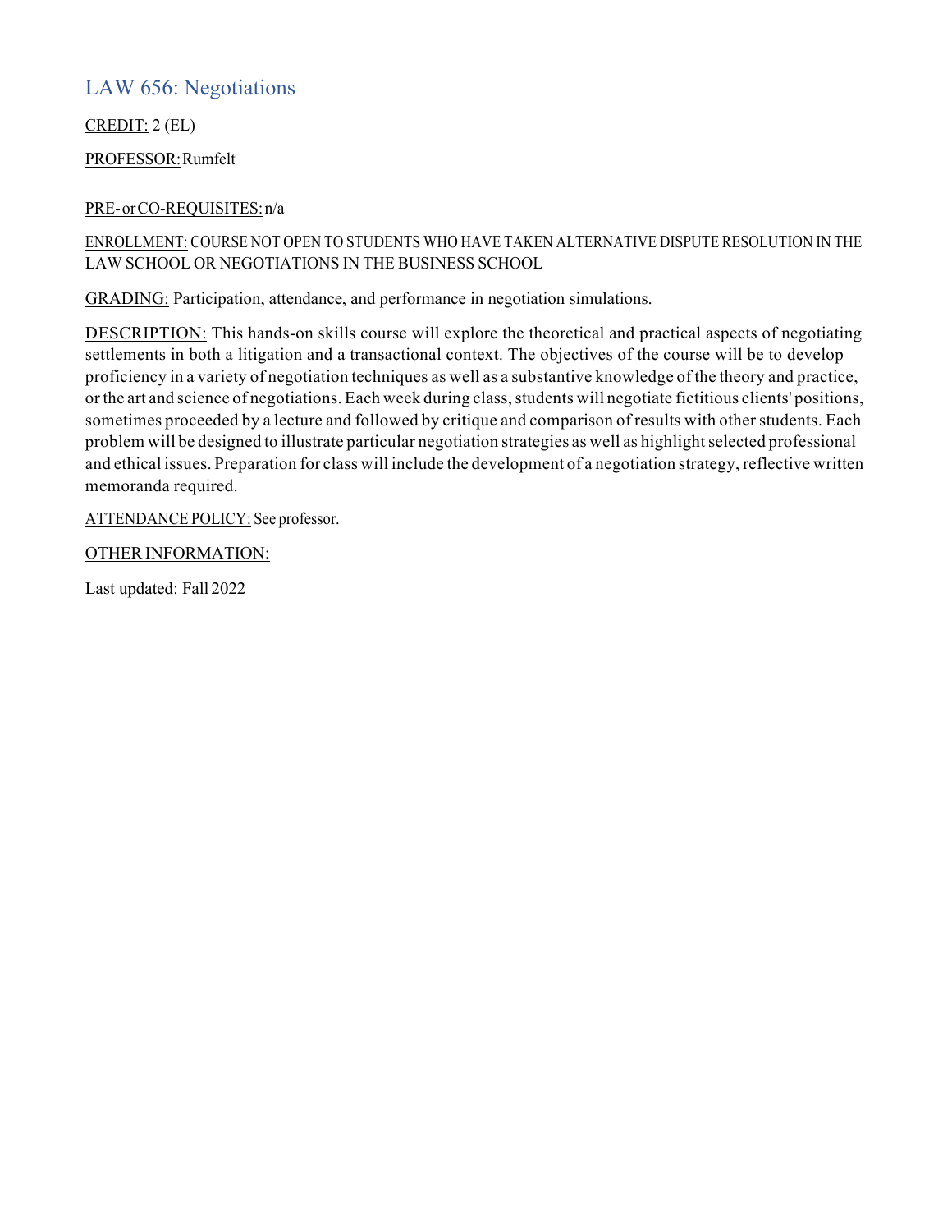## LAW 656: Negotiations

CREDIT: 2 (EL)

PROFESSOR: Rumfelt

PRE- or CO-REQUISITES: n/a

ENROLLMENT: COURSE NOT OPEN TO STUDENTS WHO HAVE TAKEN ALTERNATIVE DISPUTE RESOLUTION IN THE LAW SCHOOL OR NEGOTIATIONS IN THE BUSINESS SCHOOL

GRADING: Participation, attendance, and performance in negotiation simulations.

DESCRIPTION: This hands-on skills course will explore the theoretical and practical aspects of negotiating settlements in both a litigation and a transactional context. The objectives of the course will be to develop proficiency in a variety of negotiation techniques as well as a substantive knowledge of the theory and practice, or the art and science of negotiations. Each week during class, students will negotiate fictitious clients' positions, sometimes proceeded by a lecture and followed by critique and comparison of results with other students. Each problem will be designed to illustrate particular negotiation strategies as well as highlight selected professional and ethical issues. Preparation for class will include the development of a negotiation strategy, reflective written memoranda required.

ATTENDANCE POLICY: See professor.

OTHER INFORMATION:

Last updated: Fall 2022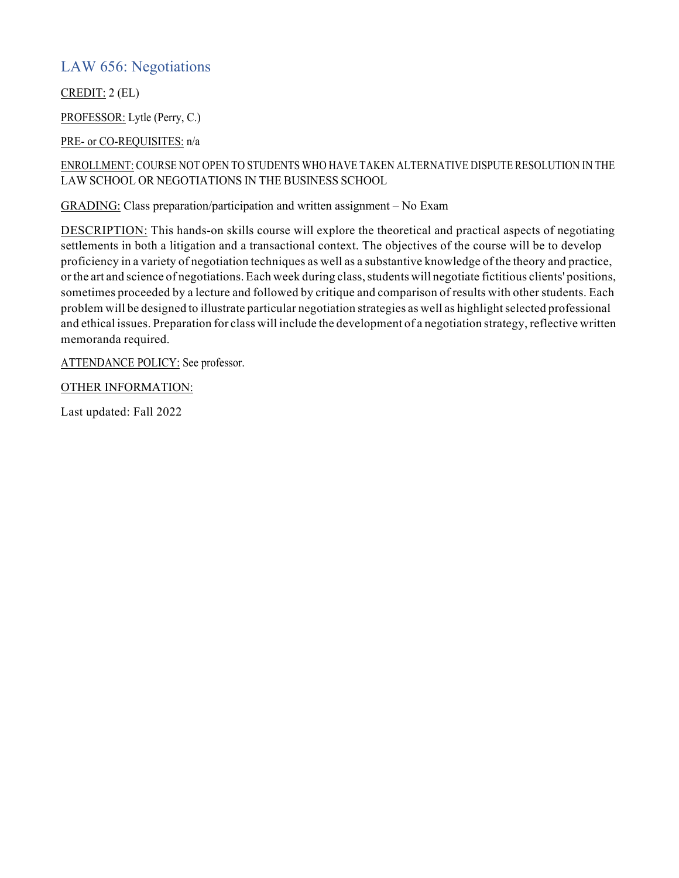## LAW 656: Negotiations

CREDIT: 2 (EL)

PROFESSOR: Lytle (Perry, C.)

PRE- or CO-REQUISITES: n/a

ENROLLMENT: COURSE NOT OPEN TO STUDENTS WHO HAVE TAKEN ALTERNATIVE DISPUTE RESOLUTION IN THE LAW SCHOOL OR NEGOTIATIONS IN THE BUSINESS SCHOOL

GRADING: Class preparation/participation and written assignment – No Exam

DESCRIPTION: This hands-on skills course will explore the theoretical and practical aspects of negotiating settlements in both a litigation and a transactional context. The objectives of the course will be to develop proficiency in a variety of negotiation techniques as well as a substantive knowledge of the theory and practice, or the art and science of negotiations. Each week during class, students will negotiate fictitious clients' positions, sometimes proceeded by a lecture and followed by critique and comparison of results with other students. Each problem will be designed to illustrate particular negotiation strategies as well as highlight selected professional and ethical issues. Preparation for class will include the development of a negotiation strategy, reflective written memoranda required.

ATTENDANCE POLICY: See professor.

OTHER INFORMATION:

Last updated: Fall 2022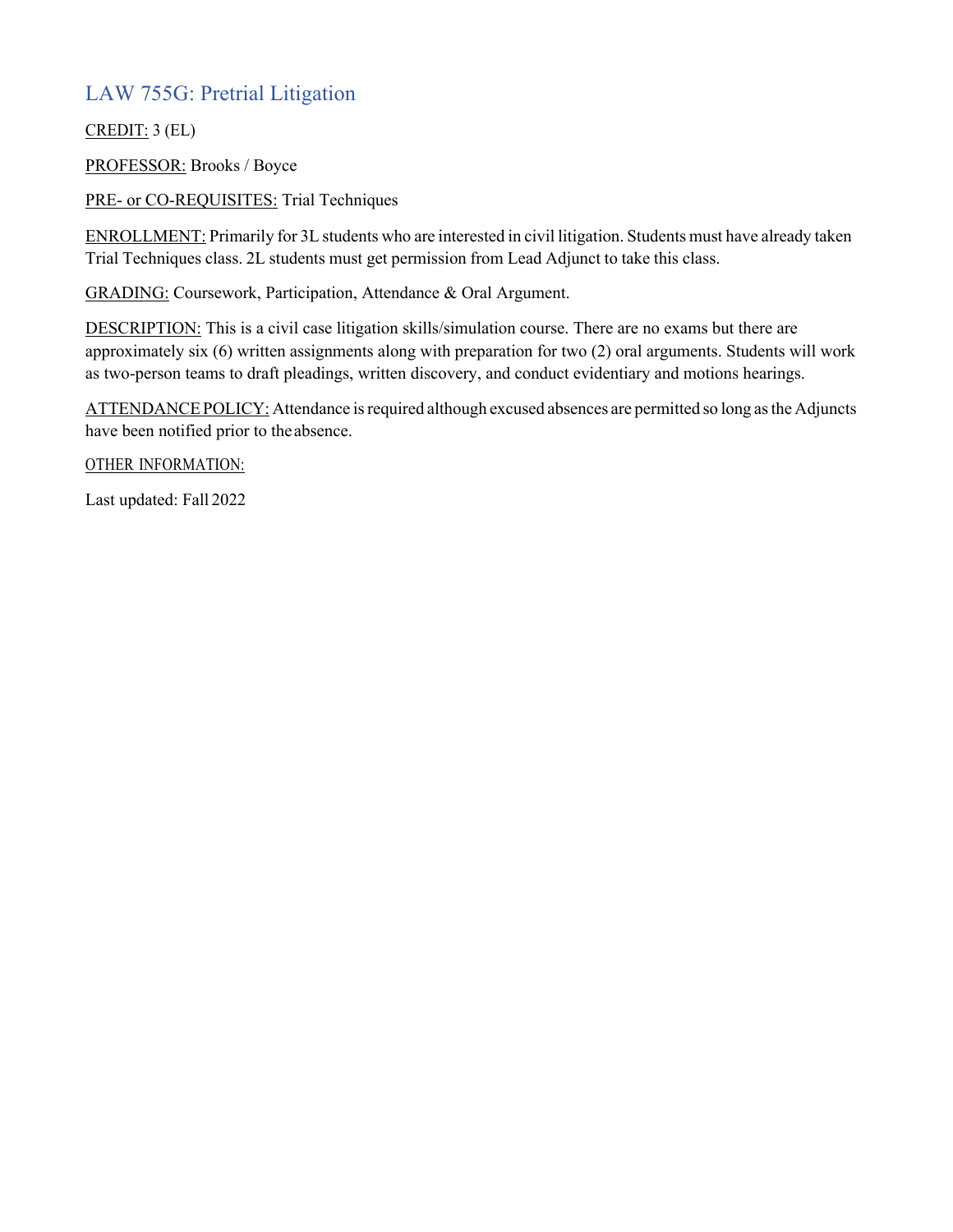## LAW 755G: Pretrial Litigation

CREDIT: 3 (EL)

PROFESSOR: Brooks / Boyce

PRE- or CO-REQUISITES: Trial Techniques

ENROLLMENT: Primarily for 3L students who are interested in civil litigation. Students must have already taken Trial Techniques class. 2L students must get permission from Lead Adjunct to take this class.

GRADING: Coursework, Participation, Attendance & Oral Argument.

DESCRIPTION: This is a civil case litigation skills/simulation course. There are no exams but there are approximately six (6) written assignments along with preparation for two (2) oral arguments. Students will work as two-person teams to draft pleadings, written discovery, and conduct evidentiary and motions hearings.

ATTENDANCE POLICY: Attendance is required although excused absences are permitted so long as the Adjuncts have been notified prior to the absence.

OTHER INFORMATION:

Last updated: Fall 2022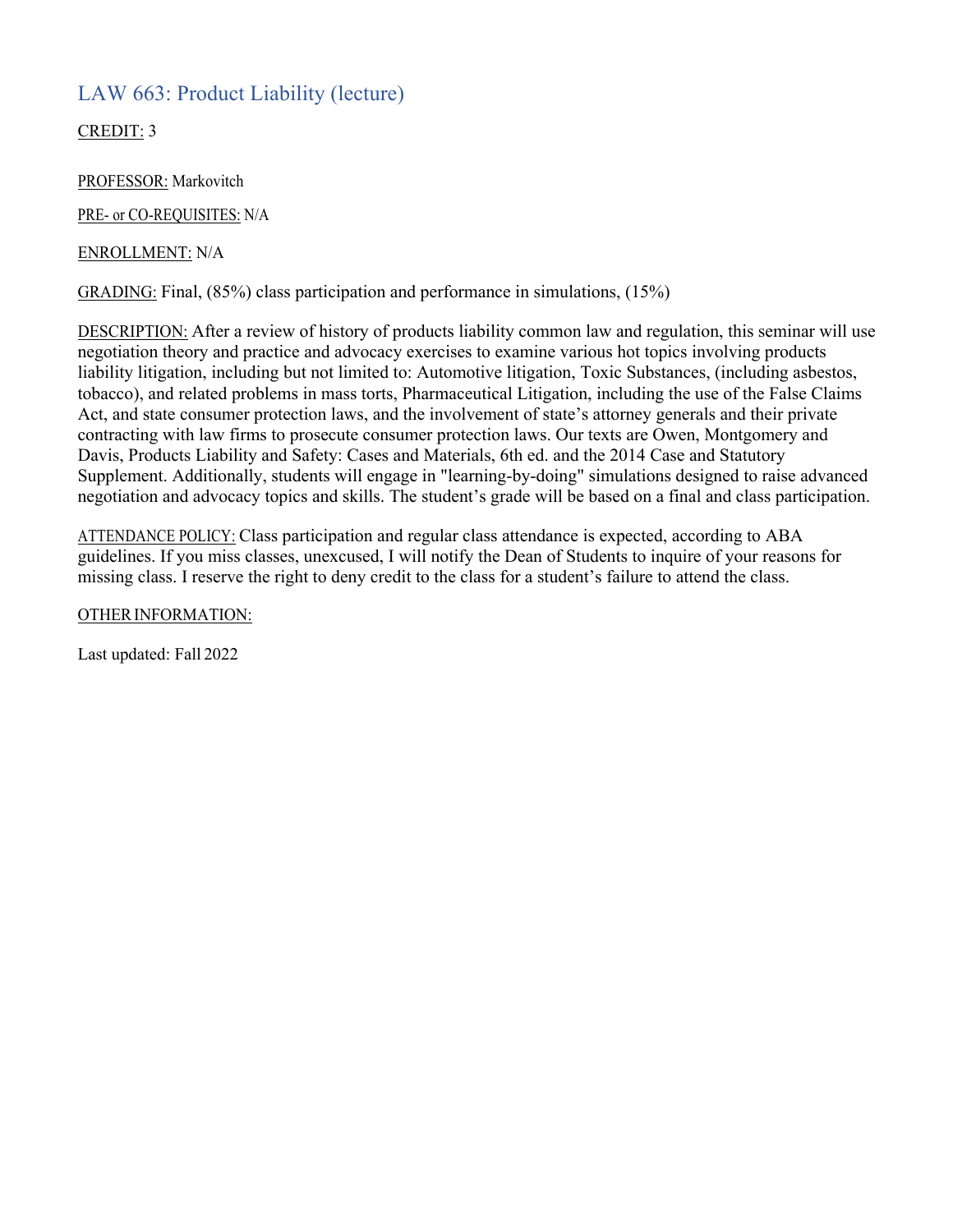## LAW 663: Product Liability (lecture)

CREDIT: 3

PROFESSOR: Markovitch

PRE- or CO-REQUISITES: N/A

ENROLLMENT: N/A

GRADING: Final, (85%) class participation and performance in simulations, (15%)

DESCRIPTION: After a review of history of products liability common law and regulation, this seminar will use negotiation theory and practice and advocacy exercises to examine various hot topics involving products liability litigation, including but not limited to: Automotive litigation, Toxic Substances, (including asbestos, tobacco), and related problems in mass torts, Pharmaceutical Litigation, including the use of the False Claims Act, and state consumer protection laws, and the involvement of state's attorney generals and their private contracting with law firms to prosecute consumer protection laws. Our texts are Owen, Montgomery and Davis, Products Liability and Safety: Cases and Materials, 6th ed. and the 2014 Case and Statutory Supplement. Additionally, students will engage in "learning-by-doing" simulations designed to raise advanced negotiation and advocacy topics and skills. The student's grade will be based on a final and class participation.

ATTENDANCE POLICY: Class participation and regular class attendance is expected, according to ABA guidelines. If you miss classes, unexcused, I will notify the Dean of Students to inquire of your reasons for missing class. I reserve the right to deny credit to the class for a student's failure to attend the class.

OTHER INFORMATION:

Last updated: Fall 2022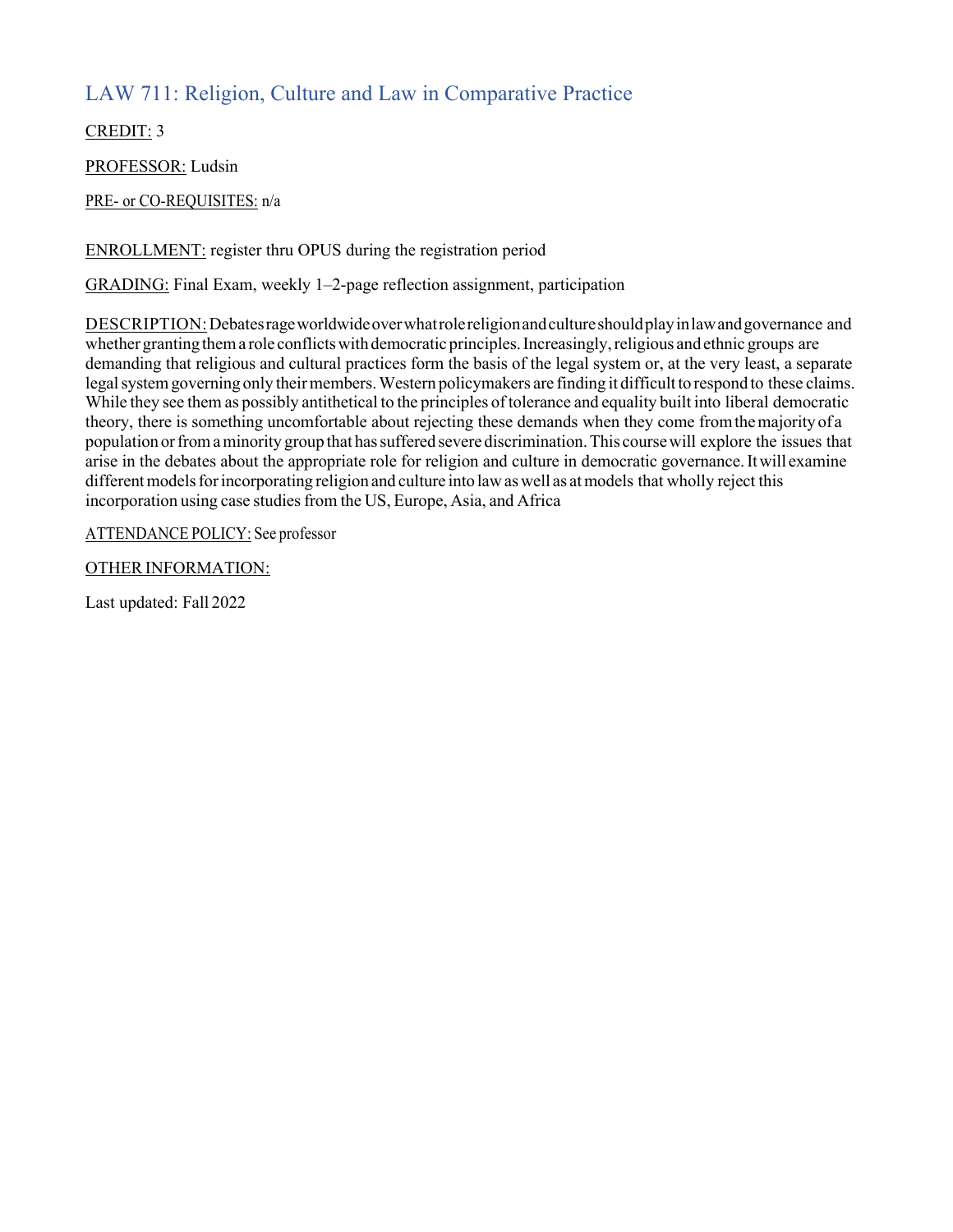## LAW 711: Religion, Culture and Law in Comparative Practice

<u>CREDIT:</u> 3

<u>PROFESSOR:</u> Ludsin

<u>PRE- or CO-REQUISITES:</u> n/a

<u>ENROLLMENT:</u> register thru OPUS during the registration period

<u>GRADING:</u> Final Exam, weekly 1–2-page reflection assignment, participation

<u>DESCRIPTION:</u> Debates rage worldwide over what role religion and culture should play in law and governance and whether granting them a role conflicts with democratic principles. Increasingly, religious and ethnic groups are demanding that religious and cultural practices form the basis of the legal system or, at the very least, a separate legal system governing only their members. Western policymakers are finding it difficult to respond to these claims. While they see them as possibly antithetical to the principles of tolerance and equality built into liberal democratic theory, there is something uncomfortable about rejecting these demands when they come from the majority of a population or from a minority group that has suffered severe discrimination. This course will explore the issues that arise in the debates about the appropriate role for religion and culture in democratic governance. It will examine different models for incorporating religion and culture into law as well as at models that wholly reject this incorporation using case studies from the US, Europe, Asia, and Africa

<u>ATTENDANCE POLICY:</u> See professor

<u>OTHER INFORMATION:</u>

Last updated: Fall 2022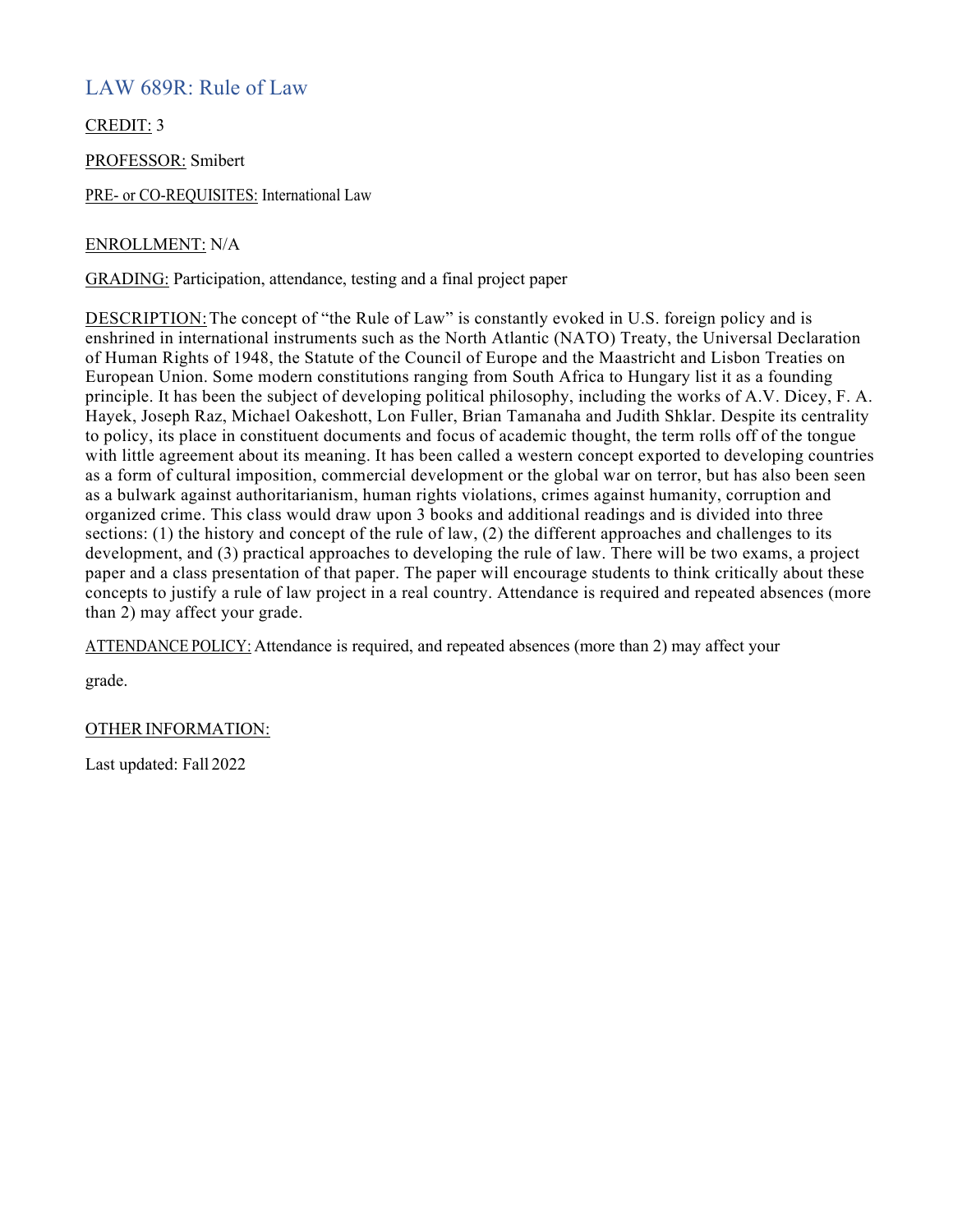## LAW 689R: Rule of Law

CREDIT: 3

PROFESSOR: Smibert

PRE- or CO-REQUISITES: International Law

ENROLLMENT: N/A

GRADING: Participation, attendance, testing and a final project paper

DESCRIPTION: The concept of "the Rule of Law" is constantly evoked in U.S. foreign policy and is enshrined in international instruments such as the North Atlantic (NATO) Treaty, the Universal Declaration of Human Rights of 1948, the Statute of the Council of Europe and the Maastricht and Lisbon Treaties on European Union. Some modern constitutions ranging from South Africa to Hungary list it as a founding principle. It has been the subject of developing political philosophy, including the works of A.V. Dicey, F. A. Hayek, Joseph Raz, Michael Oakeshott, Lon Fuller, Brian Tamanaha and Judith Shklar. Despite its centrality to policy, its place in constituent documents and focus of academic thought, the term rolls off of the tongue with little agreement about its meaning. It has been called a western concept exported to developing countries as a form of cultural imposition, commercial development or the global war on terror, but has also been seen as a bulwark against authoritarianism, human rights violations, crimes against humanity, corruption and organized crime. This class would draw upon 3 books and additional readings and is divided into three sections: (1) the history and concept of the rule of law, (2) the different approaches and challenges to its development, and (3) practical approaches to developing the rule of law. There will be two exams, a project paper and a class presentation of that paper. The paper will encourage students to think critically about these concepts to justify a rule of law project in a real country. Attendance is required and repeated absences (more than 2) may affect your grade.

ATTENDANCE POLICY: Attendance is required, and repeated absences (more than 2) may affect your grade.

OTHER INFORMATION:

Last updated: Fall 2022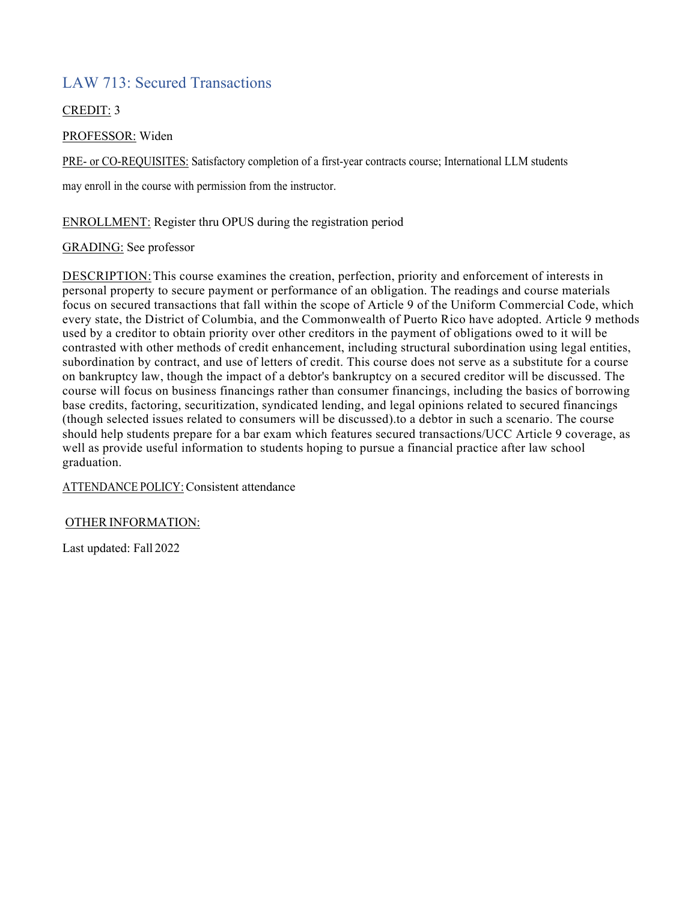## LAW 713: Secured Transactions

CREDIT: 3

PROFESSOR: Widen

PRE- or CO-REQUISITES: Satisfactory completion of a first-year contracts course; International LLM students may enroll in the course with permission from the instructor.

ENROLLMENT: Register thru OPUS during the registration period

GRADING: See professor

DESCRIPTION: This course examines the creation, perfection, priority and enforcement of interests in personal property to secure payment or performance of an obligation. The readings and course materials focus on secured transactions that fall within the scope of Article 9 of the Uniform Commercial Code, which every state, the District of Columbia, and the Commonwealth of Puerto Rico have adopted. Article 9 methods used by a creditor to obtain priority over other creditors in the payment of obligations owed to it will be contrasted with other methods of credit enhancement, including structural subordination using legal entities, subordination by contract, and use of letters of credit. This course does not serve as a substitute for a course on bankruptcy law, though the impact of a debtor's bankruptcy on a secured creditor will be discussed. The course will focus on business financings rather than consumer financings, including the basics of borrowing base credits, factoring, securitization, syndicated lending, and legal opinions related to secured financings (though selected issues related to consumers will be discussed).to a debtor in such a scenario. The course should help students prepare for a bar exam which features secured transactions/UCC Article 9 coverage, as well as provide useful information to students hoping to pursue a financial practice after law school graduation.

ATTENDANCE POLICY: Consistent attendance

OTHER INFORMATION:

Last updated: Fall 2022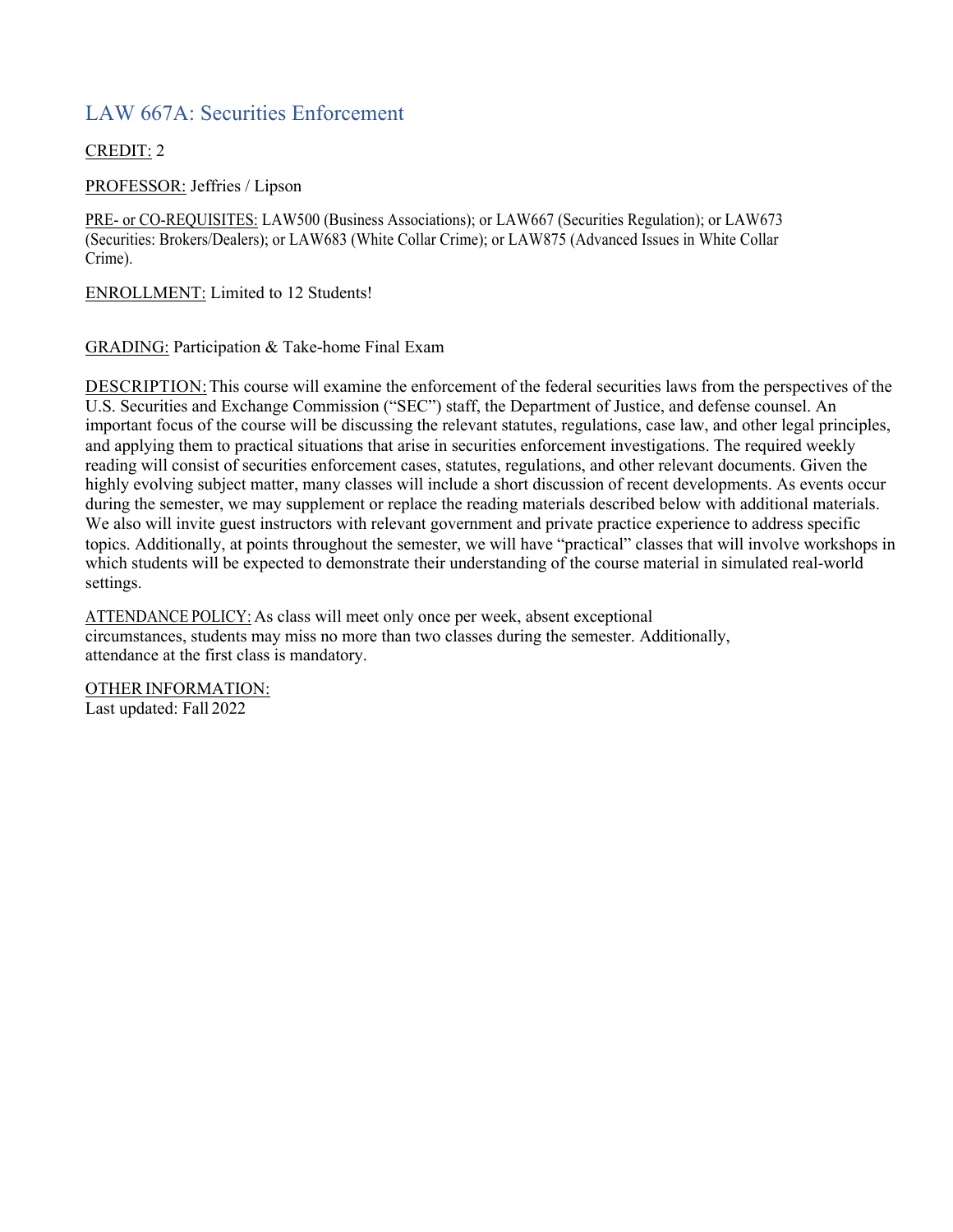## LAW 667A: Securities Enforcement

CREDIT: 2

PROFESSOR: Jeffries / Lipson

PRE- or CO-REQUISITES: LAW500 (Business Associations); or LAW667 (Securities Regulation); or LAW673 (Securities: Brokers/Dealers); or LAW683 (White Collar Crime); or LAW875 (Advanced Issues in White Collar Crime).

ENROLLMENT: Limited to 12 Students!

GRADING: Participation & Take-home Final Exam

DESCRIPTION: This course will examine the enforcement of the federal securities laws from the perspectives of the U.S. Securities and Exchange Commission ("SEC") staff, the Department of Justice, and defense counsel. An important focus of the course will be discussing the relevant statutes, regulations, case law, and other legal principles, and applying them to practical situations that arise in securities enforcement investigations. The required weekly reading will consist of securities enforcement cases, statutes, regulations, and other relevant documents. Given the highly evolving subject matter, many classes will include a short discussion of recent developments. As events occur during the semester, we may supplement or replace the reading materials described below with additional materials. We also will invite guest instructors with relevant government and private practice experience to address specific topics. Additionally, at points throughout the semester, we will have "practical" classes that will involve workshops in which students will be expected to demonstrate their understanding of the course material in simulated real-world settings.

ATTENDANCE POLICY: As class will meet only once per week, absent exceptional circumstances, students may miss no more than two classes during the semester. Additionally, attendance at the first class is mandatory.

OTHER INFORMATION:
Last updated: Fall 2022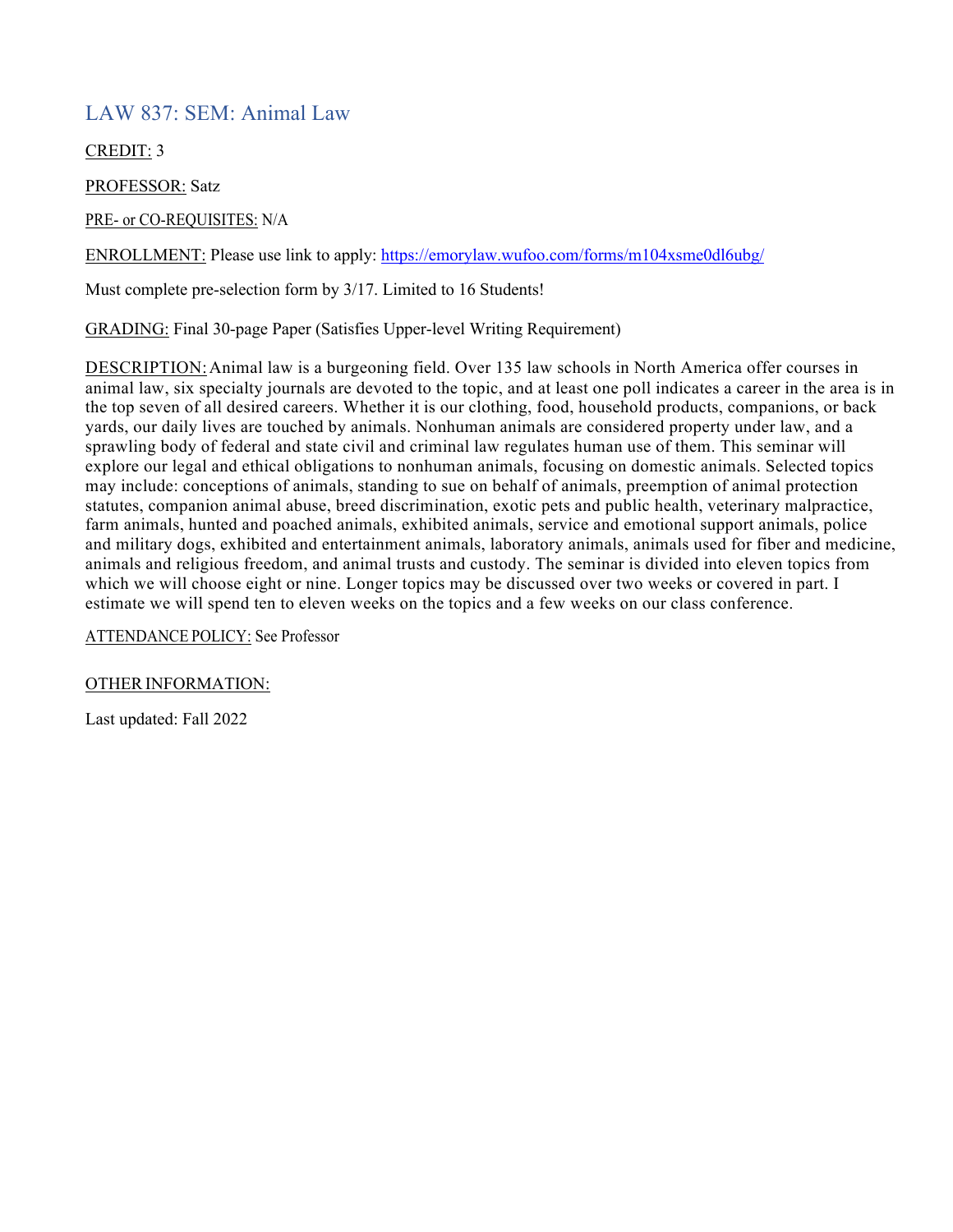## LAW 837: SEM: Animal Law

CREDIT: 3

PROFESSOR: Satz

PRE- or CO-REQUISITES: N/A

ENROLLMENT: Please use link to apply: https://emorylaw.wufoo.com/forms/m104xsme0dl6ubg/

Must complete pre-selection form by 3/17. Limited to 16 Students!

GRADING: Final 30-page Paper (Satisfies Upper-level Writing Requirement)

DESCRIPTION: Animal law is a burgeoning field. Over 135 law schools in North America offer courses in animal law, six specialty journals are devoted to the topic, and at least one poll indicates a career in the area is in the top seven of all desired careers. Whether it is our clothing, food, household products, companions, or back yards, our daily lives are touched by animals. Nonhuman animals are considered property under law, and a sprawling body of federal and state civil and criminal law regulates human use of them. This seminar will explore our legal and ethical obligations to nonhuman animals, focusing on domestic animals. Selected topics may include: conceptions of animals, standing to sue on behalf of animals, preemption of animal protection statutes, companion animal abuse, breed discrimination, exotic pets and public health, veterinary malpractice, farm animals, hunted and poached animals, exhibited animals, service and emotional support animals, police and military dogs, exhibited and entertainment animals, laboratory animals, animals used for fiber and medicine, animals and religious freedom, and animal trusts and custody. The seminar is divided into eleven topics from which we will choose eight or nine. Longer topics may be discussed over two weeks or covered in part. I estimate we will spend ten to eleven weeks on the topics and a few weeks on our class conference.

ATTENDANCE POLICY: See Professor

OTHER INFORMATION:

Last updated: Fall 2022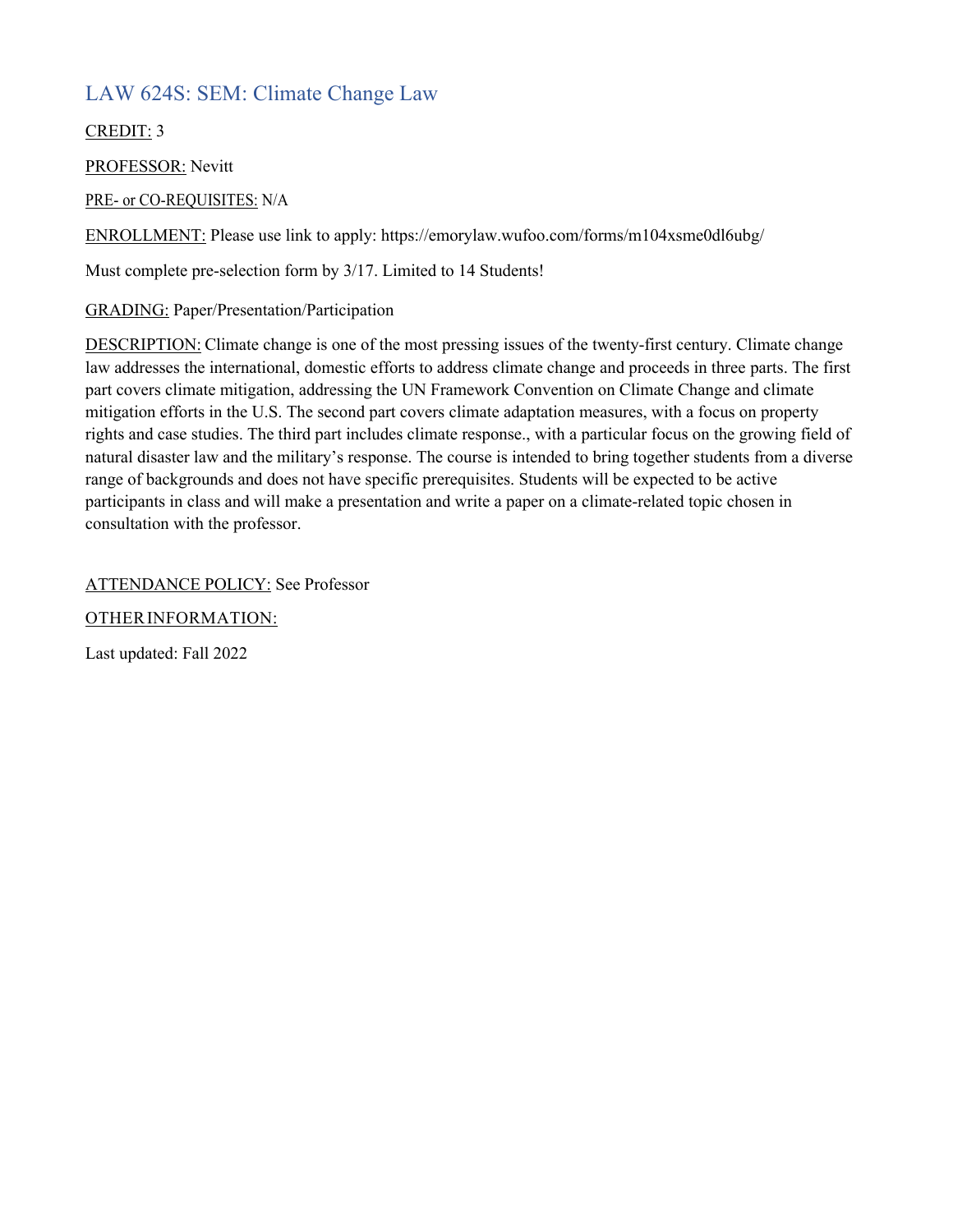## LAW 624S: SEM: Climate Change Law

CREDIT: 3

PROFESSOR: Nevitt

PRE- or CO-REQUISITES: N/A

ENROLLMENT: Please use link to apply: https://emorylaw.wufoo.com/forms/m104xsme0dl6ubg/

Must complete pre-selection form by 3/17. Limited to 14 Students!

GRADING: Paper/Presentation/Participation

DESCRIPTION: Climate change is one of the most pressing issues of the twenty-first century. Climate change law addresses the international, domestic efforts to address climate change and proceeds in three parts. The first part covers climate mitigation, addressing the UN Framework Convention on Climate Change and climate mitigation efforts in the U.S. The second part covers climate adaptation measures, with a focus on property rights and case studies. The third part includes climate response., with a particular focus on the growing field of natural disaster law and the military's response. The course is intended to bring together students from a diverse range of backgrounds and does not have specific prerequisites. Students will be expected to be active participants in class and will make a presentation and write a paper on a climate-related topic chosen in consultation with the professor.

ATTENDANCE POLICY: See Professor

OTHER INFORMATION:

Last updated: Fall 2022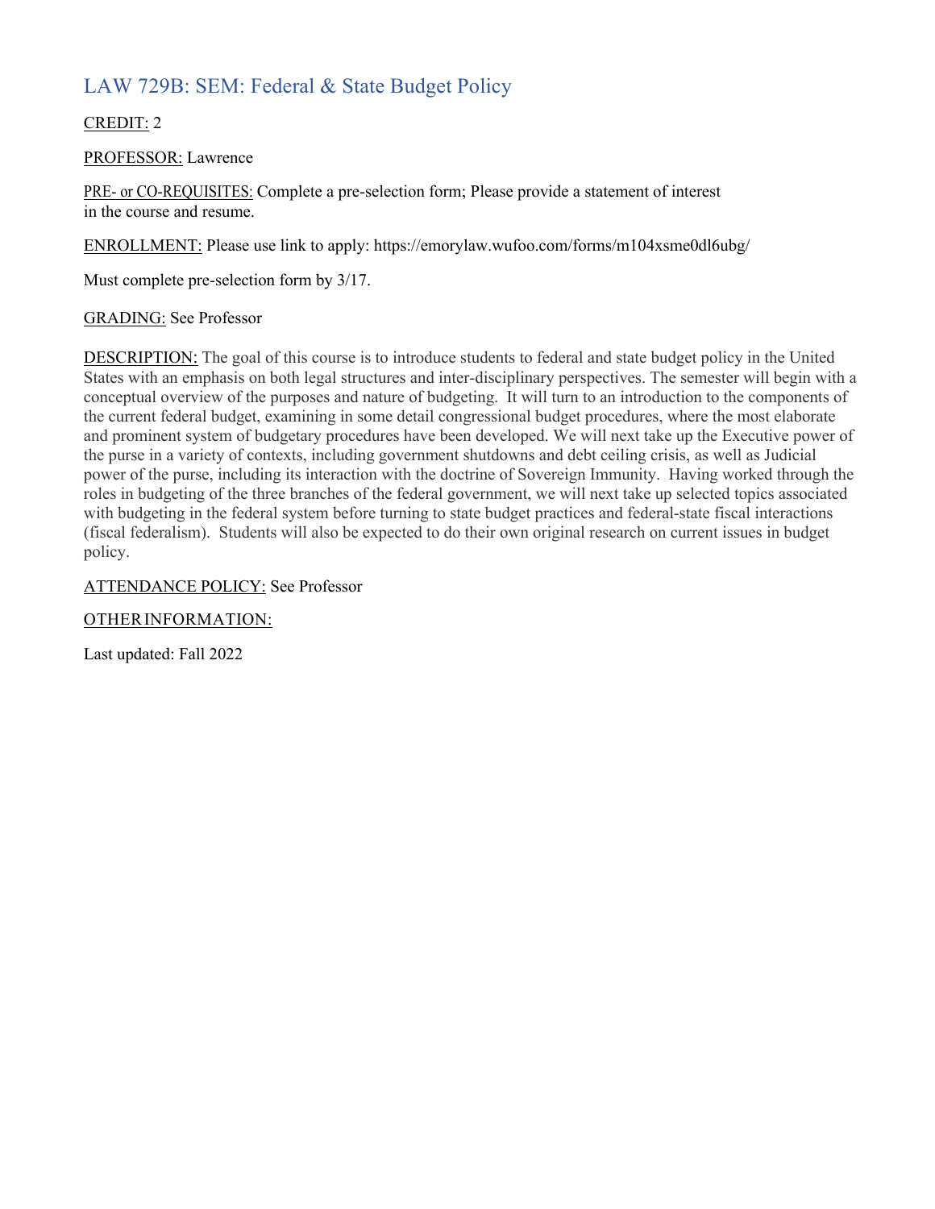# LAW 729B: SEM: Federal & State Budget Policy

<u>CREDIT:</u> 2

<u>PROFESSOR:</u> Lawrence

<u>PRE- or CO-REQUISITES:</u> Complete a pre-selection form; Please provide a statement of interest in the course and resume.

<u>ENROLLMENT:</u> Please use link to apply: https://emorylaw.wufoo.com/forms/m104xsme0dl6ubg/

Must complete pre-selection form by 3/17.

<u>GRADING:</u> See Professor

<u>DESCRIPTION:</u> The goal of this course is to introduce students to federal and state budget policy in the United States with an emphasis on both legal structures and inter-disciplinary perspectives. The semester will begin with a conceptual overview of the purposes and nature of budgeting. It will turn to an introduction to the components of the current federal budget, examining in some detail congressional budget procedures, where the most elaborate and prominent system of budgetary procedures have been developed. We will next take up the Executive power of the purse in a variety of contexts, including government shutdowns and debt ceiling crisis, as well as Judicial power of the purse, including its interaction with the doctrine of Sovereign Immunity. Having worked through the roles in budgeting of the three branches of the federal government, we will next take up selected topics associated with budgeting in the federal system before turning to state budget practices and federal-state fiscal interactions (fiscal federalism). Students will also be expected to do their own original research on current issues in budget policy.

<u>ATTENDANCE POLICY:</u> See Professor

<u>OTHER INFORMATION:</u>

Last updated: Fall 2022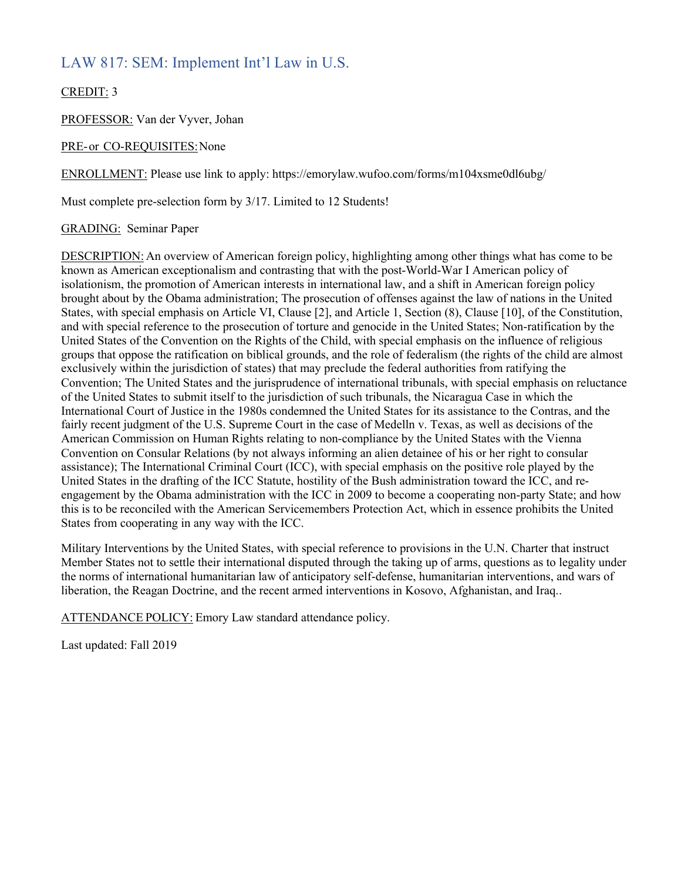## LAW 817: SEM: Implement Int'l Law in U.S.

CREDIT: 3

PROFESSOR: Van der Vyver, Johan

PRE- or CO-REQUISITES: None

ENROLLMENT: Please use link to apply: https://emorylaw.wufoo.com/forms/m104xsme0dl6ubg/

Must complete pre-selection form by 3/17. Limited to 12 Students!

GRADING: Seminar Paper

DESCRIPTION: An overview of American foreign policy, highlighting among other things what has come to be known as American exceptionalism and contrasting that with the post-World-War I American policy of isolationism, the promotion of American interests in international law, and a shift in American foreign policy brought about by the Obama administration; The prosecution of offenses against the law of nations in the United States, with special emphasis on Article VI, Clause [2], and Article 1, Section (8), Clause [10], of the Constitution, and with special reference to the prosecution of torture and genocide in the United States; Non-ratification by the United States of the Convention on the Rights of the Child, with special emphasis on the influence of religious groups that oppose the ratification on biblical grounds, and the role of federalism (the rights of the child are almost exclusively within the jurisdiction of states) that may preclude the federal authorities from ratifying the Convention; The United States and the jurisprudence of international tribunals, with special emphasis on reluctance of the United States to submit itself to the jurisdiction of such tribunals, the Nicaragua Case in which the International Court of Justice in the 1980s condemned the United States for its assistance to the Contras, and the fairly recent judgment of the U.S. Supreme Court in the case of Medelln v. Texas, as well as decisions of the American Commission on Human Rights relating to non-compliance by the United States with the Vienna Convention on Consular Relations (by not always informing an alien detainee of his or her right to consular assistance); The International Criminal Court (ICC), with special emphasis on the positive role played by the United States in the drafting of the ICC Statute, hostility of the Bush administration toward the ICC, and re-engagement by the Obama administration with the ICC in 2009 to become a cooperating non-party State; and how this is to be reconciled with the American Servicemembers Protection Act, which in essence prohibits the United States from cooperating in any way with the ICC.

Military Interventions by the United States, with special reference to provisions in the U.N. Charter that instruct Member States not to settle their international disputed through the taking up of arms, questions as to legality under the norms of international humanitarian law of anticipatory self-defense, humanitarian interventions, and wars of liberation, the Reagan Doctrine, and the recent armed interventions in Kosovo, Afghanistan, and Iraq..

ATTENDANCE POLICY: Emory Law standard attendance policy.

Last updated: Fall 2019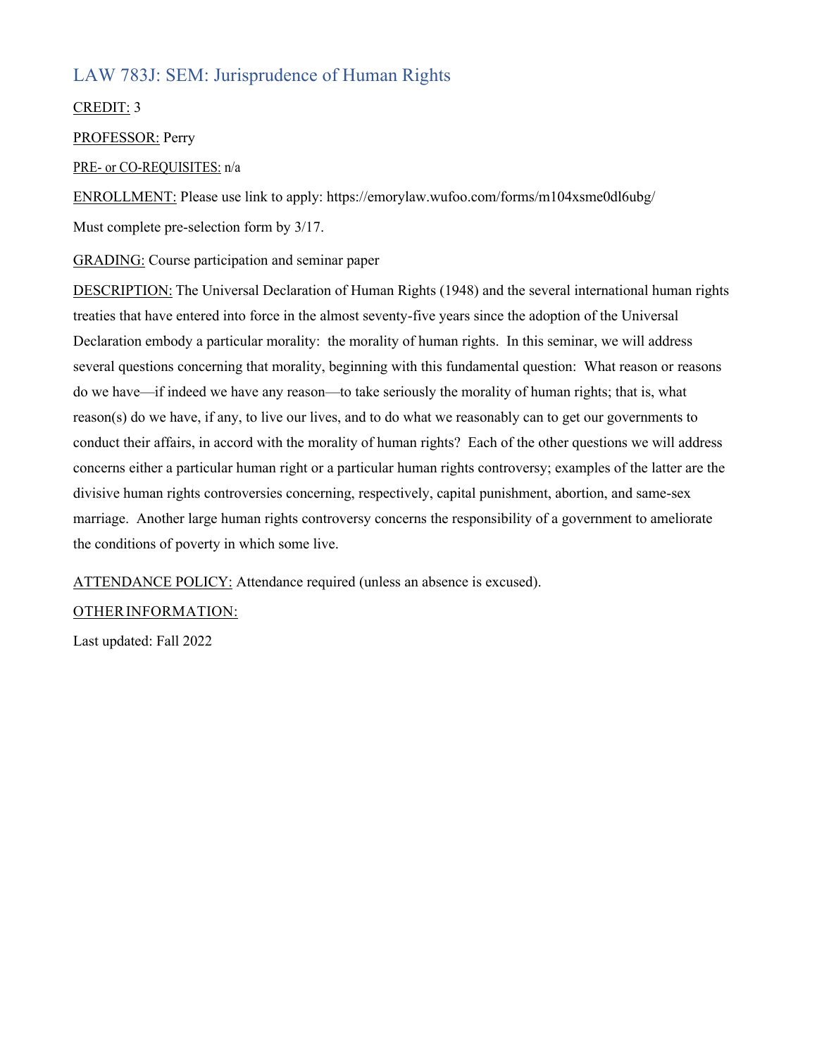## LAW 783J: SEM: Jurisprudence of Human Rights

<u>CREDIT:</u> 3

<u>PROFESSOR:</u> Perry

<u>PRE- or CO-REQUISITES:</u> n/a

<u>ENROLLMENT:</u> Please use link to apply: https://emorylaw.wufoo.com/forms/m104xsme0dl6ubg/

Must complete pre-selection form by 3/17.

<u>GRADING:</u> Course participation and seminar paper

<u>DESCRIPTION:</u> The Universal Declaration of Human Rights (1948) and the several international human rights treaties that have entered into force in the almost seventy-five years since the adoption of the Universal Declaration embody a particular morality: the morality of human rights. In this seminar, we will address several questions concerning that morality, beginning with this fundamental question: What reason or reasons do we have—if indeed we have any reason—to take seriously the morality of human rights; that is, what reason(s) do we have, if any, to live our lives, and to do what we reasonably can to get our governments to conduct their affairs, in accord with the morality of human rights? Each of the other questions we will address concerns either a particular human right or a particular human rights controversy; examples of the latter are the divisive human rights controversies concerning, respectively, capital punishment, abortion, and same-sex marriage. Another large human rights controversy concerns the responsibility of a government to ameliorate the conditions of poverty in which some live.

<u>ATTENDANCE POLICY:</u> Attendance required (unless an absence is excused).

<u>OTHER INFORMATION:</u>

Last updated: Fall 2022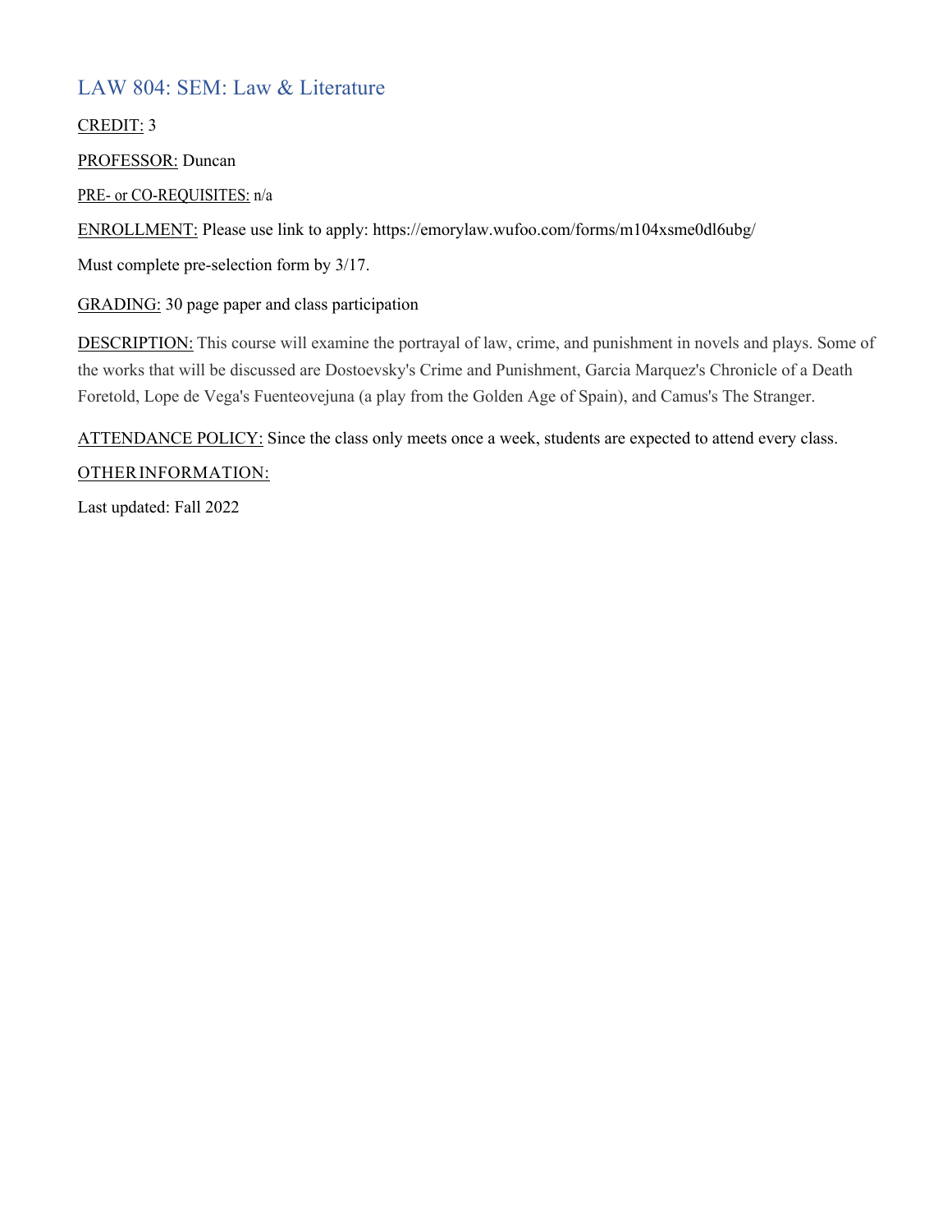## LAW 804: SEM: Law & Literature

CREDIT: 3

PROFESSOR: Duncan

PRE- or CO-REQUISITES: n/a

ENROLLMENT: Please use link to apply: https://emorylaw.wufoo.com/forms/m104xsme0dl6ubg/

Must complete pre-selection form by 3/17.

GRADING: 30 page paper and class participation

DESCRIPTION: This course will examine the portrayal of law, crime, and punishment in novels and plays. Some of the works that will be discussed are Dostoevsky's Crime and Punishment, Garcia Marquez's Chronicle of a Death Foretold, Lope de Vega's Fuenteovejuna (a play from the Golden Age of Spain), and Camus's The Stranger.

ATTENDANCE POLICY: Since the class only meets once a week, students are expected to attend every class.

OTHER INFORMATION:

Last updated: Fall 2022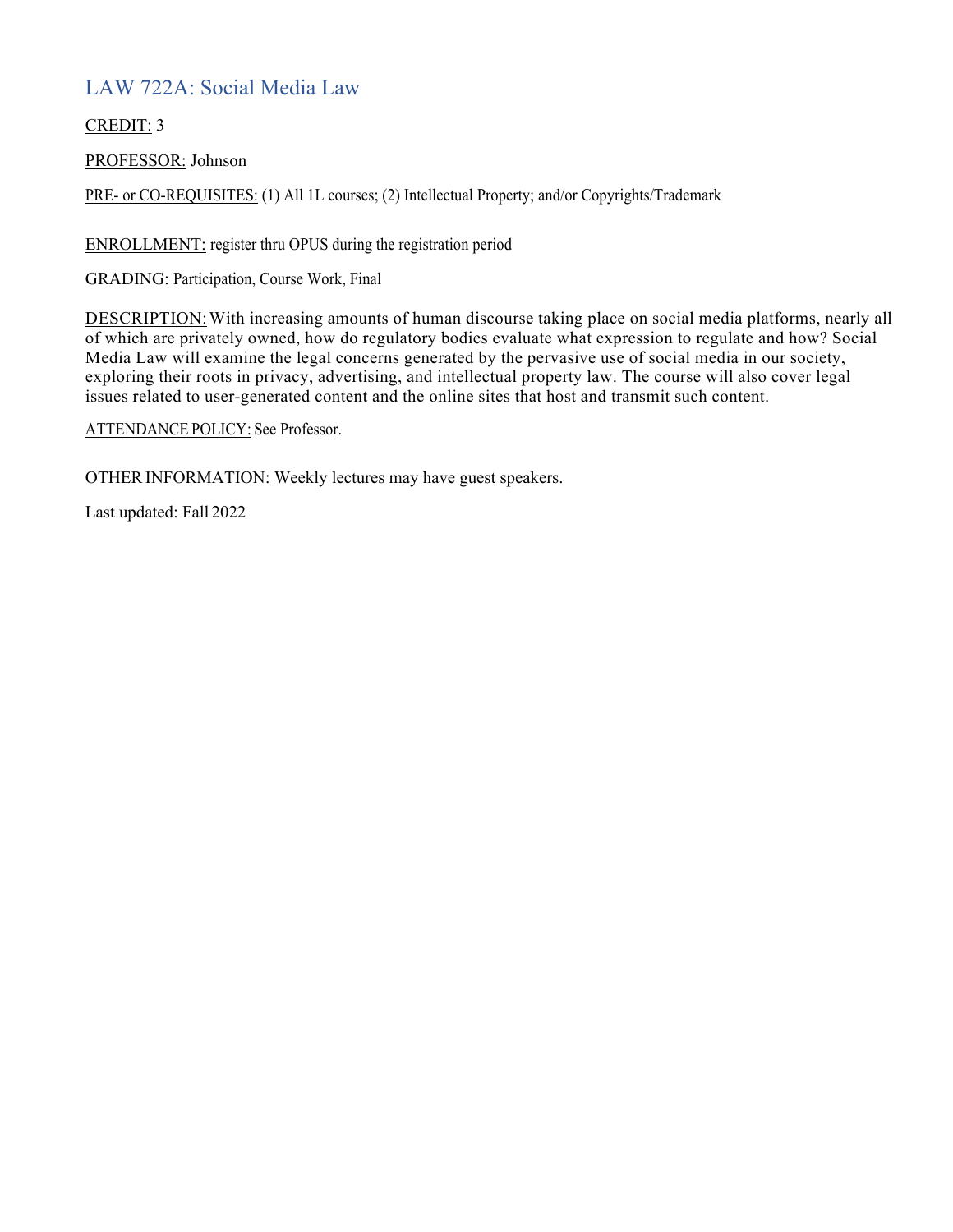## LAW 722A: Social Media Law

CREDIT: 3

PROFESSOR: Johnson

PRE- or CO-REQUISITES: (1) All 1L courses; (2) Intellectual Property; and/or Copyrights/Trademark

ENROLLMENT: register thru OPUS during the registration period

GRADING: Participation, Course Work, Final

DESCRIPTION: With increasing amounts of human discourse taking place on social media platforms, nearly all of which are privately owned, how do regulatory bodies evaluate what expression to regulate and how? Social Media Law will examine the legal concerns generated by the pervasive use of social media in our society, exploring their roots in privacy, advertising, and intellectual property law. The course will also cover legal issues related to user-generated content and the online sites that host and transmit such content.

ATTENDANCE POLICY: See Professor.

OTHER INFORMATION: Weekly lectures may have guest speakers.

Last updated: Fall 2022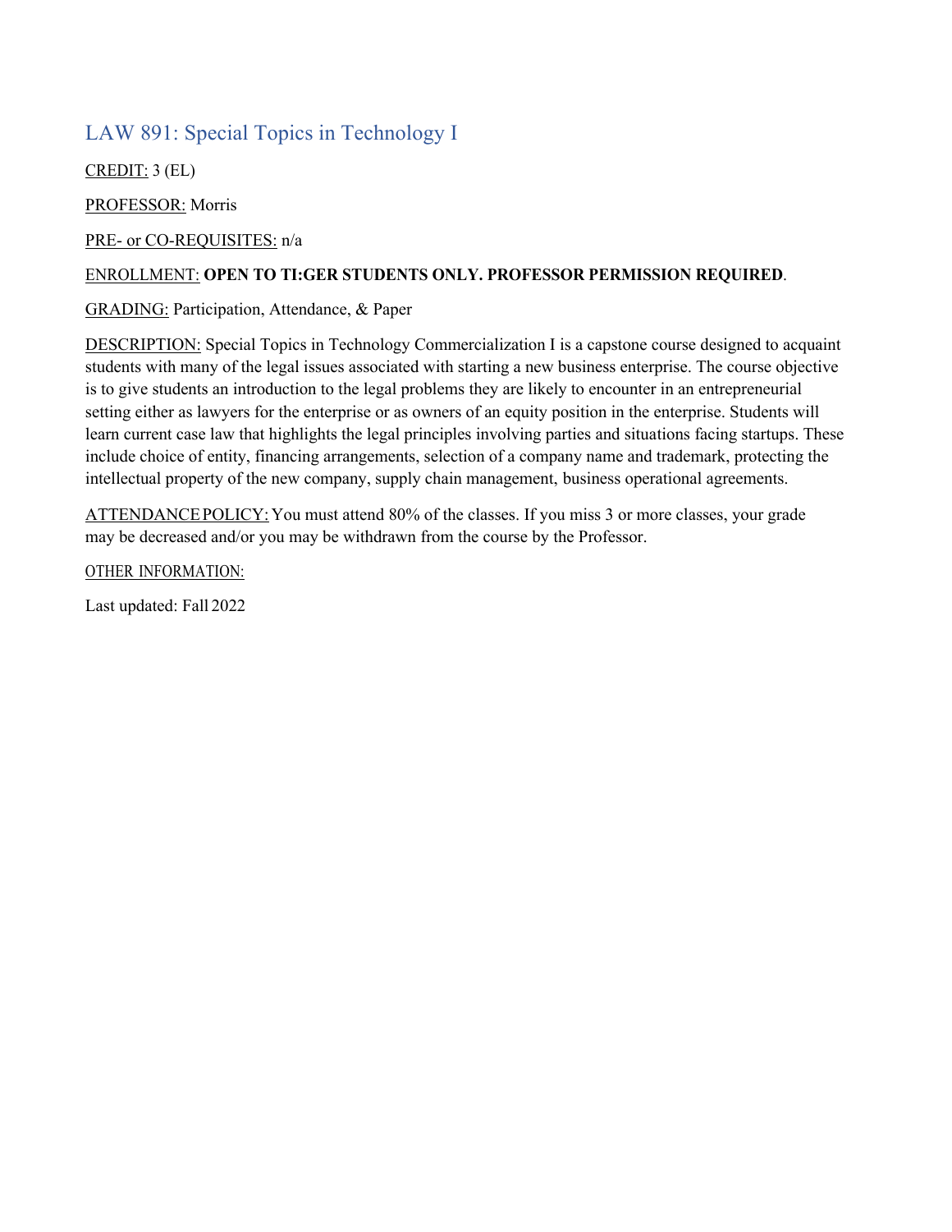## LAW 891: Special Topics in Technology I

<u>CREDIT:</u> 3 (EL)

<u>PROFESSOR:</u> Morris

<u>PRE- or CO-REQUISITES:</u> n/a

<u>ENROLLMENT:</u> **OPEN TO TI:GER STUDENTS ONLY. PROFESSOR PERMISSION REQUIRED**.

<u>GRADING:</u> Participation, Attendance, & Paper

<u>DESCRIPTION:</u> Special Topics in Technology Commercialization I is a capstone course designed to acquaint students with many of the legal issues associated with starting a new business enterprise. The course objective is to give students an introduction to the legal problems they are likely to encounter in an entrepreneurial setting either as lawyers for the enterprise or as owners of an equity position in the enterprise. Students will learn current case law that highlights the legal principles involving parties and situations facing startups. These include choice of entity, financing arrangements, selection of a company name and trademark, protecting the intellectual property of the new company, supply chain management, business operational agreements.

<u>ATTENDANCE POLICY:</u> You must attend 80% of the classes. If you miss 3 or more classes, your grade may be decreased and/or you may be withdrawn from the course by the Professor.

<u>OTHER INFORMATION:</u>

Last updated: Fall 2022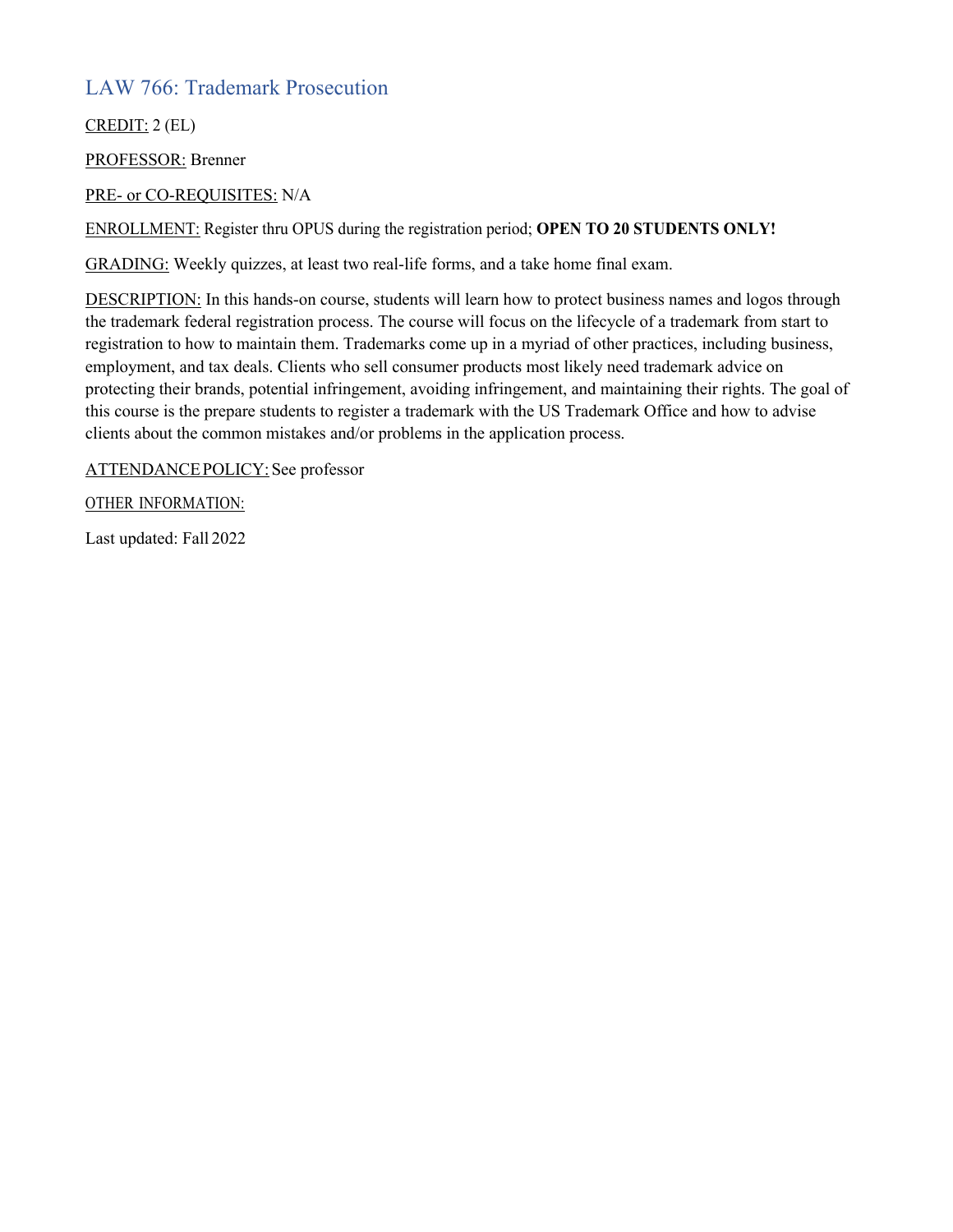## LAW 766: Trademark Prosecution

CREDIT: 2 (EL)

PROFESSOR: Brenner

PRE- or CO-REQUISITES: N/A

ENROLLMENT: Register thru OPUS during the registration period; **OPEN TO 20 STUDENTS ONLY!**

GRADING: Weekly quizzes, at least two real-life forms, and a take home final exam.

DESCRIPTION: In this hands-on course, students will learn how to protect business names and logos through the trademark federal registration process. The course will focus on the lifecycle of a trademark from start to registration to how to maintain them. Trademarks come up in a myriad of other practices, including business, employment, and tax deals. Clients who sell consumer products most likely need trademark advice on protecting their brands, potential infringement, avoiding infringement, and maintaining their rights. The goal of this course is the prepare students to register a trademark with the US Trademark Office and how to advise clients about the common mistakes and/or problems in the application process.

ATTENDANCE POLICY: See professor

OTHER INFORMATION:

Last updated: Fall 2022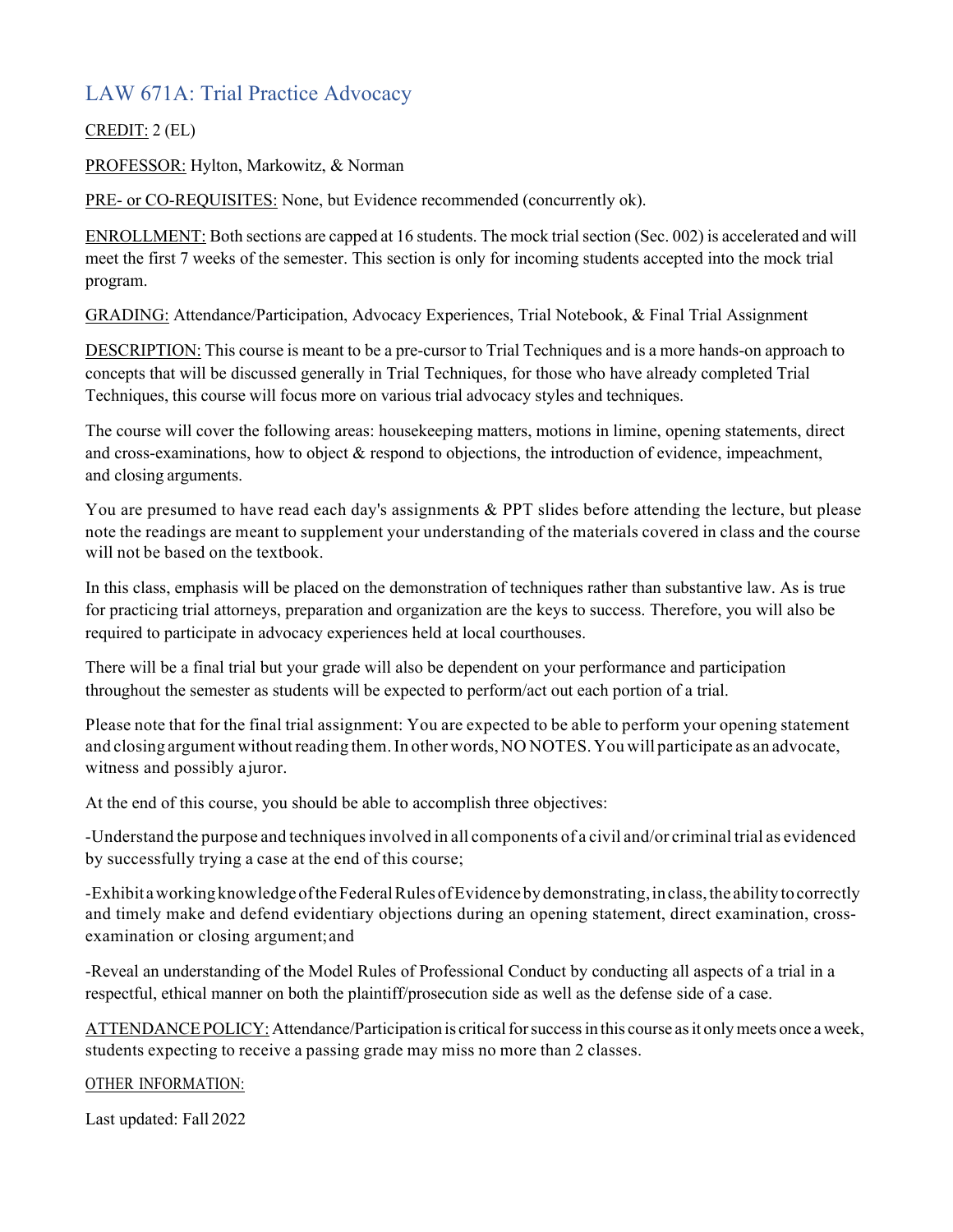## LAW 671A: Trial Practice Advocacy

CREDIT: 2 (EL)

PROFESSOR: Hylton, Markowitz, & Norman

PRE- or CO-REQUISITES: None, but Evidence recommended (concurrently ok).

ENROLLMENT: Both sections are capped at 16 students. The mock trial section (Sec. 002) is accelerated and will meet the first 7 weeks of the semester. This section is only for incoming students accepted into the mock trial program.

GRADING: Attendance/Participation, Advocacy Experiences, Trial Notebook, & Final Trial Assignment

DESCRIPTION: This course is meant to be a pre-cursor to Trial Techniques and is a more hands-on approach to concepts that will be discussed generally in Trial Techniques, for those who have already completed Trial Techniques, this course will focus more on various trial advocacy styles and techniques.

The course will cover the following areas: housekeeping matters, motions in limine, opening statements, direct and cross-examinations, how to object & respond to objections, the introduction of evidence, impeachment, and closing arguments.

You are presumed to have read each day's assignments & PPT slides before attending the lecture, but please note the readings are meant to supplement your understanding of the materials covered in class and the course will not be based on the textbook.

In this class, emphasis will be placed on the demonstration of techniques rather than substantive law. As is true for practicing trial attorneys, preparation and organization are the keys to success. Therefore, you will also be required to participate in advocacy experiences held at local courthouses.

There will be a final trial but your grade will also be dependent on your performance and participation throughout the semester as students will be expected to perform/act out each portion of a trial.

Please note that for the final trial assignment: You are expected to be able to perform your opening statement and closing argument without reading them. In other words, NO NOTES. You will participate as an advocate, witness and possibly a juror.

At the end of this course, you should be able to accomplish three objectives:

-Understand the purpose and techniques involved in all components of a civil and/or criminal trial as evidenced by successfully trying a case at the end of this course;

-Exhibit a working knowledge of the Federal Rules of Evidence by demonstrating, in class, the ability to correctly and timely make and defend evidentiary objections during an opening statement, direct examination, cross-examination or closing argument; and

-Reveal an understanding of the Model Rules of Professional Conduct by conducting all aspects of a trial in a respectful, ethical manner on both the plaintiff/prosecution side as well as the defense side of a case.

ATTENDANCE POLICY: Attendance/Participation is critical for success in this course as it only meets once a week, students expecting to receive a passing grade may miss no more than 2 classes.

OTHER INFORMATION:

Last updated: Fall 2022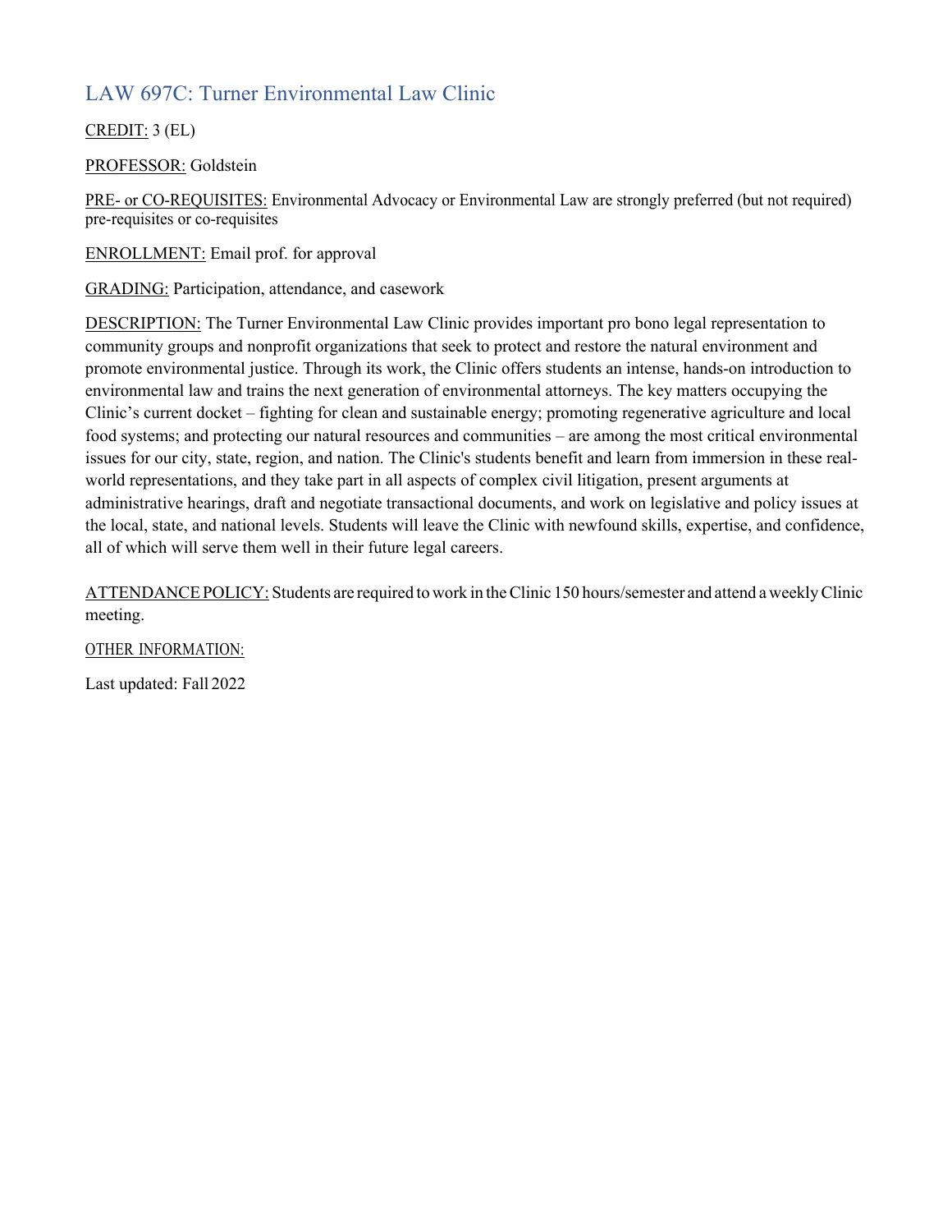## LAW 697C: Turner Environmental Law Clinic

CREDIT: 3 (EL)

PROFESSOR: Goldstein

PRE- or CO-REQUISITES: Environmental Advocacy or Environmental Law are strongly preferred (but not required) pre-requisites or co-requisites

ENROLLMENT: Email prof. for approval

GRADING: Participation, attendance, and casework

DESCRIPTION: The Turner Environmental Law Clinic provides important pro bono legal representation to community groups and nonprofit organizations that seek to protect and restore the natural environment and promote environmental justice. Through its work, the Clinic offers students an intense, hands-on introduction to environmental law and trains the next generation of environmental attorneys. The key matters occupying the Clinic's current docket – fighting for clean and sustainable energy; promoting regenerative agriculture and local food systems; and protecting our natural resources and communities – are among the most critical environmental issues for our city, state, region, and nation. The Clinic's students benefit and learn from immersion in these real-world representations, and they take part in all aspects of complex civil litigation, present arguments at administrative hearings, draft and negotiate transactional documents, and work on legislative and policy issues at the local, state, and national levels. Students will leave the Clinic with newfound skills, expertise, and confidence, all of which will serve them well in their future legal careers.

ATTENDANCE POLICY: Students are required to work in the Clinic 150 hours/semester and attend a weekly Clinic meeting.

OTHER INFORMATION:

Last updated: Fall 2022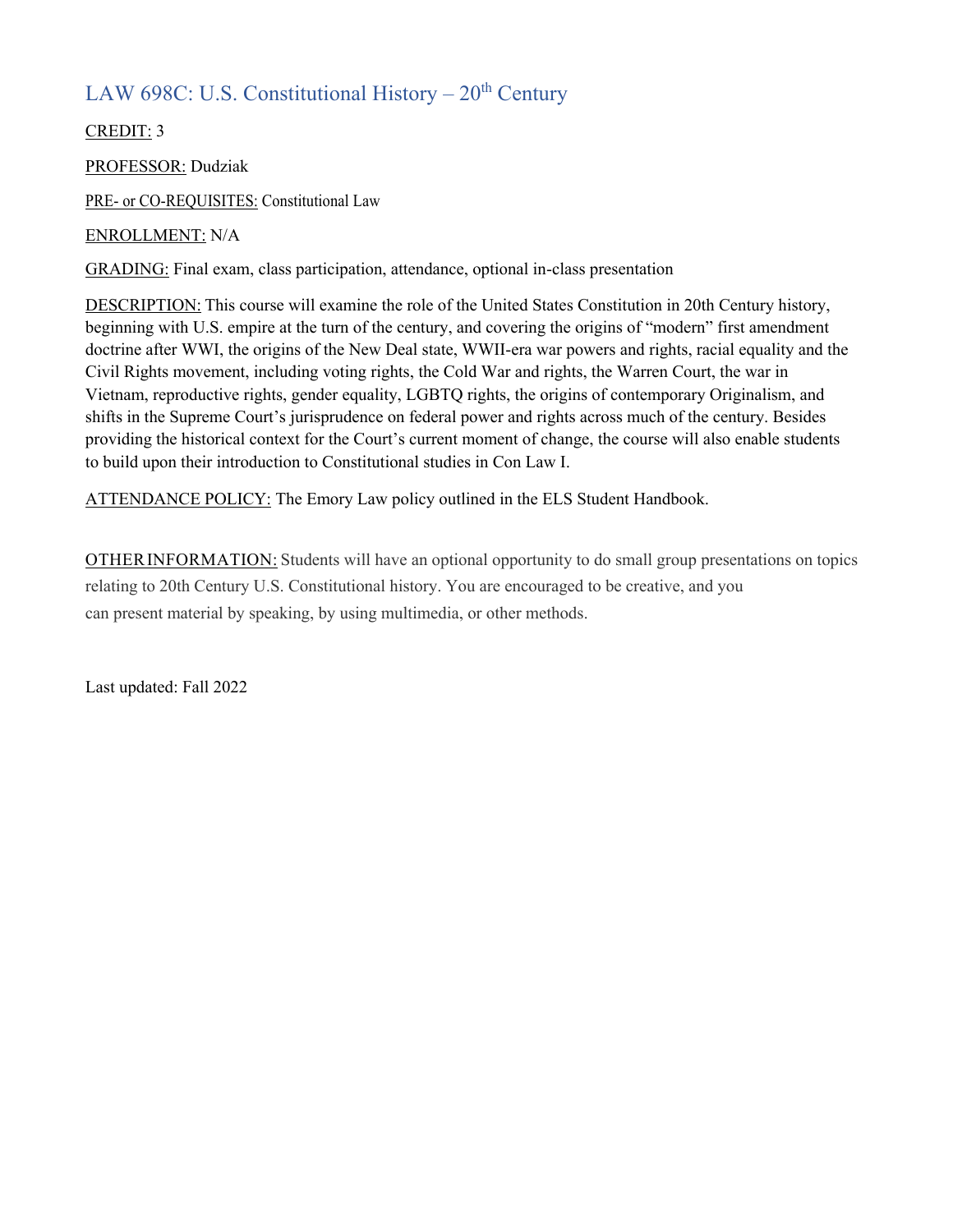# LAW 698C: U.S. Constitutional History – 20th Century

CREDIT: 3

PROFESSOR: Dudziak

PRE- or CO-REQUISITES: Constitutional Law

ENROLLMENT: N/A

GRADING: Final exam, class participation, attendance, optional in-class presentation

DESCRIPTION: This course will examine the role of the United States Constitution in 20th Century history, beginning with U.S. empire at the turn of the century, and covering the origins of "modern" first amendment doctrine after WWI, the origins of the New Deal state, WWII-era war powers and rights, racial equality and the Civil Rights movement, including voting rights, the Cold War and rights, the Warren Court, the war in Vietnam, reproductive rights, gender equality, LGBTQ rights, the origins of contemporary Originalism, and shifts in the Supreme Court's jurisprudence on federal power and rights across much of the century. Besides providing the historical context for the Court's current moment of change, the course will also enable students to build upon their introduction to Constitutional studies in Con Law I.

ATTENDANCE POLICY: The Emory Law policy outlined in the ELS Student Handbook.

OTHER INFORMATION: Students will have an optional opportunity to do small group presentations on topics relating to 20th Century U.S. Constitutional history. You are encouraged to be creative, and you can present material by speaking, by using multimedia, or other methods.

Last updated: Fall 2022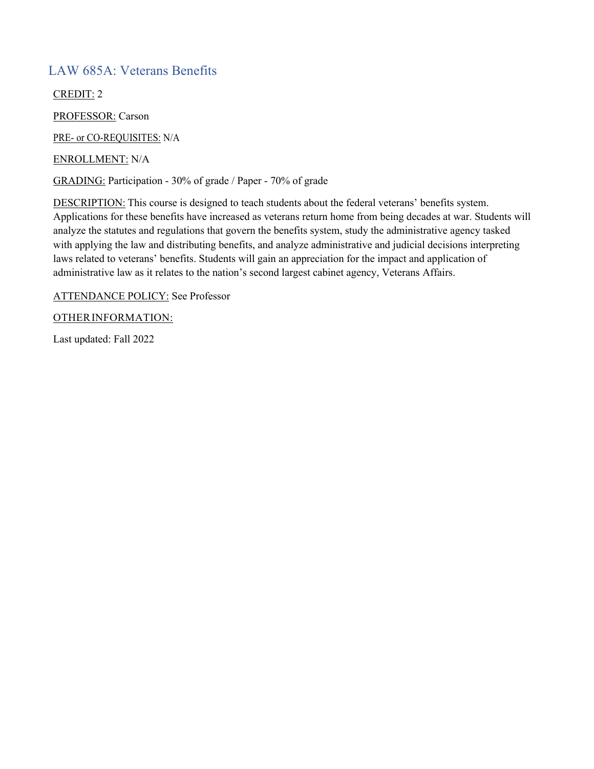## LAW 685A: Veterans Benefits

CREDIT: 2

PROFESSOR: Carson

PRE- or CO-REQUISITES: N/A

ENROLLMENT: N/A

GRADING: Participation - 30% of grade / Paper - 70% of grade

DESCRIPTION: This course is designed to teach students about the federal veterans' benefits system. Applications for these benefits have increased as veterans return home from being decades at war. Students will analyze the statutes and regulations that govern the benefits system, study the administrative agency tasked with applying the law and distributing benefits, and analyze administrative and judicial decisions interpreting laws related to veterans' benefits. Students will gain an appreciation for the impact and application of administrative law as it relates to the nation's second largest cabinet agency, Veterans Affairs.

ATTENDANCE POLICY: See Professor

OTHER INFORMATION:

Last updated: Fall 2022